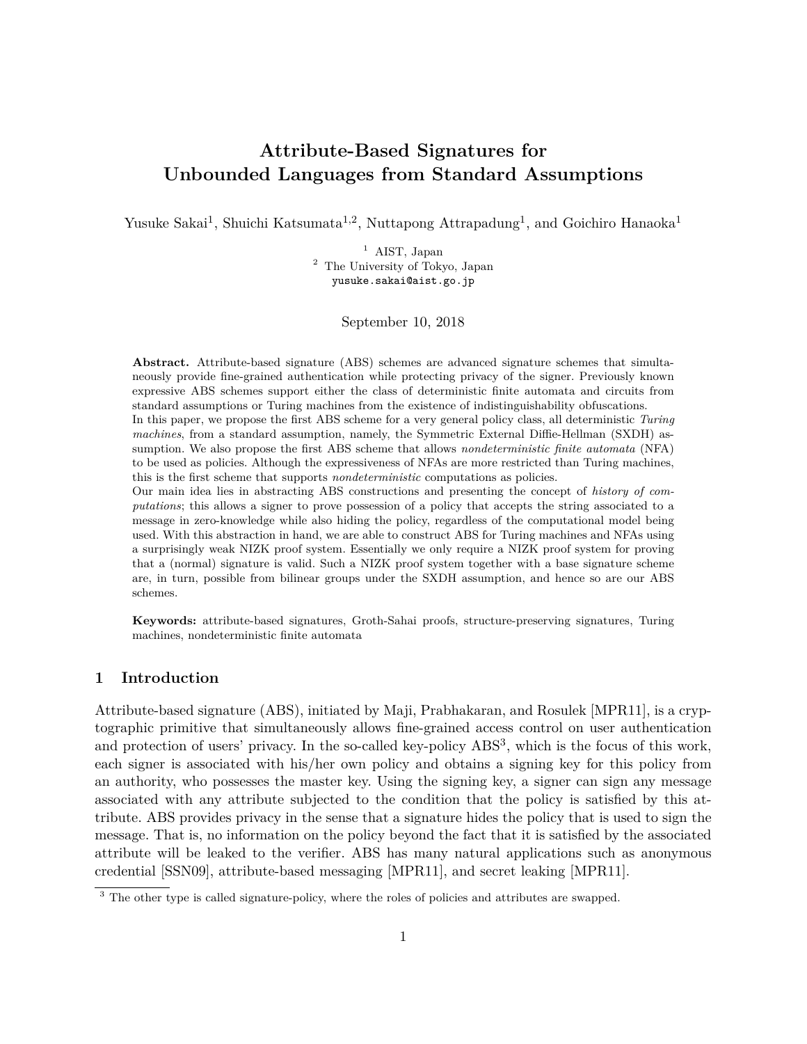# Attribute-Based Signatures for Unbounded Languages from Standard Assumptions

Yusuke Sakai[1], Shuichi Katsumata[1,2], Nuttapong Attrapadung[1], and Goichiro Hanaoka[1]

[1] AIST, Japan
[2] The University of Tokyo, Japan
yusuke.sakai@aist.go.jp

September 10, 2018

**Abstract.** Attribute-based signature (ABS) schemes are advanced signature schemes that simultaneously provide fine-grained authentication while protecting privacy of the signer. Previously known expressive ABS schemes support either the class of deterministic finite automata and circuits from standard assumptions or Turing machines from the existence of indistinguishability obfuscations.
In this paper, we propose the first ABS scheme for a very general policy class, all deterministic *Turing machines*, from a standard assumption, namely, the Symmetric External Diffie-Hellman (SXDH) assumption. We also propose the first ABS scheme that allows *nondeterministic finite automata* (NFA) to be used as policies. Although the expressiveness of NFAs are more restricted than Turing machines, this is the first scheme that supports *nondeterministic* computations as policies.
Our main idea lies in abstracting ABS constructions and presenting the concept of *history of computations*; this allows a signer to prove possession of a policy that accepts the string associated to a message in zero-knowledge while also hiding the policy, regardless of the computational model being used. With this abstraction in hand, we are able to construct ABS for Turing machines and NFAs using a surprisingly weak NIZK proof system. Essentially we only require a NIZK proof system for proving that a (normal) signature is valid. Such a NIZK proof system together with a base signature scheme are, in turn, possible from bilinear groups under the SXDH assumption, and hence so are our ABS schemes.

**Keywords:** attribute-based signatures, Groth-Sahai proofs, structure-preserving signatures, Turing machines, nondeterministic finite automata

## 1 Introduction

Attribute-based signature (ABS), initiated by Maji, Prabhakaran, and Rosulek [MPR11], is a cryptographic primitive that simultaneously allows fine-grained access control on user authentication and protection of users' privacy. In the so-called key-policy ABS[3], which is the focus of this work, each signer is associated with his/her own policy and obtains a signing key for this policy from an authority, who possesses the master key. Using the signing key, a signer can sign any message associated with any attribute subjected to the condition that the policy is satisfied by this attribute. ABS provides privacy in the sense that a signature hides the policy that is used to sign the message. That is, no information on the policy beyond the fact that it is satisfied by the associated attribute will be leaked to the verifier. ABS has many natural applications such as anonymous credential [SSN09], attribute-based messaging [MPR11], and secret leaking [MPR11].

[3] The other type is called signature-policy, where the roles of policies and attributes are swapped.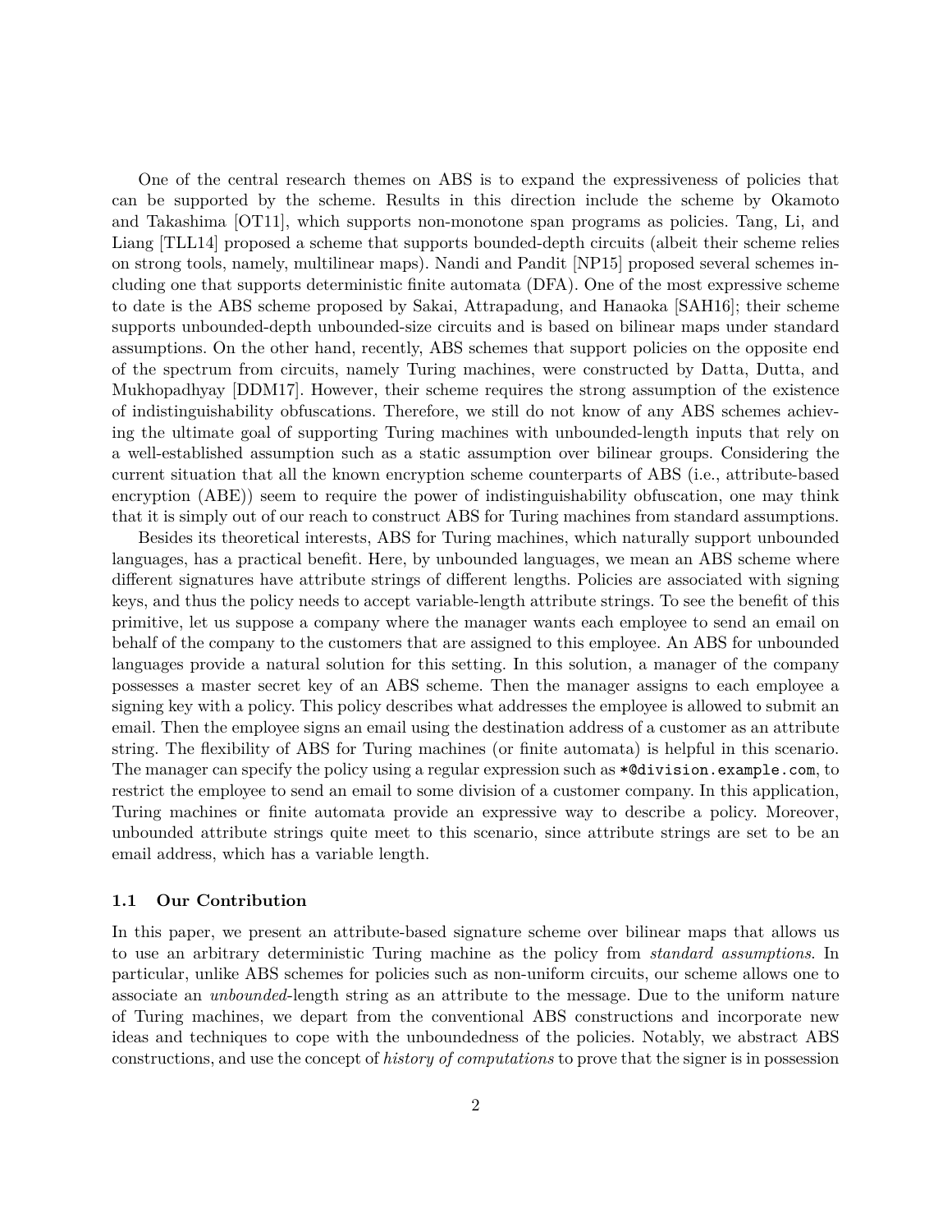One of the central research themes on ABS is to expand the expressiveness of policies that can be supported by the scheme. Results in this direction include the scheme by Okamoto and Takashima [OT11], which supports non-monotone span programs as policies. Tang, Li, and Liang [TLL14] proposed a scheme that supports bounded-depth circuits (albeit their scheme relies on strong tools, namely, multilinear maps). Nandi and Pandit [NP15] proposed several schemes including one that supports deterministic finite automata (DFA). One of the most expressive scheme to date is the ABS scheme proposed by Sakai, Attrapadung, and Hanaoka [SAH16]; their scheme supports unbounded-depth unbounded-size circuits and is based on bilinear maps under standard assumptions. On the other hand, recently, ABS schemes that support policies on the opposite end of the spectrum from circuits, namely Turing machines, were constructed by Datta, Dutta, and Mukhopadhyay [DDM17]. However, their scheme requires the strong assumption of the existence of indistinguishability obfuscations. Therefore, we still do not know of any ABS schemes achieving the ultimate goal of supporting Turing machines with unbounded-length inputs that rely on a well-established assumption such as a static assumption over bilinear groups. Considering the current situation that all the known encryption scheme counterparts of ABS (i.e., attribute-based encryption (ABE)) seem to require the power of indistinguishability obfuscation, one may think that it is simply out of our reach to construct ABS for Turing machines from standard assumptions.

Besides its theoretical interests, ABS for Turing machines, which naturally support unbounded languages, has a practical benefit. Here, by unbounded languages, we mean an ABS scheme where different signatures have attribute strings of different lengths. Policies are associated with signing keys, and thus the policy needs to accept variable-length attribute strings. To see the benefit of this primitive, let us suppose a company where the manager wants each employee to send an email on behalf of the company to the customers that are assigned to this employee. An ABS for unbounded languages provide a natural solution for this setting. In this solution, a manager of the company possesses a master secret key of an ABS scheme. Then the manager assigns to each employee a signing key with a policy. This policy describes what addresses the employee is allowed to submit an email. Then the employee signs an email using the destination address of a customer as an attribute string. The flexibility of ABS for Turing machines (or finite automata) is helpful in this scenario. The manager can specify the policy using a regular expression such as `*@division.example.com`, to restrict the employee to send an email to some division of a customer company. In this application, Turing machines or finite automata provide an expressive way to describe a policy. Moreover, unbounded attribute strings quite meet to this scenario, since attribute strings are set to be an email address, which has a variable length.

### 1.1 Our Contribution

In this paper, we present an attribute-based signature scheme over bilinear maps that allows us to use an arbitrary deterministic Turing machine as the policy from *standard assumptions*. In particular, unlike ABS schemes for policies such as non-uniform circuits, our scheme allows one to associate an *unbounded*-length string as an attribute to the message. Due to the uniform nature of Turing machines, we depart from the conventional ABS constructions and incorporate new ideas and techniques to cope with the unboundedness of the policies. Notably, we abstract ABS constructions, and use the concept of *history of computations* to prove that the signer is in possession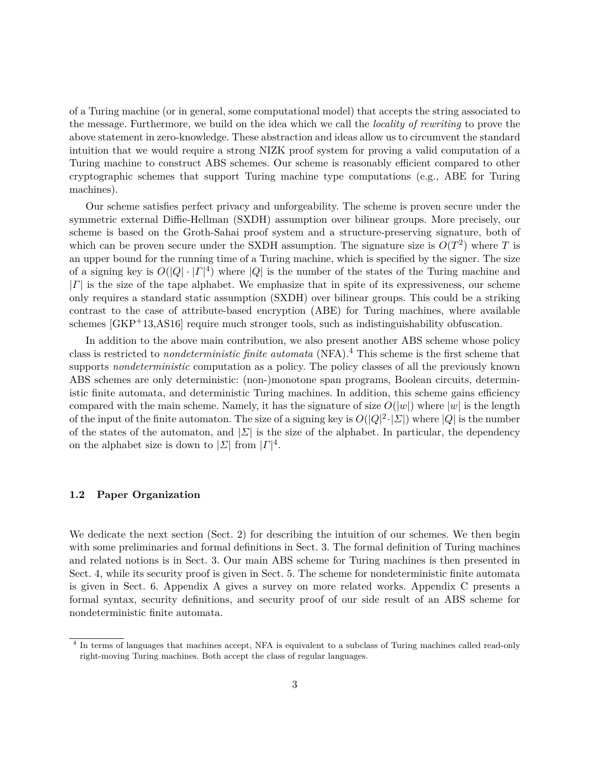of a Turing machine (or in general, some computational model) that accepts the string associated to the message. Furthermore, we build on the idea which we call the *locality of rewriting* to prove the above statement in zero-knowledge. These abstraction and ideas allow us to circumvent the standard intuition that we would require a strong NIZK proof system for proving a valid computation of a Turing machine to construct ABS schemes. Our scheme is reasonably efficient compared to other cryptographic schemes that support Turing machine type computations (e.g., ABE for Turing machines).

Our scheme satisfies perfect privacy and unforgeability. The scheme is proven secure under the symmetric external Diffie-Hellman (SXDH) assumption over bilinear groups. More precisely, our scheme is based on the Groth-Sahai proof system and a structure-preserving signature, both of which can be proven secure under the SXDH assumption. The signature size is $O(T^2)$ where $T$ is an upper bound for the running time of a Turing machine, which is specified by the signer. The size of a signing key is $O(|Q| \cdot |\Gamma|^4)$ where $|Q|$ is the number of the states of the Turing machine and $|\Gamma|$ is the size of the tape alphabet. We emphasize that in spite of its expressiveness, our scheme only requires a standard static assumption (SXDH) over bilinear groups. This could be a striking contrast to the case of attribute-based encryption (ABE) for Turing machines, where available schemes [GKP+13,AS16] require much stronger tools, such as indistinguishability obfuscation.

In addition to the above main contribution, we also present another ABS scheme whose policy class is restricted to *nondeterministic finite automata* (NFA).[4] This scheme is the first scheme that supports *nondeterministic* computation as a policy. The policy classes of all the previously known ABS schemes are only deterministic: (non-)monotone span programs, Boolean circuits, deterministic finite automata, and deterministic Turing machines. In addition, this scheme gains efficiency compared with the main scheme. Namely, it has the signature of size $O(|w|)$ where $|w|$ is the length of the input of the finite automaton. The size of a signing key is $O(|Q|^2 \cdot |\Sigma|)$ where $|Q|$ is the number of the states of the automaton, and $|\Sigma|$ is the size of the alphabet. In particular, the dependency on the alphabet size is down to $|\Sigma|$ from $|\Gamma|^4$.

### 1.2 Paper Organization

We dedicate the next section (Sect. 2) for describing the intuition of our schemes. We then begin with some preliminaries and formal definitions in Sect. 3. The formal definition of Turing machines and related notions is in Sect. 3. Our main ABS scheme for Turing machines is then presented in Sect. 4, while its security proof is given in Sect. 5. The scheme for nondeterministic finite automata is given in Sect. 6. Appendix A gives a survey on more related works. Appendix C presents a formal syntax, security definitions, and security proof of our side result of an ABS scheme for nondeterministic finite automata.

[4] In terms of languages that machines accept, NFA is equivalent to a subclass of Turing machines called read-only right-moving Turing machines. Both accept the class of regular languages.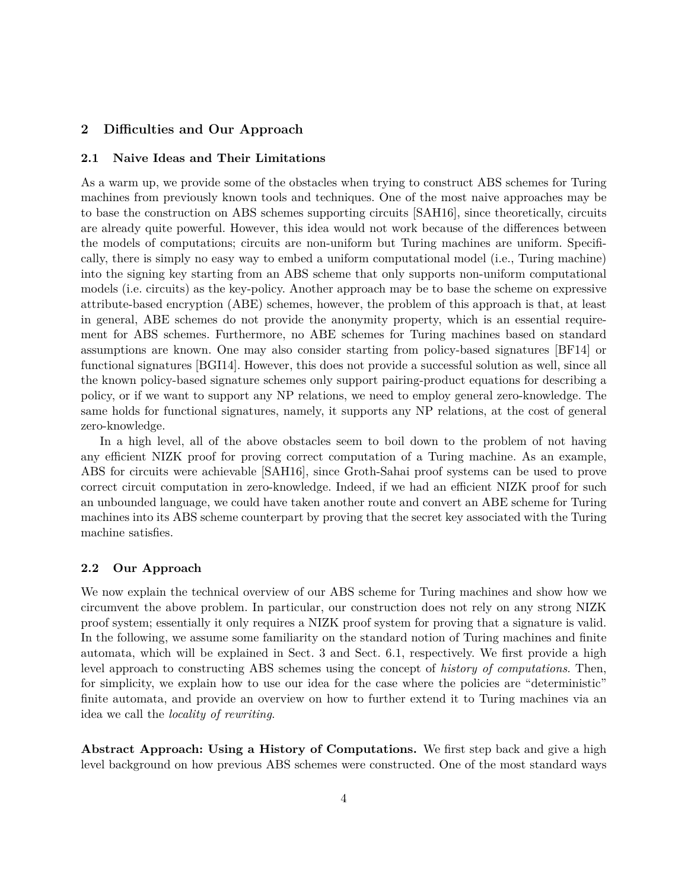## 2 Difficulties and Our Approach

### 2.1 Naive Ideas and Their Limitations

As a warm up, we provide some of the obstacles when trying to construct ABS schemes for Turing machines from previously known tools and techniques. One of the most naive approaches may be to base the construction on ABS schemes supporting circuits [SAH16], since theoretically, circuits are already quite powerful. However, this idea would not work because of the differences between the models of computations; circuits are non-uniform but Turing machines are uniform. Specifically, there is simply no easy way to embed a uniform computational model (i.e., Turing machine) into the signing key starting from an ABS scheme that only supports non-uniform computational models (i.e. circuits) as the key-policy. Another approach may be to base the scheme on expressive attribute-based encryption (ABE) schemes, however, the problem of this approach is that, at least in general, ABE schemes do not provide the anonymity property, which is an essential requirement for ABS schemes. Furthermore, no ABE schemes for Turing machines based on standard assumptions are known. One may also consider starting from policy-based signatures [BF14] or functional signatures [BGI14]. However, this does not provide a successful solution as well, since all the known policy-based signature schemes only support pairing-product equations for describing a policy, or if we want to support any NP relations, we need to employ general zero-knowledge. The same holds for functional signatures, namely, it supports any NP relations, at the cost of general zero-knowledge.

In a high level, all of the above obstacles seem to boil down to the problem of not having any efficient NIZK proof for proving correct computation of a Turing machine. As an example, ABS for circuits were achievable [SAH16], since Groth-Sahai proof systems can be used to prove correct circuit computation in zero-knowledge. Indeed, if we had an efficient NIZK proof for such an unbounded language, we could have taken another route and convert an ABE scheme for Turing machines into its ABS scheme counterpart by proving that the secret key associated with the Turing machine satisfies.

### 2.2 Our Approach

We now explain the technical overview of our ABS scheme for Turing machines and show how we circumvent the above problem. In particular, our construction does not rely on any strong NIZK proof system; essentially it only requires a NIZK proof system for proving that a signature is valid. In the following, we assume some familiarity on the standard notion of Turing machines and finite automata, which will be explained in Sect. 3 and Sect. 6.1, respectively. We first provide a high level approach to constructing ABS schemes using the concept of *history of computations*. Then, for simplicity, we explain how to use our idea for the case where the policies are "deterministic" finite automata, and provide an overview on how to further extend it to Turing machines via an idea we call the *locality of rewriting*.

**Abstract Approach: Using a History of Computations.** We first step back and give a high level background on how previous ABS schemes were constructed. One of the most standard ways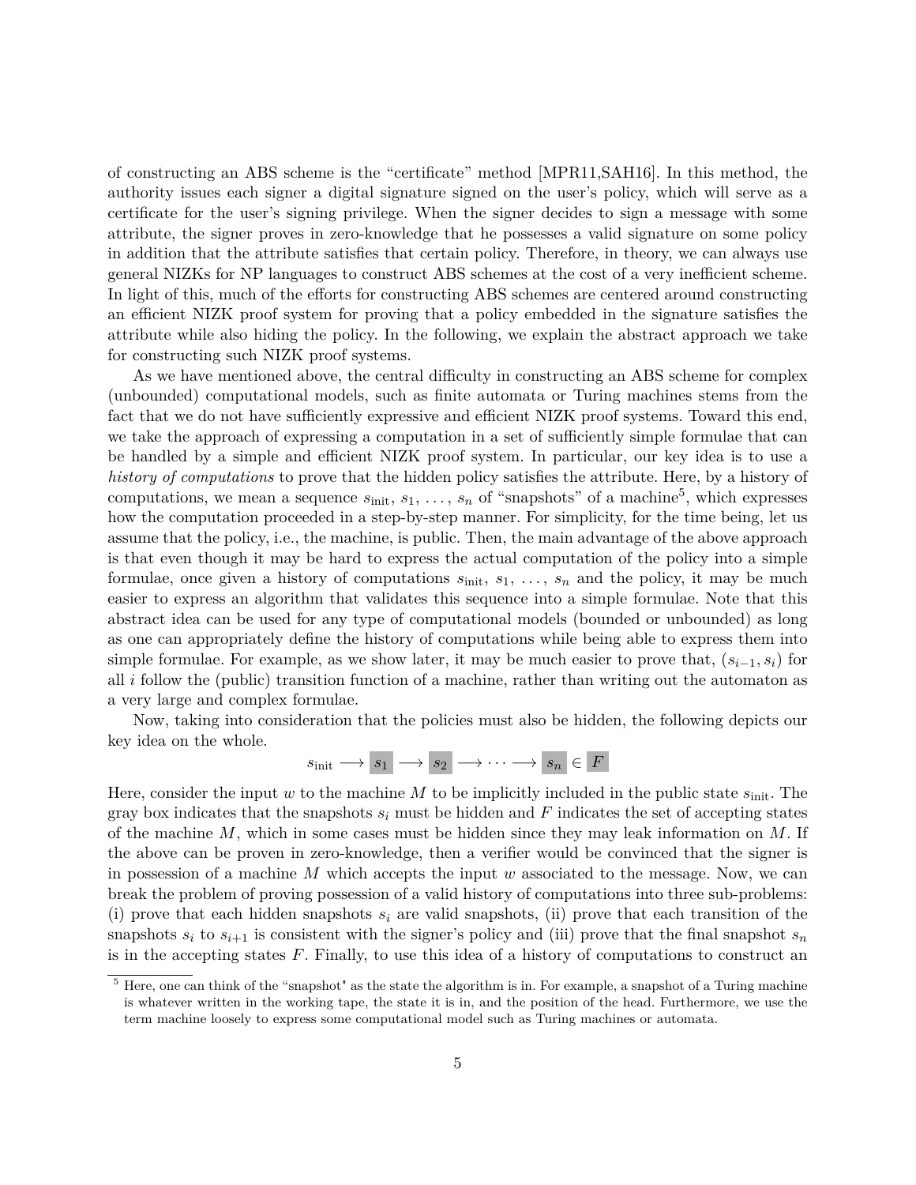of constructing an ABS scheme is the "certificate" method [MPR11,SAH16]. In this method, the authority issues each signer a digital signature signed on the user's policy, which will serve as a certificate for the user's signing privilege. When the signer decides to sign a message with some attribute, the signer proves in zero-knowledge that he possesses a valid signature on some policy in addition that the attribute satisfies that certain policy. Therefore, in theory, we can always use general NIZKs for NP languages to construct ABS schemes at the cost of a very inefficient scheme. In light of this, much of the efforts for constructing ABS schemes are centered around constructing an efficient NIZK proof system for proving that a policy embedded in the signature satisfies the attribute while also hiding the policy. In the following, we explain the abstract approach we take for constructing such NIZK proof systems.

As we have mentioned above, the central difficulty in constructing an ABS scheme for complex (unbounded) computational models, such as finite automata or Turing machines stems from the fact that we do not have sufficiently expressive and efficient NIZK proof systems. Toward this end, we take the approach of expressing a computation in a set of sufficiently simple formulae that can be handled by a simple and efficient NIZK proof system. In particular, our key idea is to use a *history of computations* to prove that the hidden policy satisfies the attribute. Here, by a history of computations, we mean a sequence $s_{\text{init}}, s_1, \ldots, s_n$ of "snapshots" of a machine[5], which expresses how the computation proceeded in a step-by-step manner. For simplicity, for the time being, let us assume that the policy, i.e., the machine, is public. Then, the main advantage of the above approach is that even though it may be hard to express the actual computation of the policy into a simple formulae, once given a history of computations $s_{\text{init}}, s_1, \ldots, s_n$ and the policy, it may be much easier to express an algorithm that validates this sequence into a simple formulae. Note that this abstract idea can be used for any type of computational models (bounded or unbounded) as long as one can appropriately define the history of computations while being able to express them into simple formulae. For example, as we show later, it may be much easier to prove that, $(s_{i-1}, s_i)$ for all $i$ follow the (public) transition function of a machine, rather than writing out the automaton as a very large and complex formulae.

Now, taking into consideration that the policies must also be hidden, the following depicts our key idea on the whole.

$$s_{\text{init}} \longrightarrow \boxed{s_1} \longrightarrow \boxed{s_2} \longrightarrow \cdots \longrightarrow \boxed{s_n} \in \boxed{F}$$

Here, consider the input $w$ to the machine $M$ to be implicitly included in the public state $s_{\text{init}}$. The gray box indicates that the snapshots $s_i$ must be hidden and $F$ indicates the set of accepting states of the machine $M$, which in some cases must be hidden since they may leak information on $M$. If the above can be proven in zero-knowledge, then a verifier would be convinced that the signer is in possession of a machine $M$ which accepts the input $w$ associated to the message. Now, we can break the problem of proving possession of a valid history of computations into three sub-problems: (i) prove that each hidden snapshots $s_i$ are valid snapshots, (ii) prove that each transition of the snapshots $s_i$ to $s_{i+1}$ is consistent with the signer's policy and (iii) prove that the final snapshot $s_n$ is in the accepting states $F$. Finally, to use this idea of a history of computations to construct an

[5] Here, one can think of the "snapshot" as the state the algorithm is in. For example, a snapshot of a Turing machine is whatever written in the working tape, the state it is in, and the position of the head. Furthermore, we use the term machine loosely to express some computational model such as Turing machines or automata.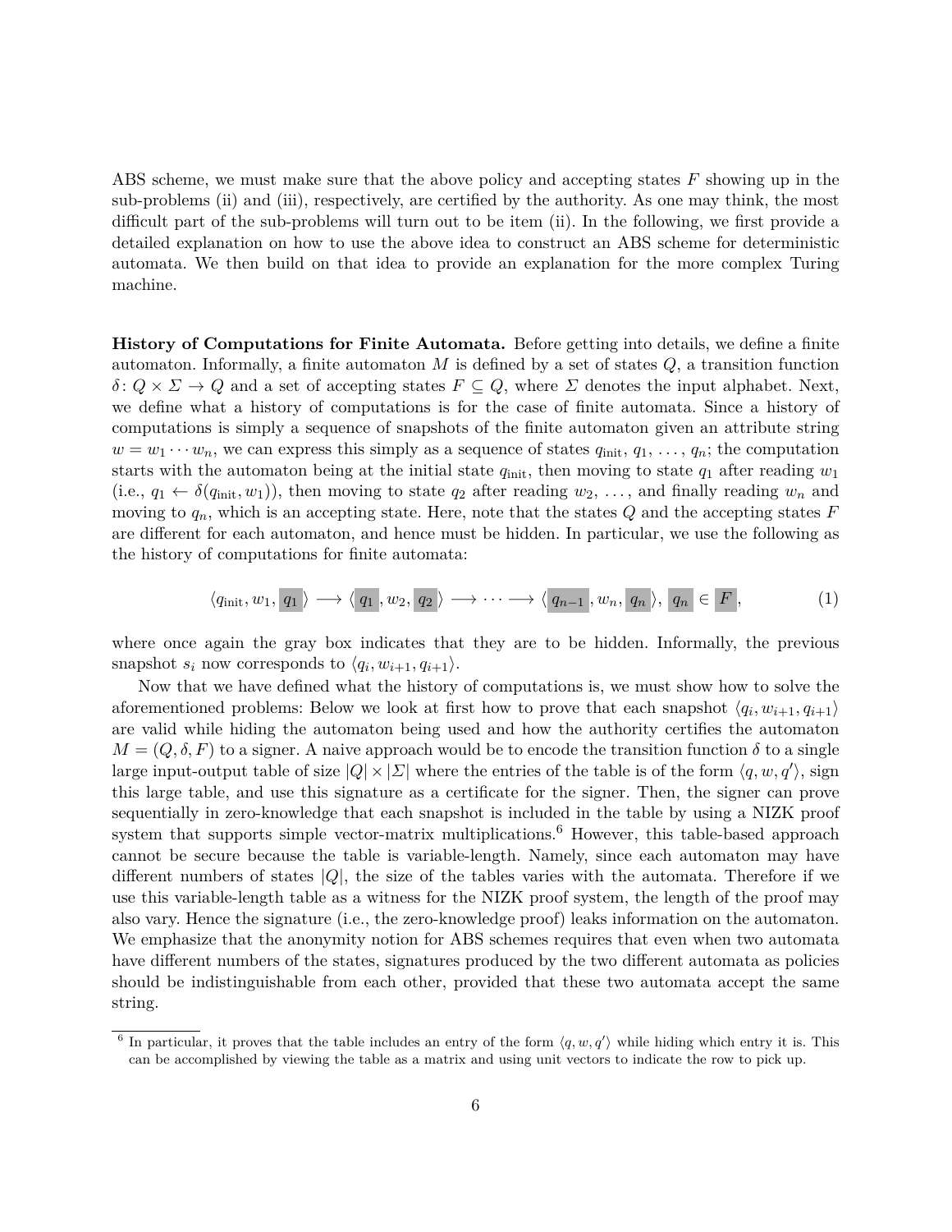ABS scheme, we must make sure that the above policy and accepting states $F$ showing up in the sub-problems (ii) and (iii), respectively, are certified by the authority. As one may think, the most difficult part of the sub-problems will turn out to be item (ii). In the following, we first provide a detailed explanation on how to use the above idea to construct an ABS scheme for deterministic automata. We then build on that idea to provide an explanation for the more complex Turing machine.

**History of Computations for Finite Automata.** Before getting into details, we define a finite automaton. Informally, a finite automaton $M$ is defined by a set of states $Q$, a transition function $\delta \colon Q \times \Sigma \to Q$ and a set of accepting states $F \subseteq Q$, where $\Sigma$ denotes the input alphabet. Next, we define what a history of computations is for the case of finite automata. Since a history of computations is simply a sequence of snapshots of the finite automaton given an attribute string $w = w_1 \cdots w_n$, we can express this simply as a sequence of states $q_{\text{init}}$, $q_1$, $\ldots$, $q_n$; the computation starts with the automaton being at the initial state $q_{\text{init}}$, then moving to state $q_1$ after reading $w_1$ (i.e., $q_1 \leftarrow \delta(q_{\text{init}}, w_1)$), then moving to state $q_2$ after reading $w_2$, $\ldots$, and finally reading $w_n$ and moving to $q_n$, which is an accepting state. Here, note that the states $Q$ and the accepting states $F$ are different for each automaton, and hence must be hidden. In particular, we use the following as the history of computations for finite automata:

$$\langle q_{\text{init}}, w_1, \boxed{q_1} \rangle \longrightarrow \langle \boxed{q_1}, w_2, \boxed{q_2} \rangle \longrightarrow \cdots \longrightarrow \langle \boxed{q_{n-1}}, w_n, \boxed{q_n} \rangle, \ \boxed{q_n} \in \boxed{F}, \tag{1}$$

where once again the gray box indicates that they are to be hidden. Informally, the previous snapshot $s_i$ now corresponds to $\langle q_i, w_{i+1}, q_{i+1} \rangle$.

Now that we have defined what the history of computations is, we must show how to solve the aforementioned problems: Below we look at first how to prove that each snapshot $\langle q_i, w_{i+1}, q_{i+1} \rangle$ are valid while hiding the automaton being used and how the authority certifies the automaton $M = (Q, \delta, F)$ to a signer. A naive approach would be to encode the transition function $\delta$ to a single large input-output table of size $|Q| \times |\Sigma|$ where the entries of the table is of the form $\langle q, w, q' \rangle$, sign this large table, and use this signature as a certificate for the signer. Then, the signer can prove sequentially in zero-knowledge that each snapshot is included in the table by using a NIZK proof system that supports simple vector-matrix multiplications.[6] However, this table-based approach cannot be secure because the table is variable-length. Namely, since each automaton may have different numbers of states $|Q|$, the size of the tables varies with the automata. Therefore if we use this variable-length table as a witness for the NIZK proof system, the length of the proof may also vary. Hence the signature (i.e., the zero-knowledge proof) leaks information on the automaton. We emphasize that the anonymity notion for ABS schemes requires that even when two automata have different numbers of the states, signatures produced by the two different automata as policies should be indistinguishable from each other, provided that these two automata accept the same string.

[6] In particular, it proves that the table includes an entry of the form $\langle q, w, q' \rangle$ while hiding which entry it is. This can be accomplished by viewing the table as a matrix and using unit vectors to indicate the row to pick up.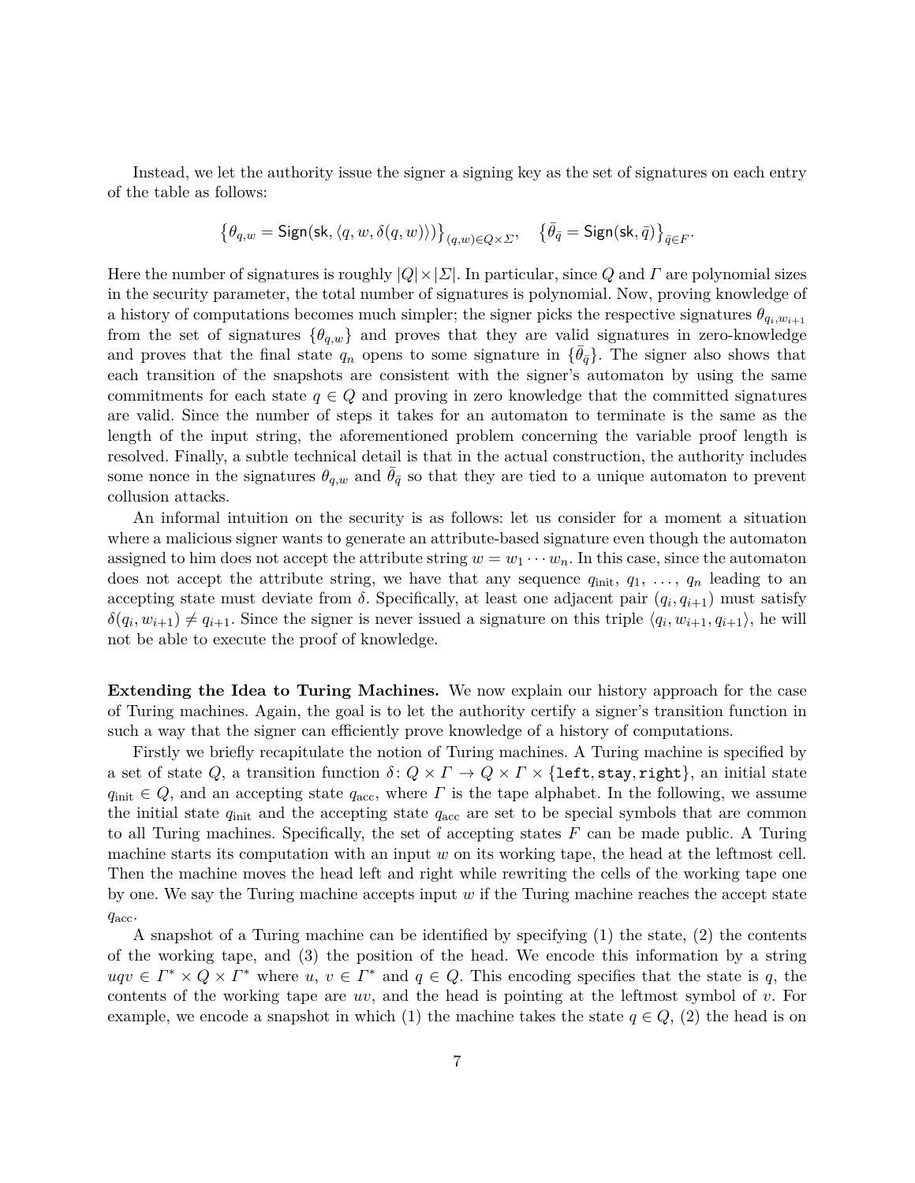Instead, we let the authority issue the signer a signing key as the set of signatures on each entry of the table as follows:

$$\left\{\theta_{q,w} = \mathsf{Sign}(\mathsf{sk}, \langle q, w, \delta(q,w)\rangle)\right\}_{(q,w)\in Q\times\Sigma}, \quad \left\{\bar{\theta}_{\bar{q}} = \mathsf{Sign}(\mathsf{sk}, \bar{q})\right\}_{\bar{q}\in F}.$$

Here the number of signatures is roughly $|Q| \times |\Sigma|$. In particular, since $Q$ and $\Gamma$ are polynomial sizes in the security parameter, the total number of signatures is polynomial. Now, proving knowledge of a history of computations becomes much simpler; the signer picks the respective signatures $\theta_{q_i, w_{i+1}}$ from the set of signatures $\{\theta_{q,w}\}$ and proves that they are valid signatures in zero-knowledge and proves that the final state $q_n$ opens to some signature in $\{\bar{\theta}_{\bar{q}}\}$. The signer also shows that each transition of the snapshots are consistent with the signer's automaton by using the same commitments for each state $q \in Q$ and proving in zero knowledge that the committed signatures are valid. Since the number of steps it takes for an automaton to terminate is the same as the length of the input string, the aforementioned problem concerning the variable proof length is resolved. Finally, a subtle technical detail is that in the actual construction, the authority includes some nonce in the signatures $\theta_{q,w}$ and $\bar{\theta}_{\bar{q}}$ so that they are tied to a unique automaton to prevent collusion attacks.

An informal intuition on the security is as follows: let us consider for a moment a situation where a malicious signer wants to generate an attribute-based signature even though the automaton assigned to him does not accept the attribute string $w = w_1 \cdots w_n$. In this case, since the automaton does not accept the attribute string, we have that any sequence $q_{\mathrm{init}}$, $q_1$, $\ldots$, $q_n$ leading to an accepting state must deviate from $\delta$. Specifically, at least one adjacent pair $(q_i, q_{i+1})$ must satisfy $\delta(q_i, w_{i+1}) \neq q_{i+1}$. Since the signer is never issued a signature on this triple $\langle q_i, w_{i+1}, q_{i+1}\rangle$, he will not be able to execute the proof of knowledge.

**Extending the Idea to Turing Machines.** We now explain our history approach for the case of Turing machines. Again, the goal is to let the authority certify a signer's transition function in such a way that the signer can efficiently prove knowledge of a history of computations.

Firstly we briefly recapitulate the notion of Turing machines. A Turing machine is specified by a set of state $Q$, a transition function $\delta\colon Q \times \Gamma \to Q \times \Gamma \times \{\texttt{left}, \texttt{stay}, \texttt{right}\}$, an initial state $q_{\mathrm{init}} \in Q$, and an accepting state $q_{\mathrm{acc}}$, where $\Gamma$ is the tape alphabet. In the following, we assume the initial state $q_{\mathrm{init}}$ and the accepting state $q_{\mathrm{acc}}$ are set to be special symbols that are common to all Turing machines. Specifically, the set of accepting states $F$ can be made public. A Turing machine starts its computation with an input $w$ on its working tape, the head at the leftmost cell. Then the machine moves the head left and right while rewriting the cells of the working tape one by one. We say the Turing machine accepts input $w$ if the Turing machine reaches the accept state $q_{\mathrm{acc}}$.

A snapshot of a Turing machine can be identified by specifying (1) the state, (2) the contents of the working tape, and (3) the position of the head. We encode this information by a string $uqv \in \Gamma^* \times Q \times \Gamma^*$ where $u$, $v \in \Gamma^*$ and $q \in Q$. This encoding specifies that the state is $q$, the contents of the working tape are $uv$, and the head is pointing at the leftmost symbol of $v$. For example, we encode a snapshot in which (1) the machine takes the state $q \in Q$, (2) the head is on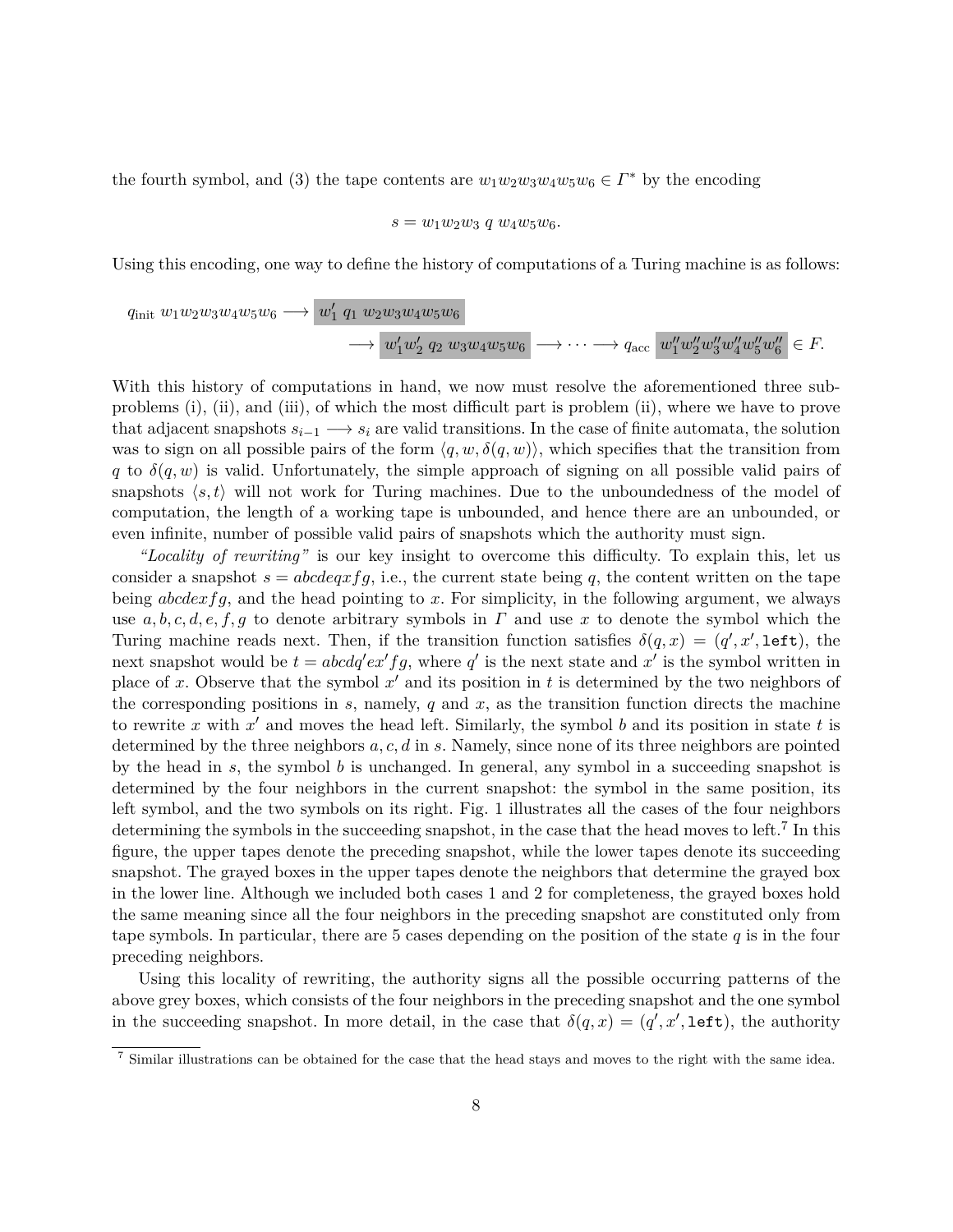the fourth symbol, and (3) the tape contents are $w_1w_2w_3w_4w_5w_6 \in \Gamma^*$ by the encoding

$$s = w_1w_2w_3\ q\ w_4w_5w_6.$$

Using this encoding, one way to define the history of computations of a Turing machine is as follows:

$$q_{\text{init}}\ w_1w_2w_3w_4w_5w_6 \longrightarrow \boxed{w'_1\ q_1\ w_2w_3w_4w_5w_6}$$
$$\longrightarrow \boxed{w'_1w'_2\ q_2\ w_3w_4w_5w_6} \longrightarrow \cdots \longrightarrow q_{\text{acc}}\ \boxed{w''_1w''_2w''_3w''_4w''_5w''_6} \in F.$$

With this history of computations in hand, we now must resolve the aforementioned three sub-problems (i), (ii), and (iii), of which the most difficult part is problem (ii), where we have to prove that adjacent snapshots $s_{i-1} \longrightarrow s_i$ are valid transitions. In the case of finite automata, the solution was to sign on all possible pairs of the form $\langle q, w, \delta(q, w)\rangle$, which specifies that the transition from $q$ to $\delta(q, w)$ is valid. Unfortunately, the simple approach of signing on all possible valid pairs of snapshots $\langle s, t\rangle$ will not work for Turing machines. Due to the unboundedness of the model of computation, the length of a working tape is unbounded, and hence there are an unbounded, or even infinite, number of possible valid pairs of snapshots which the authority must sign.

*"Locality of rewriting"* is our key insight to overcome this difficulty. To explain this, let us consider a snapshot $s = abcdeqxfg$, i.e., the current state being $q$, the content written on the tape being $abcdexfg$, and the head pointing to $x$. For simplicity, in the following argument, we always use $a, b, c, d, e, f, g$ to denote arbitrary symbols in $\Gamma$ and use $x$ to denote the symbol which the Turing machine reads next. Then, if the transition function satisfies $\delta(q, x) = (q', x', \texttt{left})$, the next snapshot would be $t = abcdq'ex'fg$, where $q'$ is the next state and $x'$ is the symbol written in place of $x$. Observe that the symbol $x'$ and its position in $t$ is determined by the two neighbors of the corresponding positions in $s$, namely, $q$ and $x$, as the transition function directs the machine to rewrite $x$ with $x'$ and moves the head left. Similarly, the symbol $b$ and its position in state $t$ is determined by the three neighbors $a, c, d$ in $s$. Namely, since none of its three neighbors are pointed by the head in $s$, the symbol $b$ is unchanged. In general, any symbol in a succeeding snapshot is determined by the four neighbors in the current snapshot: the symbol in the same position, its left symbol, and the two symbols on its right. Fig. 1 illustrates all the cases of the four neighbors determining the symbols in the succeeding snapshot, in the case that the head moves to left.[7] In this figure, the upper tapes denote the preceding snapshot, while the lower tapes denote its succeeding snapshot. The grayed boxes in the upper tapes denote the neighbors that determine the grayed box in the lower line. Although we included both cases 1 and 2 for completeness, the grayed boxes hold the same meaning since all the four neighbors in the preceding snapshot are constituted only from tape symbols. In particular, there are 5 cases depending on the position of the state $q$ is in the four preceding neighbors.

Using this locality of rewriting, the authority signs all the possible occurring patterns of the above grey boxes, which consists of the four neighbors in the preceding snapshot and the one symbol in the succeeding snapshot. In more detail, in the case that $\delta(q, x) = (q', x', \texttt{left})$, the authority

[7] Similar illustrations can be obtained for the case that the head stays and moves to the right with the same idea.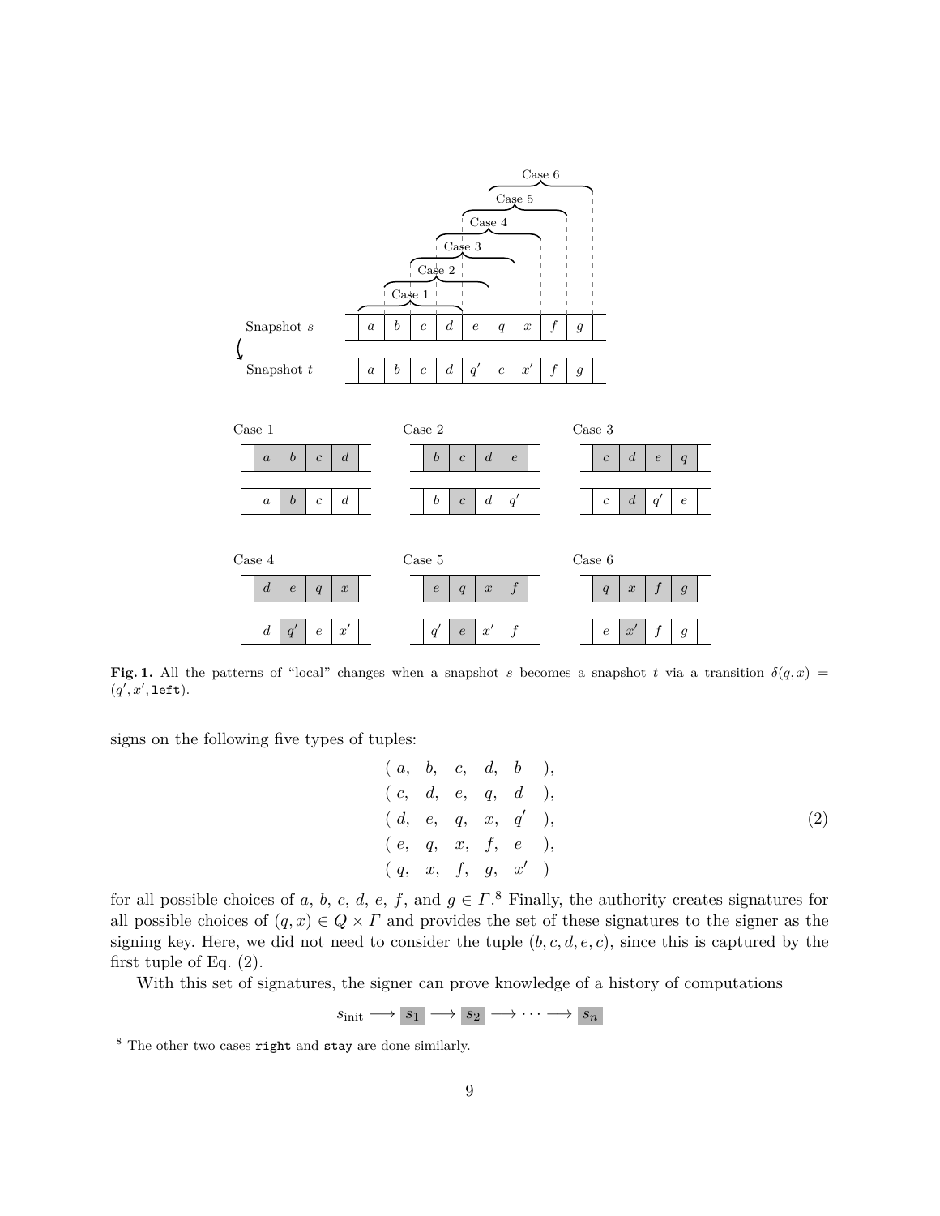**Fig. 1.** All the patterns of "local" changes when a snapshot $s$ becomes a snapshot $t$ via a transition $\delta(q, x) = (q', x', \texttt{left})$.

signs on the following five types of tuples:

$$
\begin{array}{l}
(\ a,\quad b,\quad c,\quad d,\quad b\quad\ ),\\
(\ c,\quad d,\quad e,\quad q,\quad d\quad\ ),\\
(\ d,\quad e,\quad q,\quad x,\quad q'\quad ),\\
(\ e,\quad q,\quad x,\quad f,\quad e\quad\ ),\\
(\ q,\quad x,\quad f,\quad g,\quad x'\quad )
\end{array}
\tag{2}
$$

for all possible choices of $a$, $b$, $c$, $d$, $e$, $f$, and $g \in \Gamma$.[8] Finally, the authority creates signatures for all possible choices of $(q, x) \in Q \times \Gamma$ and provides the set of these signatures to the signer as the signing key. Here, we did not need to consider the tuple $(b, c, d, e, c)$, since this is captured by the first tuple of Eq. (2).

With this set of signatures, the signer can prove knowledge of a history of computations

$$s_{\text{init}} \longrightarrow s_1 \longrightarrow s_2 \longrightarrow \cdots \longrightarrow s_n$$

[8] The other two cases `right` and `stay` are done similarly.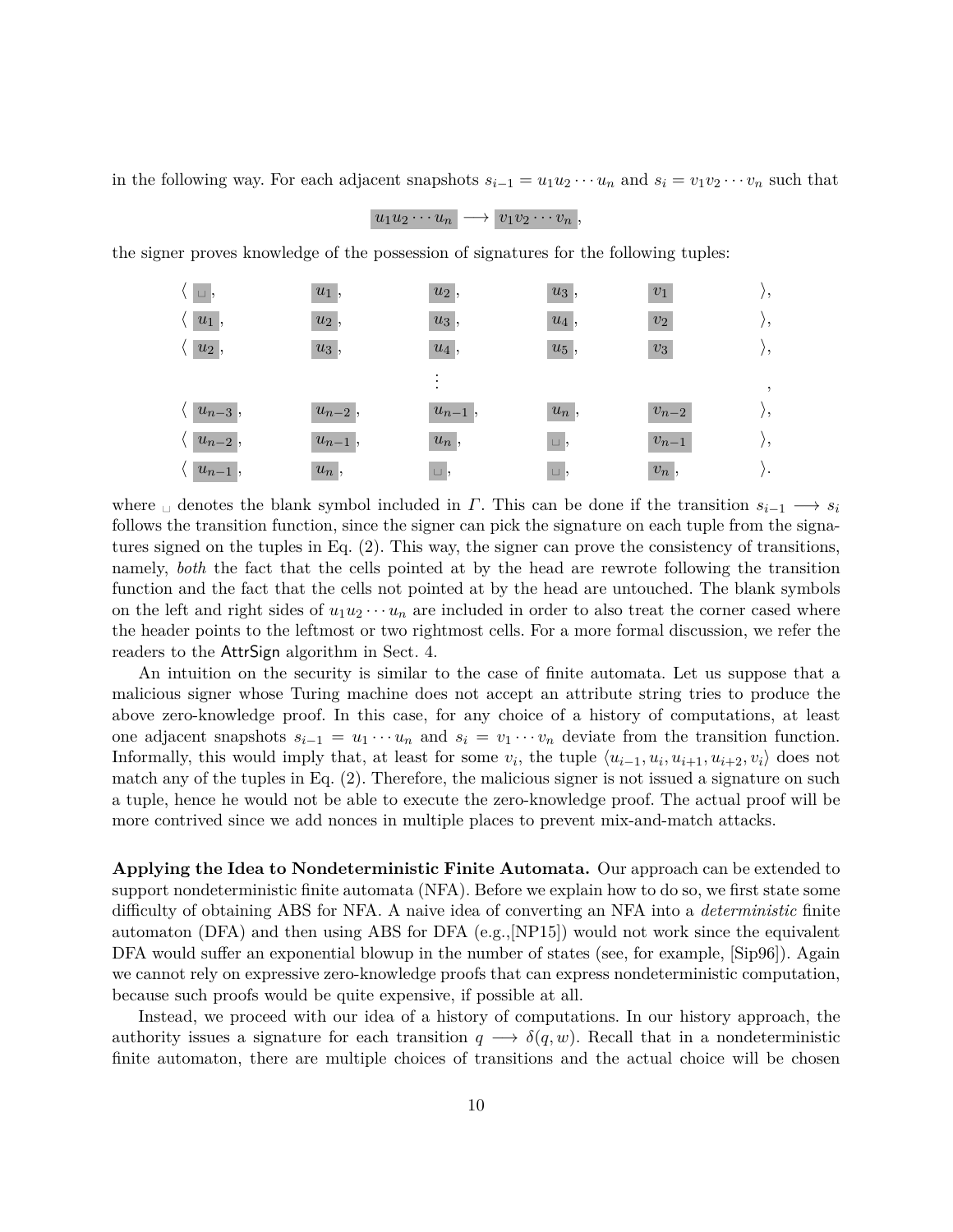in the following way. For each adjacent snapshots $s_{i-1} = u_1 u_2 \cdots u_n$ and $s_i = v_1 v_2 \cdots v_n$ such that

$$\boxed{u_1 u_2 \cdots u_n} \longrightarrow \boxed{v_1 v_2 \cdots v_n},$$

the signer proves knowledge of the possession of signatures for the following tuples:

$$
\begin{array}{llllll}
\langle \boxed{\sqcup}, & \boxed{u_1}, & \boxed{u_2}, & \boxed{u_3}, & \boxed{v_1} & \rangle, \\
\langle \boxed{u_1}, & \boxed{u_2}, & \boxed{u_3}, & \boxed{u_4}, & \boxed{v_2} & \rangle, \\
\langle \boxed{u_2}, & \boxed{u_3}, & \boxed{u_4}, & \boxed{u_5}, & \boxed{v_3} & \rangle, \\
 & & \vdots & & & , \\
\langle \boxed{u_{n-3}}, & \boxed{u_{n-2}}, & \boxed{u_{n-1}}, & \boxed{u_n}, & \boxed{v_{n-2}} & \rangle, \\
\langle \boxed{u_{n-2}}, & \boxed{u_{n-1}}, & \boxed{u_n}, & \boxed{\sqcup}, & \boxed{v_{n-1}} & \rangle, \\
\langle \boxed{u_{n-1}}, & \boxed{u_n}, & \boxed{\sqcup}, & \boxed{\sqcup}, & \boxed{v_n}, & \rangle.
\end{array}
$$

where $\sqcup$ denotes the blank symbol included in $\Gamma$. This can be done if the transition $s_{i-1} \longrightarrow s_i$ follows the transition function, since the signer can pick the signature on each tuple from the signatures signed on the tuples in Eq. (2). This way, the signer can prove the consistency of transitions, namely, *both* the fact that the cells pointed at by the head are rewrote following the transition function and the fact that the cells not pointed at by the head are untouched. The blank symbols on the left and right sides of $u_1 u_2 \cdots u_n$ are included in order to also treat the corner cased where the header points to the leftmost or two rightmost cells. For a more formal discussion, we refer the readers to the AttrSign algorithm in Sect. 4.

An intuition on the security is similar to the case of finite automata. Let us suppose that a malicious signer whose Turing machine does not accept an attribute string tries to produce the above zero-knowledge proof. In this case, for any choice of a history of computations, at least one adjacent snapshots $s_{i-1} = u_1 \cdots u_n$ and $s_i = v_1 \cdots v_n$ deviate from the transition function. Informally, this would imply that, at least for some $v_i$, the tuple $\langle u_{i-1}, u_i, u_{i+1}, u_{i+2}, v_i \rangle$ does not match any of the tuples in Eq. (2). Therefore, the malicious signer is not issued a signature on such a tuple, hence he would not be able to execute the zero-knowledge proof. The actual proof will be more contrived since we add nonces in multiple places to prevent mix-and-match attacks.

**Applying the Idea to Nondeterministic Finite Automata.** Our approach can be extended to support nondeterministic finite automata (NFA). Before we explain how to do so, we first state some difficulty of obtaining ABS for NFA. A naive idea of converting an NFA into a *deterministic* finite automaton (DFA) and then using ABS for DFA (e.g.,[NP15]) would not work since the equivalent DFA would suffer an exponential blowup in the number of states (see, for example, [Sip96]). Again we cannot rely on expressive zero-knowledge proofs that can express nondeterministic computation, because such proofs would be quite expensive, if possible at all.

Instead, we proceed with our idea of a history of computations. In our history approach, the authority issues a signature for each transition $q \longrightarrow \delta(q, w)$. Recall that in a nondeterministic finite automaton, there are multiple choices of transitions and the actual choice will be chosen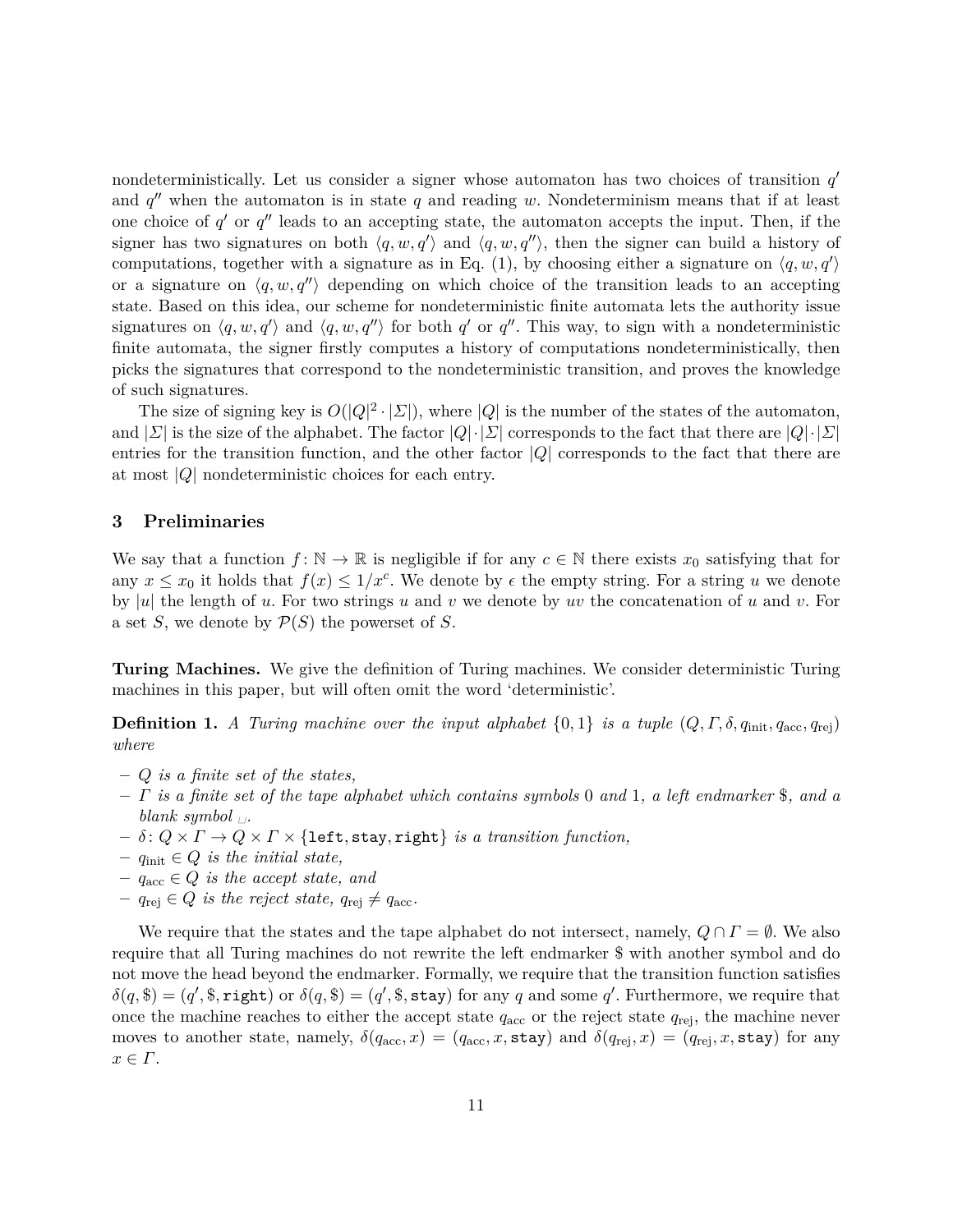nondeterministically. Let us consider a signer whose automaton has two choices of transition $q'$ and $q''$ when the automaton is in state $q$ and reading $w$. Nondeterminism means that if at least one choice of $q'$ or $q''$ leads to an accepting state, the automaton accepts the input. Then, if the signer has two signatures on both $\langle q, w, q' \rangle$ and $\langle q, w, q'' \rangle$, then the signer can build a history of computations, together with a signature as in Eq. (1), by choosing either a signature on $\langle q, w, q' \rangle$ or a signature on $\langle q, w, q'' \rangle$ depending on which choice of the transition leads to an accepting state. Based on this idea, our scheme for nondeterministic finite automata lets the authority issue signatures on $\langle q, w, q' \rangle$ and $\langle q, w, q'' \rangle$ for both $q'$ or $q''$. This way, to sign with a nondeterministic finite automata, the signer firstly computes a history of computations nondeterministically, then picks the signatures that correspond to the nondeterministic transition, and proves the knowledge of such signatures.

The size of signing key is $O(|Q|^2 \cdot |\Sigma|)$, where $|Q|$ is the number of the states of the automaton, and $|\Sigma|$ is the size of the alphabet. The factor $|Q| \cdot |\Sigma|$ corresponds to the fact that there are $|Q| \cdot |\Sigma|$ entries for the transition function, and the other factor $|Q|$ corresponds to the fact that there are at most $|Q|$ nondeterministic choices for each entry.

## 3 Preliminaries

We say that a function $f \colon \mathbb{N} \to \mathbb{R}$ is negligible if for any $c \in \mathbb{N}$ there exists $x_0$ satisfying that for any $x \leq x_0$ it holds that $f(x) \leq 1/x^c$. We denote by $\epsilon$ the empty string. For a string $u$ we denote by $|u|$ the length of $u$. For two strings $u$ and $v$ we denote by $uv$ the concatenation of $u$ and $v$. For a set $S$, we denote by $\mathcal{P}(S)$ the powerset of $S$.

**Turing Machines.** We give the definition of Turing machines. We consider deterministic Turing machines in this paper, but will often omit the word 'deterministic'.

**Definition 1.** *A Turing machine over the input alphabet $\{0, 1\}$ is a tuple $(Q, \Gamma, \delta, q_{\mathrm{init}}, q_{\mathrm{acc}}, q_{\mathrm{rej}})$ where*

- *$Q$ is a finite set of the states,*
- *$\Gamma$ is a finite set of the tape alphabet which contains symbols 0 and 1, a left endmarker \$, and a blank symbol $\sqcup$.*
- *$\delta \colon Q \times \Gamma \to Q \times \Gamma \times \{\texttt{left}, \texttt{stay}, \texttt{right}\}$ is a transition function,*
- *$q_{\mathrm{init}} \in Q$ is the initial state,*
- *$q_{\mathrm{acc}} \in Q$ is the accept state, and*
- *$q_{\mathrm{rej}} \in Q$ is the reject state, $q_{\mathrm{rej}} \neq q_{\mathrm{acc}}$.*

We require that the states and the tape alphabet do not intersect, namely, $Q \cap \Gamma = \emptyset$. We also require that all Turing machines do not rewrite the left endmarker \$ with another symbol and do not move the head beyond the endmarker. Formally, we require that the transition function satisfies $\delta(q, \$) = (q', \$, \texttt{right})$ or $\delta(q, \$) = (q', \$, \texttt{stay})$ for any $q$ and some $q'$. Furthermore, we require that once the machine reaches to either the accept state $q_{\mathrm{acc}}$ or the reject state $q_{\mathrm{rej}}$, the machine never moves to another state, namely, $\delta(q_{\mathrm{acc}}, x) = (q_{\mathrm{acc}}, x, \texttt{stay})$ and $\delta(q_{\mathrm{rej}}, x) = (q_{\mathrm{rej}}, x, \texttt{stay})$ for any $x \in \Gamma$.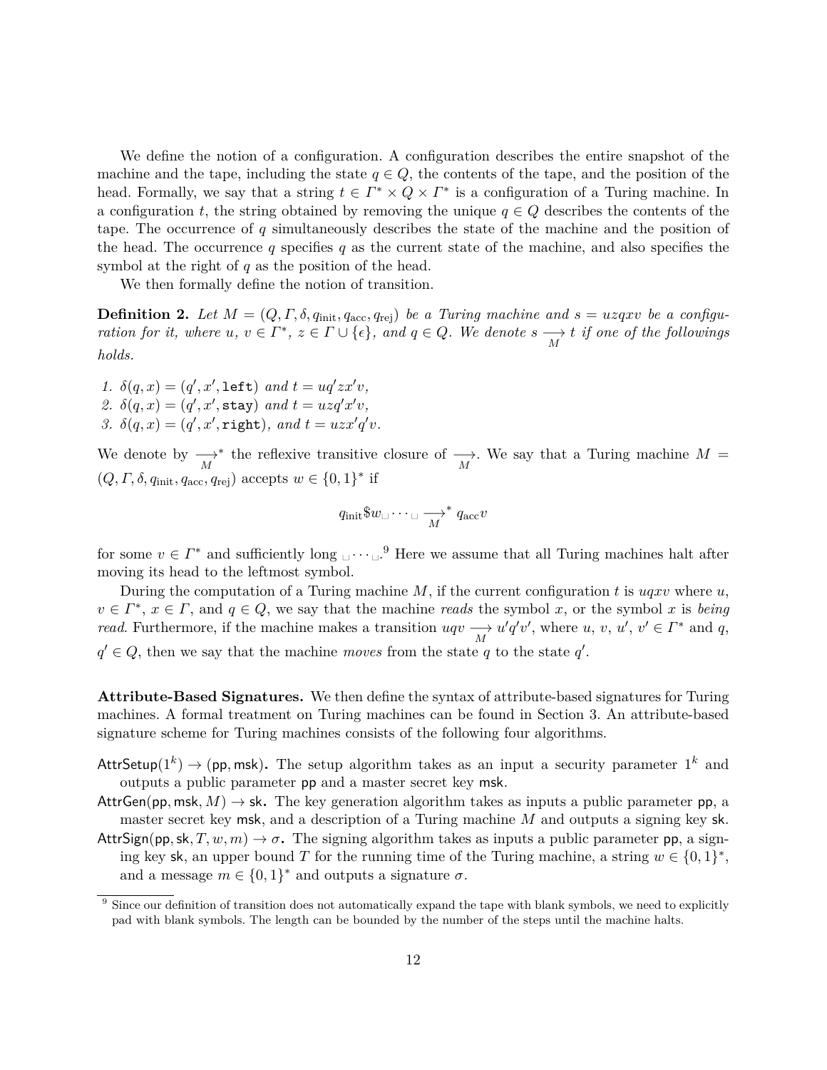We define the notion of a configuration. A configuration describes the entire snapshot of the machine and the tape, including the state $q \in Q$, the contents of the tape, and the position of the head. Formally, we say that a string $t \in \Gamma^* \times Q \times \Gamma^*$ is a configuration of a Turing machine. In a configuration $t$, the string obtained by removing the unique $q \in Q$ describes the contents of the tape. The occurrence of $q$ simultaneously describes the state of the machine and the position of the head. The occurrence $q$ specifies $q$ as the current state of the machine, and also specifies the symbol at the right of $q$ as the position of the head.

We then formally define the notion of transition.

**Definition 2.** *Let $M = (Q, \Gamma, \delta, q_{\mathrm{init}}, q_{\mathrm{acc}}, q_{\mathrm{rej}})$ be a Turing machine and $s = uzqxv$ be a configuration for it, where $u$, $v \in \Gamma^*$, $z \in \Gamma \cup \{\epsilon\}$, and $q \in Q$. We denote $s \underset{M}{\longrightarrow} t$ if one of the followings holds.*

1. $\delta(q, x) = (q', x', \mathtt{left})$ *and* $t = uq'zx'v$,
2. $\delta(q, x) = (q', x', \mathtt{stay})$ *and* $t = uzq'x'v$,
3. $\delta(q, x) = (q', x', \mathtt{right})$, *and* $t = uzx'q'v$.

We denote by $\underset{M}{\longrightarrow}^*$ the reflexive transitive closure of $\underset{M}{\longrightarrow}$. We say that a Turing machine $M = (Q, \Gamma, \delta, q_{\mathrm{init}}, q_{\mathrm{acc}}, q_{\mathrm{rej}})$ accepts $w \in \{0, 1\}^*$ if

$$q_{\mathrm{init}}\$w_{\sqcup} \cdots {}_{\sqcup} \underset{M}{\longrightarrow}^* q_{\mathrm{acc}}v$$

for some $v \in \Gamma^*$ and sufficiently long ${}_{\sqcup} \cdots {}_{\sqcup}$.[9] Here we assume that all Turing machines halt after moving its head to the leftmost symbol.

During the computation of a Turing machine $M$, if the current configuration $t$ is $uqxv$ where $u$, $v \in \Gamma^*$, $x \in \Gamma$, and $q \in Q$, we say that the machine *reads* the symbol $x$, or the symbol $x$ is *being read*. Furthermore, if the machine makes a transition $uqv \underset{M}{\longrightarrow} u'q'v'$, where $u$, $v$, $u'$, $v' \in \Gamma^*$ and $q$, $q' \in Q$, then we say that the machine *moves* from the state $q$ to the state $q'$.

**Attribute-Based Signatures.** We then define the syntax of attribute-based signatures for Turing machines. A formal treatment on Turing machines can be found in Section 3. An attribute-based signature scheme for Turing machines consists of the following four algorithms.

$\mathsf{AttrSetup}(1^k) \to (\mathsf{pp}, \mathsf{msk})$**.** The setup algorithm takes as an input a security parameter $1^k$ and outputs a public parameter $\mathsf{pp}$ and a master secret key $\mathsf{msk}$.

$\mathsf{AttrGen}(\mathsf{pp}, \mathsf{msk}, M) \to \mathsf{sk}$**.** The key generation algorithm takes as inputs a public parameter $\mathsf{pp}$, a master secret key $\mathsf{msk}$, and a description of a Turing machine $M$ and outputs a signing key $\mathsf{sk}$.

$\mathsf{AttrSign}(\mathsf{pp}, \mathsf{sk}, T, w, m) \to \sigma$**.** The signing algorithm takes as inputs a public parameter $\mathsf{pp}$, a signing key $\mathsf{sk}$, an upper bound $T$ for the running time of the Turing machine, a string $w \in \{0, 1\}^*$, and a message $m \in \{0, 1\}^*$ and outputs a signature $\sigma$.

[9] Since our definition of transition does not automatically expand the tape with blank symbols, we need to explicitly pad with blank symbols. The length can be bounded by the number of the steps until the machine halts.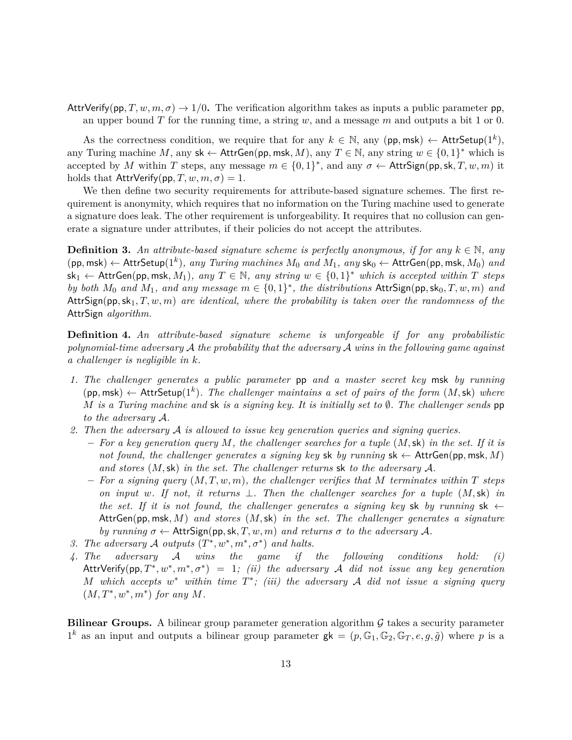$\mathsf{AttrVerify}(\mathsf{pp}, T, w, m, \sigma) \to 1/0$**.** The verification algorithm takes as inputs a public parameter $\mathsf{pp}$, an upper bound $T$ for the running time, a string $w$, and a message $m$ and outputs a bit 1 or 0.

As the correctness condition, we require that for any $k \in \mathbb{N}$, any $(\mathsf{pp}, \mathsf{msk}) \leftarrow \mathsf{AttrSetup}(1^k)$, any Turing machine $M$, any $\mathsf{sk} \leftarrow \mathsf{AttrGen}(\mathsf{pp}, \mathsf{msk}, M)$, any $T \in \mathbb{N}$, any string $w \in \{0,1\}^*$ which is accepted by $M$ within $T$ steps, any message $m \in \{0,1\}^*$, and any $\sigma \leftarrow \mathsf{AttrSign}(\mathsf{pp}, \mathsf{sk}, T, w, m)$ it holds that $\mathsf{AttrVerify}(\mathsf{pp}, T, w, m, \sigma) = 1$.

We then define two security requirements for attribute-based signature schemes. The first requirement is anonymity, which requires that no information on the Turing machine used to generate a signature does leak. The other requirement is unforgeability. It requires that no collusion can generate a signature under attributes, if their policies do not accept the attributes.

**Definition 3.** *An attribute-based signature scheme is perfectly anonymous, if for any $k \in \mathbb{N}$, any $(\mathsf{pp}, \mathsf{msk}) \leftarrow \mathsf{AttrSetup}(1^k)$, any Turing machines $M_0$ and $M_1$, any $\mathsf{sk}_0 \leftarrow \mathsf{AttrGen}(\mathsf{pp}, \mathsf{msk}, M_0)$ and $\mathsf{sk}_1 \leftarrow \mathsf{AttrGen}(\mathsf{pp}, \mathsf{msk}, M_1)$, any $T \in \mathbb{N}$, any string $w \in \{0,1\}^*$ which is accepted within $T$ steps by both $M_0$ and $M_1$, and any message $m \in \{0,1\}^*$, the distributions $\mathsf{AttrSign}(\mathsf{pp}, \mathsf{sk}_0, T, w, m)$ and $\mathsf{AttrSign}(\mathsf{pp}, \mathsf{sk}_1, T, w, m)$ are identical, where the probability is taken over the randomness of the $\mathsf{AttrSign}$ algorithm.*

**Definition 4.** *An attribute-based signature scheme is unforgeable if for any probabilistic polynomial-time adversary $\mathcal{A}$ the probability that the adversary $\mathcal{A}$ wins in the following game against a challenger is negligible in $k$.*

1. *The challenger generates a public parameter $\mathsf{pp}$ and a master secret key $\mathsf{msk}$ by running $(\mathsf{pp}, \mathsf{msk}) \leftarrow \mathsf{AttrSetup}(1^k)$. The challenger maintains a set of pairs of the form $(M, \mathsf{sk})$ where $M$ is a Turing machine and $\mathsf{sk}$ is a signing key. It is initially set to $\emptyset$. The challenger sends $\mathsf{pp}$ to the adversary $\mathcal{A}$.*
2. *Then the adversary $\mathcal{A}$ is allowed to issue key generation queries and signing queries.*
   - *For a key generation query $M$, the challenger searches for a tuple $(M, \mathsf{sk})$ in the set. If it is not found, the challenger generates a signing key $\mathsf{sk}$ by running $\mathsf{sk} \leftarrow \mathsf{AttrGen}(\mathsf{pp}, \mathsf{msk}, M)$ and stores $(M, \mathsf{sk})$ in the set. The challenger returns $\mathsf{sk}$ to the adversary $\mathcal{A}$.*
   - *For a signing query $(M, T, w, m)$, the challenger verifies that $M$ terminates within $T$ steps on input $w$. If not, it returns $\perp$. Then the challenger searches for a tuple $(M, \mathsf{sk})$ in the set. If it is not found, the challenger generates a signing key $\mathsf{sk}$ by running $\mathsf{sk} \leftarrow \mathsf{AttrGen}(\mathsf{pp}, \mathsf{msk}, M)$ and stores $(M, \mathsf{sk})$ in the set. The challenger generates a signature by running $\sigma \leftarrow \mathsf{AttrSign}(\mathsf{pp}, \mathsf{sk}, T, w, m)$ and returns $\sigma$ to the adversary $\mathcal{A}$.*
3. *The adversary $\mathcal{A}$ outputs $(T^*, w^*, m^*, \sigma^*)$ and halts.*
4. *The adversary $\mathcal{A}$ wins the game if the following conditions hold: (i) $\mathsf{AttrVerify}(\mathsf{pp}, T^*, w^*, m^*, \sigma^*) = 1$; (ii) the adversary $\mathcal{A}$ did not issue any key generation $M$ which accepts $w^*$ within time $T^*$; (iii) the adversary $\mathcal{A}$ did not issue a signing query $(M, T^*, w^*, m^*)$ for any $M$.*

**Bilinear Groups.** A bilinear group parameter generation algorithm $\mathcal{G}$ takes a security parameter $1^k$ as an input and outputs a bilinear group parameter $\mathsf{gk} = (p, \mathbb{G}_1, \mathbb{G}_2, \mathbb{G}_T, e, g, \tilde{g})$ where $p$ is a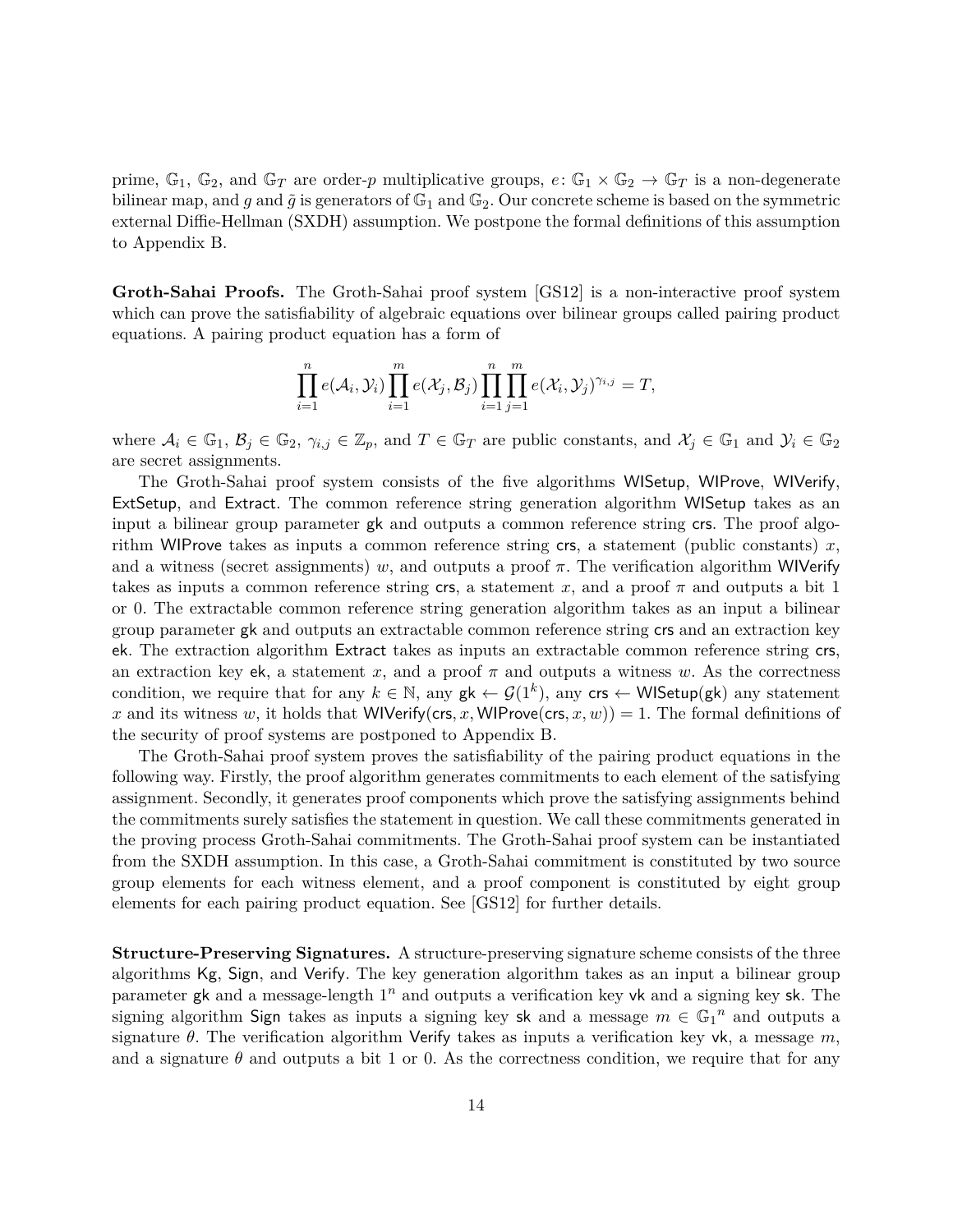prime, $\mathbb{G}_1$, $\mathbb{G}_2$, and $\mathbb{G}_T$ are order-$p$ multiplicative groups, $e\colon \mathbb{G}_1 \times \mathbb{G}_2 \to \mathbb{G}_T$ is a non-degenerate bilinear map, and $g$ and $\tilde{g}$ is generators of $\mathbb{G}_1$ and $\mathbb{G}_2$. Our concrete scheme is based on the symmetric external Diffie-Hellman (SXDH) assumption. We postpone the formal definitions of this assumption to Appendix B.

**Groth-Sahai Proofs.** The Groth-Sahai proof system [GS12] is a non-interactive proof system which can prove the satisfiability of algebraic equations over bilinear groups called pairing product equations. A pairing product equation has a form of

$$\prod_{i=1}^{n} e(\mathcal{A}_i, \mathcal{Y}_i) \prod_{i=1}^{m} e(\mathcal{X}_j, \mathcal{B}_j) \prod_{i=1}^{n} \prod_{j=1}^{m} e(\mathcal{X}_i, \mathcal{Y}_j)^{\gamma_{i,j}} = T,$$

where $\mathcal{A}_i \in \mathbb{G}_1$, $\mathcal{B}_j \in \mathbb{G}_2$, $\gamma_{i,j} \in \mathbb{Z}_p$, and $T \in \mathbb{G}_T$ are public constants, and $\mathcal{X}_j \in \mathbb{G}_1$ and $\mathcal{Y}_i \in \mathbb{G}_2$ are secret assignments.

The Groth-Sahai proof system consists of the five algorithms $\mathsf{WISetup}$, $\mathsf{WIProve}$, $\mathsf{WIVerify}$, $\mathsf{ExtSetup}$, and $\mathsf{Extract}$. The common reference string generation algorithm $\mathsf{WISetup}$ takes as an input a bilinear group parameter $\mathsf{gk}$ and outputs a common reference string $\mathsf{crs}$. The proof algorithm $\mathsf{WIProve}$ takes as inputs a common reference string $\mathsf{crs}$, a statement (public constants) $x$, and a witness (secret assignments) $w$, and outputs a proof $\pi$. The verification algorithm $\mathsf{WIVerify}$ takes as inputs a common reference string $\mathsf{crs}$, a statement $x$, and a proof $\pi$ and outputs a bit 1 or 0. The extractable common reference string generation algorithm takes as an input a bilinear group parameter $\mathsf{gk}$ and outputs an extractable common reference string $\mathsf{crs}$ and an extraction key $\mathsf{ek}$. The extraction algorithm $\mathsf{Extract}$ takes as inputs an extractable common reference string $\mathsf{crs}$, an extraction key $\mathsf{ek}$, a statement $x$, and a proof $\pi$ and outputs a witness $w$. As the correctness condition, we require that for any $k \in \mathbb{N}$, any $\mathsf{gk} \leftarrow \mathcal{G}(1^k)$, any $\mathsf{crs} \leftarrow \mathsf{WISetup}(\mathsf{gk})$ any statement $x$ and its witness $w$, it holds that $\mathsf{WIVerify}(\mathsf{crs}, x, \mathsf{WIProve}(\mathsf{crs}, x, w)) = 1$. The formal definitions of the security of proof systems are postponed to Appendix B.

The Groth-Sahai proof system proves the satisfiability of the pairing product equations in the following way. Firstly, the proof algorithm generates commitments to each element of the satisfying assignment. Secondly, it generates proof components which prove the satisfying assignments behind the commitments surely satisfies the statement in question. We call these commitments generated in the proving process Groth-Sahai commitments. The Groth-Sahai proof system can be instantiated from the SXDH assumption. In this case, a Groth-Sahai commitment is constituted by two source group elements for each witness element, and a proof component is constituted by eight group elements for each pairing product equation. See [GS12] for further details.

**Structure-Preserving Signatures.** A structure-preserving signature scheme consists of the three algorithms $\mathsf{Kg}$, $\mathsf{Sign}$, and $\mathsf{Verify}$. The key generation algorithm takes as an input a bilinear group parameter $\mathsf{gk}$ and a message-length $1^n$ and outputs a verification key $\mathsf{vk}$ and a signing key $\mathsf{sk}$. The signing algorithm $\mathsf{Sign}$ takes as inputs a signing key $\mathsf{sk}$ and a message $m \in {\mathbb{G}_1}^n$ and outputs a signature $\theta$. The verification algorithm $\mathsf{Verify}$ takes as inputs a verification key $\mathsf{vk}$, a message $m$, and a signature $\theta$ and outputs a bit 1 or 0. As the correctness condition, we require that for any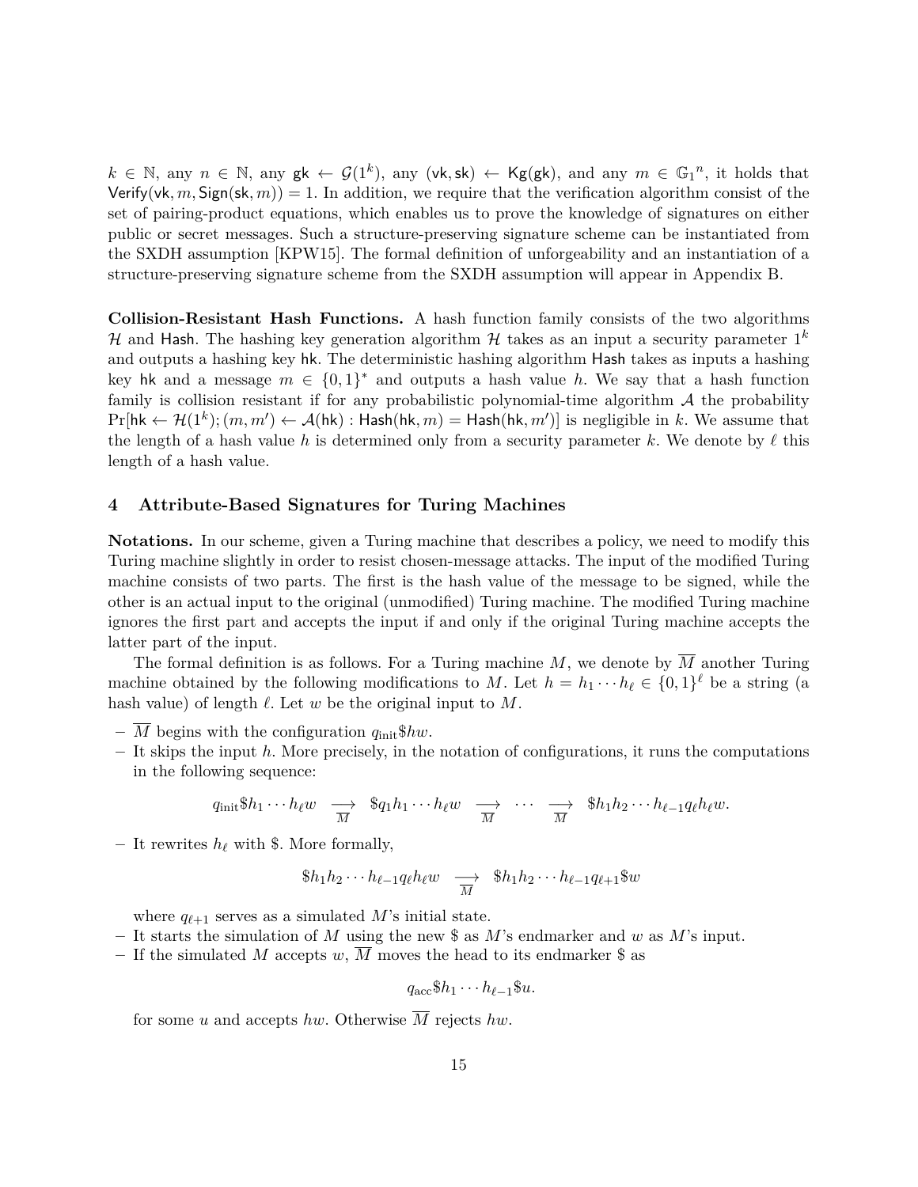$k \in \mathbb{N}$, any $n \in \mathbb{N}$, any $\mathsf{gk} \leftarrow \mathcal{G}(1^k)$, any $(\mathsf{vk}, \mathsf{sk}) \leftarrow \mathsf{Kg}(\mathsf{gk})$, and any $m \in \mathbb{G}_1{}^n$, it holds that $\mathsf{Verify}(\mathsf{vk}, m, \mathsf{Sign}(\mathsf{sk}, m)) = 1$. In addition, we require that the verification algorithm consist of the set of pairing-product equations, which enables us to prove the knowledge of signatures on either public or secret messages. Such a structure-preserving signature scheme can be instantiated from the SXDH assumption [KPW15]. The formal definition of unforgeability and an instantiation of a structure-preserving signature scheme from the SXDH assumption will appear in Appendix B.

**Collision-Resistant Hash Functions.** A hash function family consists of the two algorithms $\mathcal{H}$ and $\mathsf{Hash}$. The hashing key generation algorithm $\mathcal{H}$ takes as an input a security parameter $1^k$ and outputs a hashing key $\mathsf{hk}$. The deterministic hashing algorithm $\mathsf{Hash}$ takes as inputs a hashing key $\mathsf{hk}$ and a message $m \in \{0,1\}^*$ and outputs a hash value $h$. We say that a hash function family is collision resistant if for any probabilistic polynomial-time algorithm $\mathcal{A}$ the probability $\Pr[\mathsf{hk} \leftarrow \mathcal{H}(1^k); (m, m') \leftarrow \mathcal{A}(\mathsf{hk}) : \mathsf{Hash}(\mathsf{hk}, m) = \mathsf{Hash}(\mathsf{hk}, m')]$ is negligible in $k$. We assume that the length of a hash value $h$ is determined only from a security parameter $k$. We denote by $\ell$ this length of a hash value.

## 4 Attribute-Based Signatures for Turing Machines

**Notations.** In our scheme, given a Turing machine that describes a policy, we need to modify this Turing machine slightly in order to resist chosen-message attacks. The input of the modified Turing machine consists of two parts. The first is the hash value of the message to be signed, while the other is an actual input to the original (unmodified) Turing machine. The modified Turing machine ignores the first part and accepts the input if and only if the original Turing machine accepts the latter part of the input.

The formal definition is as follows. For a Turing machine $M$, we denote by $\overline{M}$ another Turing machine obtained by the following modifications to $M$. Let $h = h_1 \cdots h_\ell \in \{0,1\}^\ell$ be a string (a hash value) of length $\ell$. Let $w$ be the original input to $M$.

- $\overline{M}$ begins with the configuration $q_{\text{init}}\$hw$.
- It skips the input $h$. More precisely, in the notation of configurations, it runs the computations in the following sequence:

$$q_{\text{init}}\$h_1 \cdots h_\ell w \underset{\overline{M}}{\longrightarrow} \$q_1 h_1 \cdots h_\ell w \underset{\overline{M}}{\longrightarrow} \cdots \underset{\overline{M}}{\longrightarrow} \$h_1 h_2 \cdots h_{\ell-1} q_\ell h_\ell w.$$

- It rewrites $h_\ell$ with \$. More formally,

$$\$h_1 h_2 \cdots h_{\ell-1} q_\ell h_\ell w \underset{\overline{M}}{\longrightarrow} \$h_1 h_2 \cdots h_{\ell-1} q_{\ell+1} \$w$$

  where $q_{\ell+1}$ serves as a simulated $M$'s initial state.
- It starts the simulation of $M$ using the new \$ as $M$'s endmarker and $w$ as $M$'s input.
- If the simulated $M$ accepts $w$, $\overline{M}$ moves the head to its endmarker \$ as

$$q_{\text{acc}}\$h_1 \cdots h_{\ell-1}\$u.$$

  for some $u$ and accepts $hw$. Otherwise $\overline{M}$ rejects $hw$.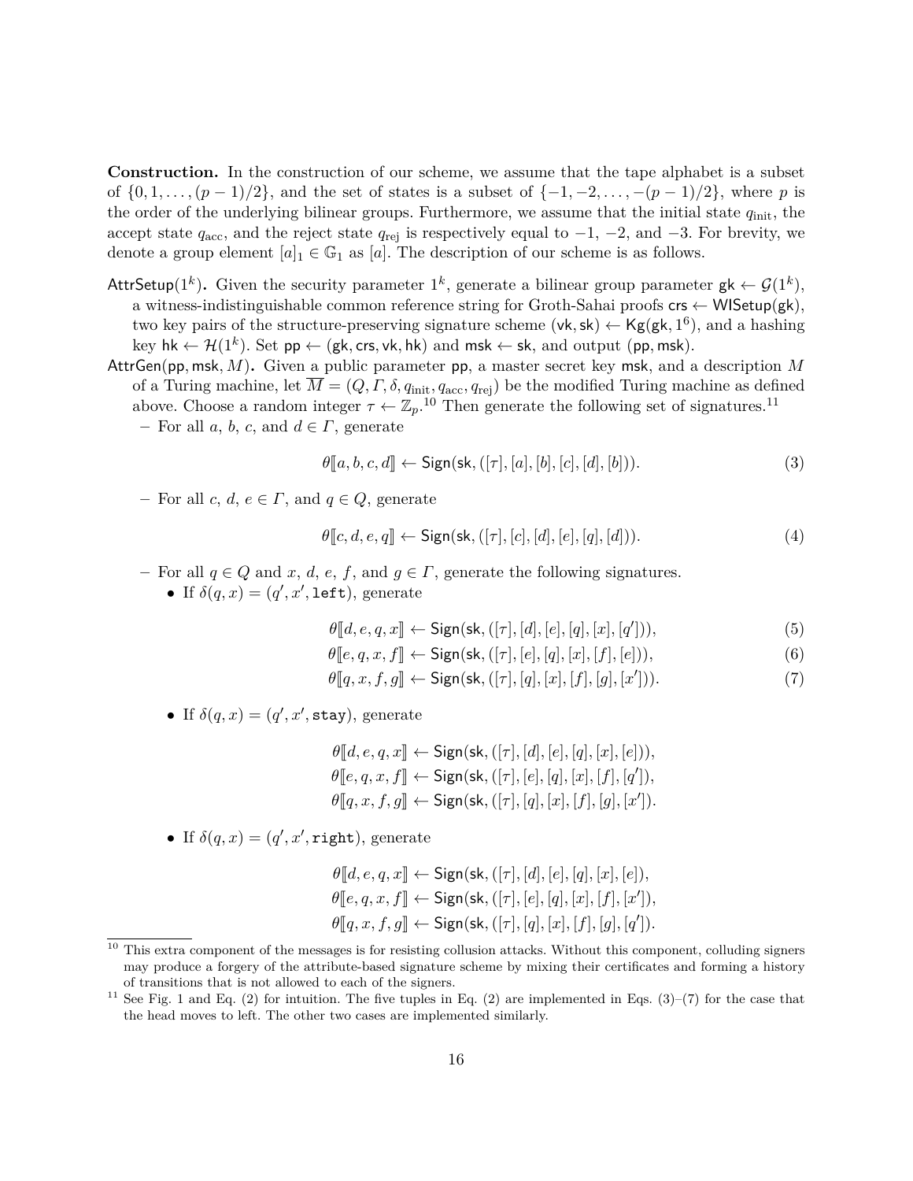**Construction.** In the construction of our scheme, we assume that the tape alphabet is a subset of $\{0, 1, \ldots, (p-1)/2\}$, and the set of states is a subset of $\{-1, -2, \ldots, -(p-1)/2\}$, where $p$ is the order of the underlying bilinear groups. Furthermore, we assume that the initial state $q_{\text{init}}$, the accept state $q_{\text{acc}}$, and the reject state $q_{\text{rej}}$ is respectively equal to $-1$, $-2$, and $-3$. For brevity, we denote a group element $[a]_1 \in \mathbb{G}_1$ as $[a]$. The description of our scheme is as follows.

$\mathsf{AttrSetup}(1^k)$**.** Given the security parameter $1^k$, generate a bilinear group parameter $\mathsf{gk} \leftarrow \mathcal{G}(1^k)$, a witness-indistinguishable common reference string for Groth-Sahai proofs $\mathsf{crs} \leftarrow \mathsf{WISetup}(\mathsf{gk})$, two key pairs of the structure-preserving signature scheme $(\mathsf{vk}, \mathsf{sk}) \leftarrow \mathsf{Kg}(\mathsf{gk}, 1^6)$, and a hashing key $\mathsf{hk} \leftarrow \mathcal{H}(1^k)$. Set $\mathsf{pp} \leftarrow (\mathsf{gk}, \mathsf{crs}, \mathsf{vk}, \mathsf{hk})$ and $\mathsf{msk} \leftarrow \mathsf{sk}$, and output $(\mathsf{pp}, \mathsf{msk})$.

$\mathsf{AttrGen}(\mathsf{pp}, \mathsf{msk}, M)$**.** Given a public parameter $\mathsf{pp}$, a master secret key $\mathsf{msk}$, and a description $M$ of a Turing machine, let $\overline{M} = (Q, \Gamma, \delta, q_{\text{init}}, q_{\text{acc}}, q_{\text{rej}})$ be the modified Turing machine as defined above. Choose a random integer $\tau \leftarrow \mathbb{Z}_p$.[10] Then generate the following set of signatures.[11]

- For all $a$, $b$, $c$, and $d \in \Gamma$, generate

$$\theta[\![a, b, c, d]\!] \leftarrow \mathsf{Sign}(\mathsf{sk}, ([\tau], [a], [b], [c], [d], [b])). \tag{3}$$

- For all $c$, $d$, $e \in \Gamma$, and $q \in Q$, generate

$$\theta[\![c, d, e, q]\!] \leftarrow \mathsf{Sign}(\mathsf{sk}, ([\tau], [c], [d], [e], [q], [d])). \tag{4}$$

- For all $q \in Q$ and $x$, $d$, $e$, $f$, and $g \in \Gamma$, generate the following signatures.
  - If $\delta(q, x) = (q', x', \texttt{left})$, generate

$$\theta[\![d, e, q, x]\!] \leftarrow \mathsf{Sign}(\mathsf{sk}, ([\tau], [d], [e], [q], [x], [q'])), \tag{5}$$

$$\theta[\![e, q, x, f]\!] \leftarrow \mathsf{Sign}(\mathsf{sk}, ([\tau], [e], [q], [x], [f], [e])), \tag{6}$$

$$\theta[\![q, x, f, g]\!] \leftarrow \mathsf{Sign}(\mathsf{sk}, ([\tau], [q], [x], [f], [g], [x'])). \tag{7}$$

  - If $\delta(q, x) = (q', x', \texttt{stay})$, generate

$$\theta[\![d, e, q, x]\!] \leftarrow \mathsf{Sign}(\mathsf{sk}, ([\tau], [d], [e], [q], [x], [e])),$$
$$\theta[\![e, q, x, f]\!] \leftarrow \mathsf{Sign}(\mathsf{sk}, ([\tau], [e], [q], [x], [f], [q']),$$
$$\theta[\![q, x, f, g]\!] \leftarrow \mathsf{Sign}(\mathsf{sk}, ([\tau], [q], [x], [f], [g], [x']).$$

  - If $\delta(q, x) = (q', x', \texttt{right})$, generate

$$\theta[\![d, e, q, x]\!] \leftarrow \mathsf{Sign}(\mathsf{sk}, ([\tau], [d], [e], [q], [x], [e]),$$
$$\theta[\![e, q, x, f]\!] \leftarrow \mathsf{Sign}(\mathsf{sk}, ([\tau], [e], [q], [x], [f], [x']),$$
$$\theta[\![q, x, f, g]\!] \leftarrow \mathsf{Sign}(\mathsf{sk}, ([\tau], [q], [x], [f], [g], [q']).$$

---

[10] This extra component of the messages is for resisting collusion attacks. Without this component, colluding signers may produce a forgery of the attribute-based signature scheme by mixing their certificates and forming a history of transitions that is not allowed to each of the signers.

[11] See Fig. 1 and Eq. (2) for intuition. The five tuples in Eq. (2) are implemented in Eqs. (3)–(7) for the case that the head moves to left. The other two cases are implemented similarly.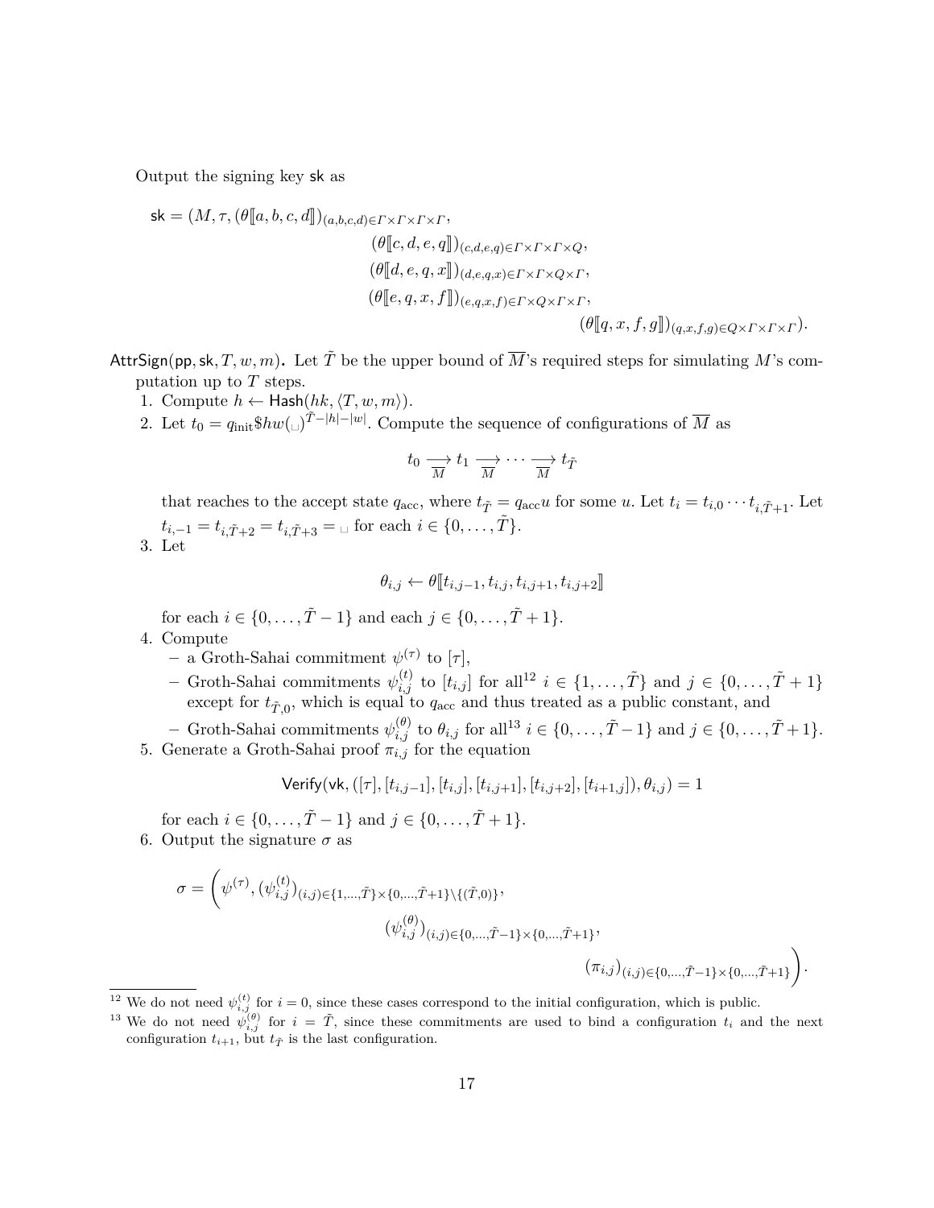Output the signing key $\mathsf{sk}$ as

$$
\begin{aligned}
\mathsf{sk} = (M, \tau, (\theta[\![a,b,c,d]\!])_{(a,b,c,d)\in\Gamma\times\Gamma\times\Gamma\times\Gamma},&\\
&(\theta[\![c,d,e,q]\!])_{(c,d,e,q)\in\Gamma\times\Gamma\times\Gamma\times Q},\\
&(\theta[\![d,e,q,x]\!])_{(d,e,q,x)\in\Gamma\times\Gamma\times Q\times\Gamma},\\
&(\theta[\![e,q,x,f]\!])_{(e,q,x,f)\in\Gamma\times Q\times\Gamma\times\Gamma},\\
&\qquad\qquad(\theta[\![q,x,f,g]\!])_{(q,x,f,g)\in Q\times\Gamma\times\Gamma\times\Gamma}).
\end{aligned}
$$

**$\mathsf{AttrSign}(\mathsf{pp}, \mathsf{sk}, T, w, m)$.** Let $\tilde{T}$ be the upper bound of $\overline{M}$'s required steps for simulating $M$'s computation up to $T$ steps.

1. Compute $h \leftarrow \mathsf{Hash}(hk, \langle T, w, m\rangle)$.
2. Let $t_0 = q_{\text{init}}\$hw(\sqcup)^{\tilde{T}-|h|-|w|}$. Compute the sequence of configurations of $\overline{M}$ as
$$t_0 \underset{\overline{M}}{\longrightarrow} t_1 \underset{\overline{M}}{\longrightarrow} \cdots \underset{\overline{M}}{\longrightarrow} t_{\tilde{T}}$$
that reaches to the accept state $q_{\text{acc}}$, where $t_{\tilde{T}} = q_{\text{acc}}u$ for some $u$. Let $t_i = t_{i,0}\cdots t_{i,\tilde{T}+1}$. Let $t_{i,-1} = t_{i,\tilde{T}+2} = t_{i,\tilde{T}+3} = \sqcup$ for each $i \in \{0,\ldots,\tilde{T}\}$.
3. Let
$$\theta_{i,j} \leftarrow \theta[\![t_{i,j-1}, t_{i,j}, t_{i,j+1}, t_{i,j+2}]\!]$$
for each $i \in \{0,\ldots,\tilde{T}-1\}$ and each $j \in \{0,\ldots,\tilde{T}+1\}$.
4. Compute
   - a Groth-Sahai commitment $\psi^{(\tau)}$ to $[\tau]$,
   - Groth-Sahai commitments $\psi^{(t)}_{i,j}$ to $[t_{i,j}]$ for all[12] $i \in \{1,\ldots,\tilde{T}\}$ and $j \in \{0,\ldots,\tilde{T}+1\}$ except for $t_{\tilde{T},0}$, which is equal to $q_{\text{acc}}$ and thus treated as a public constant, and
   - Groth-Sahai commitments $\psi^{(\theta)}_{i,j}$ to $\theta_{i,j}$ for all[13] $i \in \{0,\ldots,\tilde{T}-1\}$ and $j \in \{0,\ldots,\tilde{T}+1\}$.
5. Generate a Groth-Sahai proof $\pi_{i,j}$ for the equation
$$\mathsf{Verify}(\mathsf{vk}, ([\tau], [t_{i,j-1}], [t_{i,j}], [t_{i,j+1}], [t_{i,j+2}], [t_{i+1,j}]), \theta_{i,j}) = 1$$
for each $i \in \{0,\ldots,\tilde{T}-1\}$ and $j \in \{0,\ldots,\tilde{T}+1\}$.
6. Output the signature $\sigma$ as
$$
\begin{aligned}
\sigma = \Bigg(\psi^{(\tau)}, (\psi^{(t)}_{i,j})_{(i,j)\in\{1,\ldots,\tilde{T}\}\times\{0,\ldots,\tilde{T}+1\}\setminus\{(\tilde{T},0)\}},&\\
&(\psi^{(\theta)}_{i,j})_{(i,j)\in\{0,\ldots,\tilde{T}-1\}\times\{0,\ldots,\tilde{T}+1\}},\\
&\qquad\qquad(\pi_{i,j})_{(i,j)\in\{0,\ldots,\tilde{T}-1\}\times\{0,\ldots,\tilde{T}+1\}}\Bigg).
\end{aligned}
$$

---

[12] We do not need $\psi^{(t)}_{i,j}$ for $i = 0$, since these cases correspond to the initial configuration, which is public.

[13] We do not need $\psi^{(\theta)}_{i,j}$ for $i = \tilde{T}$, since these commitments are used to bind a configuration $t_i$ and the next configuration $t_{i+1}$, but $t_{\tilde{T}}$ is the last configuration.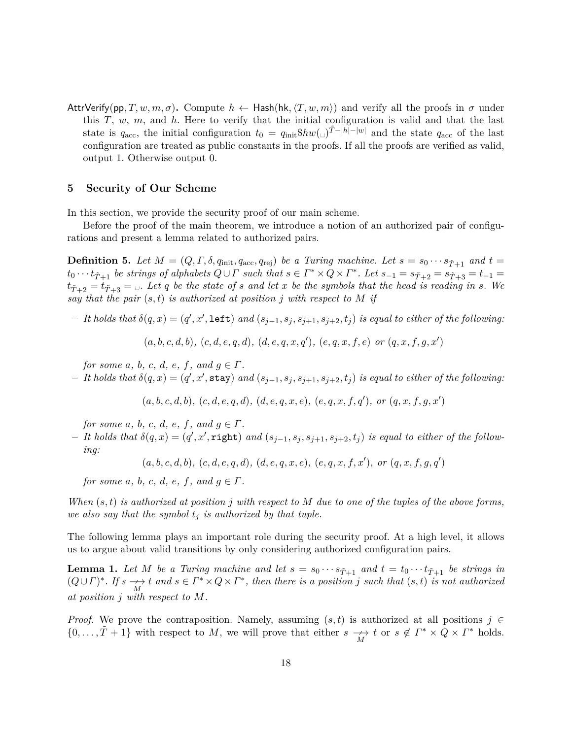AttrVerify(pp, $T, w, m, \sigma$). Compute $h \leftarrow \mathsf{Hash}(\mathsf{hk}, \langle T, w, m \rangle)$ and verify all the proofs in $\sigma$ under this $T$, $w$, $m$, and $h$. Here to verify that the initial configuration is valid and that the last state is $q_{\mathrm{acc}}$, the initial configuration $t_0 = q_{\mathrm{init}}\$hw(\sqcup)^{\tilde{T}-|h|-|w|}$ and the state $q_{\mathrm{acc}}$ of the last configuration are treated as public constants in the proofs. If all the proofs are verified as valid, output 1. Otherwise output 0.

## 5 Security of Our Scheme

In this section, we provide the security proof of our main scheme.

Before the proof of the main theorem, we introduce a notion of an authorized pair of configurations and present a lemma related to authorized pairs.

**Definition 5.** *Let $M = (Q, \Gamma, \delta, q_{\mathrm{init}}, q_{\mathrm{acc}}, q_{\mathrm{rej}})$ be a Turing machine. Let $s = s_0 \cdots s_{\tilde{T}+1}$ and $t = t_0 \cdots t_{\tilde{T}+1}$ be strings of alphabets $Q \cup \Gamma$ such that $s \in \Gamma^* \times Q \times \Gamma^*$. Let $s_{-1} = s_{\tilde{T}+2} = s_{\tilde{T}+3} = t_{-1} = t_{\tilde{T}+2} = t_{\tilde{T}+3} = \sqcup$. Let $q$ be the state of $s$ and let $x$ be the symbols that the head is reading in $s$. We say that the pair $(s, t)$ is authorized at position $j$ with respect to $M$ if*

- *It holds that $\delta(q, x) = (q', x', \texttt{left})$ and $(s_{j-1}, s_j, s_{j+1}, s_{j+2}, t_j)$ is equal to either of the following:*

$$(a, b, c, d, b),\ (c, d, e, q, d),\ (d, e, q, x, q'),\ (e, q, x, f, e)\ \text{or}\ (q, x, f, g, x')$$

  *for some $a$, $b$, $c$, $d$, $e$, $f$, and $g \in \Gamma$.*
- *It holds that $\delta(q, x) = (q', x', \texttt{stay})$ and $(s_{j-1}, s_j, s_{j+1}, s_{j+2}, t_j)$ is equal to either of the following:*

$$(a, b, c, d, b),\ (c, d, e, q, d),\ (d, e, q, x, e),\ (e, q, x, f, q'),\ \text{or}\ (q, x, f, g, x')$$

  *for some $a$, $b$, $c$, $d$, $e$, $f$, and $g \in \Gamma$.*
- *It holds that $\delta(q, x) = (q', x', \texttt{right})$ and $(s_{j-1}, s_j, s_{j+1}, s_{j+2}, t_j)$ is equal to either of the following:*

$$(a, b, c, d, b),\ (c, d, e, q, d),\ (d, e, q, x, e),\ (e, q, x, f, x'),\ \text{or}\ (q, x, f, g, q')$$

  *for some $a$, $b$, $c$, $d$, $e$, $f$, and $g \in \Gamma$.*

*When $(s, t)$ is authorized at position $j$ with respect to $M$ due to one of the tuples of the above forms, we also say that the symbol $t_j$ is authorized by that tuple.*

The following lemma plays an important role during the security proof. At a high level, it allows us to argue about valid transitions by only considering authorized configuration pairs.

**Lemma 1.** *Let $M$ be a Turing machine and let $s = s_0 \cdots s_{\tilde{T}+1}$ and $t = t_0 \cdots t_{\tilde{T}+1}$ be strings in $(Q \cup \Gamma)^*$. If $s \underset{M}{\not\rightarrow} t$ and $s \in \Gamma^* \times Q \times \Gamma^*$, then there is a position $j$ such that $(s, t)$ is not authorized at position $j$ with respect to $M$.*

*Proof.* We prove the contraposition. Namely, assuming $(s, t)$ is authorized at all positions $j \in \{0, \ldots, \tilde{T}+1\}$ with respect to $M$, we will prove that either $s \underset{M}{\rightarrow} t$ or $s \notin \Gamma^* \times Q \times \Gamma^*$ holds.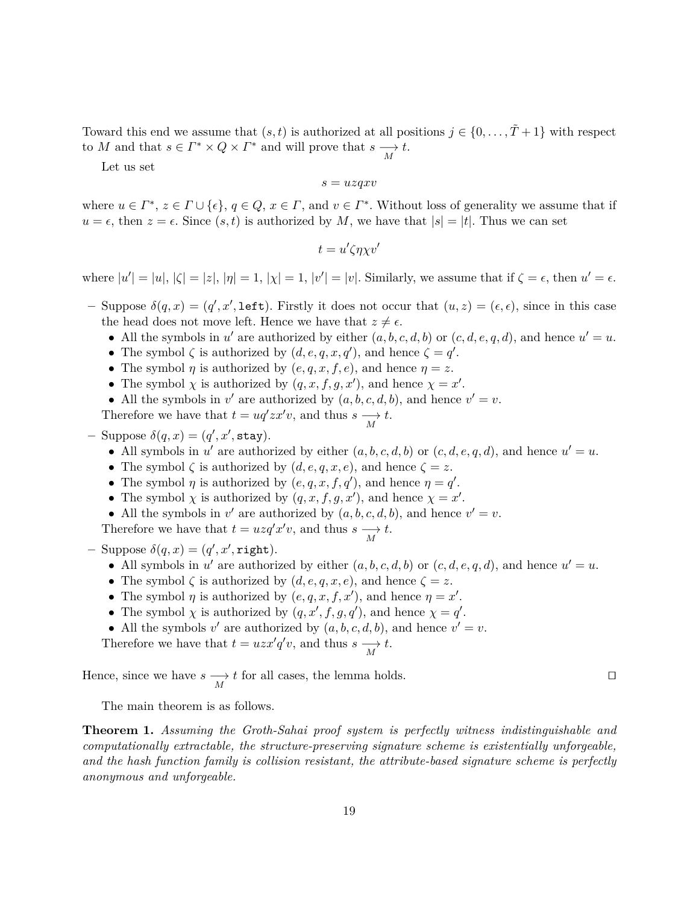Toward this end we assume that $(s,t)$ is authorized at all positions $j \in \{0, \ldots, \tilde{T}+1\}$ with respect to $M$ and that $s \in \Gamma^* \times Q \times \Gamma^*$ and will prove that $s \underset{M}{\longrightarrow} t$.

Let us set

$$s = uzqxv$$

where $u \in \Gamma^*$, $z \in \Gamma \cup \{\epsilon\}$, $q \in Q$, $x \in \Gamma$, and $v \in \Gamma^*$. Without loss of generality we assume that if $u = \epsilon$, then $z = \epsilon$. Since $(s,t)$ is authorized by $M$, we have that $|s| = |t|$. Thus we can set

$$t = u'\zeta\eta\chi v'$$

where $|u'| = |u|$, $|\zeta| = |z|$, $|\eta| = 1$, $|\chi| = 1$, $|v'| = |v|$. Similarly, we assume that if $\zeta = \epsilon$, then $u' = \epsilon$.

- Suppose $\delta(q,x) = (q', x', \texttt{left})$. Firstly it does not occur that $(u,z) = (\epsilon, \epsilon)$, since in this case the head does not move left. Hence we have that $z \neq \epsilon$.
  - All the symbols in $u'$ are authorized by either $(a,b,c,d,b)$ or $(c,d,e,q,d)$, and hence $u' = u$.
  - The symbol $\zeta$ is authorized by $(d,e,q,x,q')$, and hence $\zeta = q'$.
  - The symbol $\eta$ is authorized by $(e,q,x,f,e)$, and hence $\eta = z$.
  - The symbol $\chi$ is authorized by $(q,x,f,g,x')$, and hence $\chi = x'$.
  - All the symbols in $v'$ are authorized by $(a,b,c,d,b)$, and hence $v' = v$.

  Therefore we have that $t = uq'zx'v$, and thus $s \underset{M}{\longrightarrow} t$.
- Suppose $\delta(q,x) = (q', x', \texttt{stay})$.
  - All symbols in $u'$ are authorized by either $(a,b,c,d,b)$ or $(c,d,e,q,d)$, and hence $u' = u$.
  - The symbol $\zeta$ is authorized by $(d,e,q,x,e)$, and hence $\zeta = z$.
  - The symbol $\eta$ is authorized by $(e,q,x,f,q')$, and hence $\eta = q'$.
  - The symbol $\chi$ is authorized by $(q,x,f,g,x')$, and hence $\chi = x'$.
  - All the symbols in $v'$ are authorized by $(a,b,c,d,b)$, and hence $v' = v$.

  Therefore we have that $t = uzq'x'v$, and thus $s \underset{M}{\longrightarrow} t$.
- Suppose $\delta(q,x) = (q', x', \texttt{right})$.
  - All symbols in $u'$ are authorized by either $(a,b,c,d,b)$ or $(c,d,e,q,d)$, and hence $u' = u$.
  - The symbol $\zeta$ is authorized by $(d,e,q,x,e)$, and hence $\zeta = z$.
  - The symbol $\eta$ is authorized by $(e,q,x,f,x')$, and hence $\eta = x'$.
  - The symbol $\chi$ is authorized by $(q,x',f,g,q')$, and hence $\chi = q'$.
  - All the symbols $v'$ are authorized by $(a,b,c,d,b)$, and hence $v' = v$.

  Therefore we have that $t = uzx'q'v$, and thus $s \underset{M}{\longrightarrow} t$.

Hence, since we have $s \underset{M}{\longrightarrow} t$ for all cases, the lemma holds. ◻

The main theorem is as follows.

**Theorem 1.** *Assuming the Groth-Sahai proof system is perfectly witness indistinguishable and computationally extractable, the structure-preserving signature scheme is existentially unforgeable, and the hash function family is collision resistant, the attribute-based signature scheme is perfectly anonymous and unforgeable.*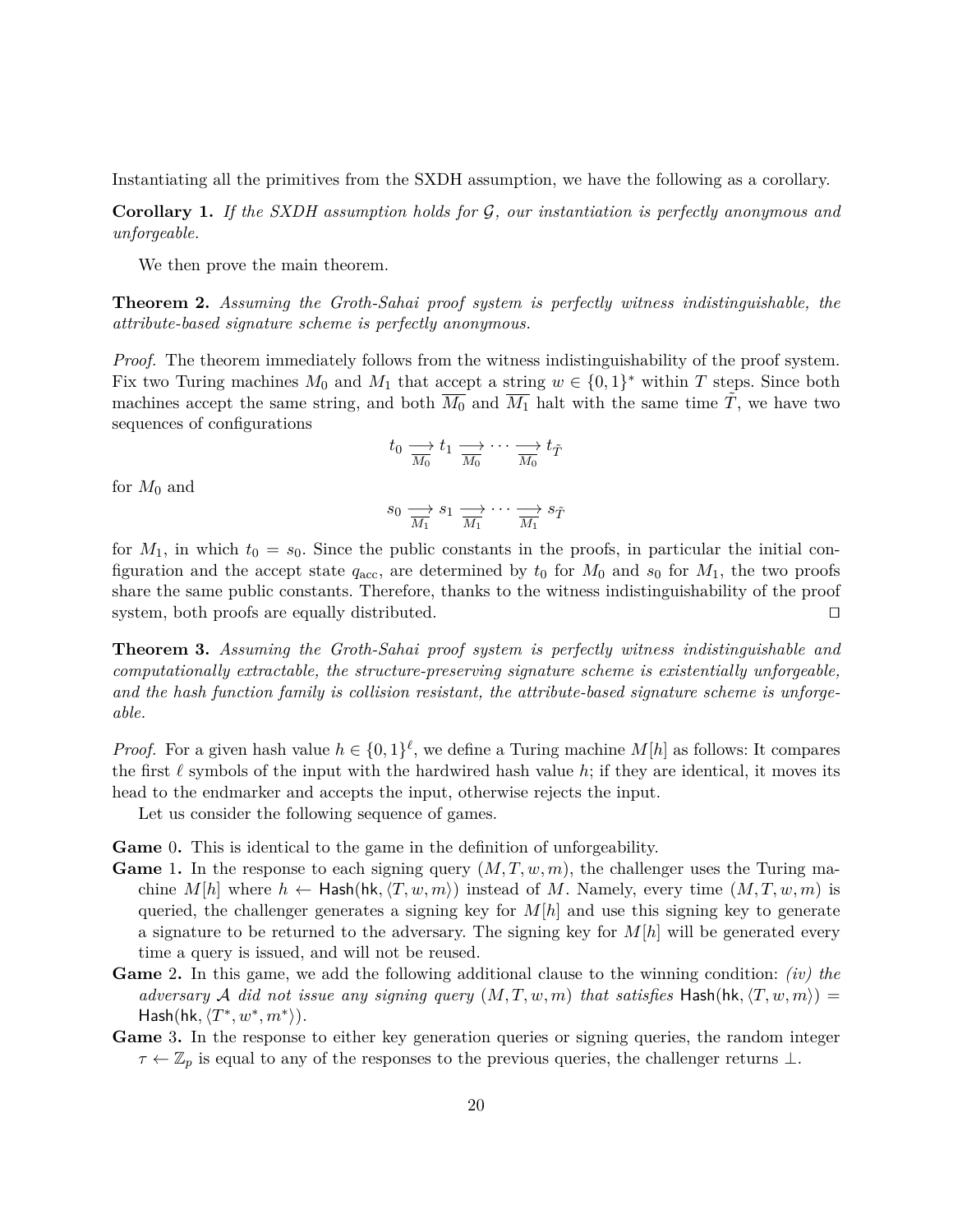Instantiating all the primitives from the SXDH assumption, we have the following as a corollary.

**Corollary 1.** *If the SXDH assumption holds for $\mathcal{G}$, our instantiation is perfectly anonymous and unforgeable.*

We then prove the main theorem.

**Theorem 2.** *Assuming the Groth-Sahai proof system is perfectly witness indistinguishable, the attribute-based signature scheme is perfectly anonymous.*

*Proof.* The theorem immediately follows from the witness indistinguishability of the proof system. Fix two Turing machines $M_0$ and $M_1$ that accept a string $w \in \{0,1\}^*$ within $T$ steps. Since both machines accept the same string, and both $\overline{M_0}$ and $\overline{M_1}$ halt with the same time $\tilde{T}$, we have two sequences of configurations

$$t_0 \underset{\overline{M_0}}{\longrightarrow} t_1 \underset{\overline{M_0}}{\longrightarrow} \cdots \underset{\overline{M_0}}{\longrightarrow} t_{\tilde{T}}$$

for $M_0$ and

$$s_0 \underset{\overline{M_1}}{\longrightarrow} s_1 \underset{\overline{M_1}}{\longrightarrow} \cdots \underset{\overline{M_1}}{\longrightarrow} s_{\tilde{T}}$$

for $M_1$, in which $t_0 = s_0$. Since the public constants in the proofs, in particular the initial configuration and the accept state $q_{\text{acc}}$, are determined by $t_0$ for $M_0$ and $s_0$ for $M_1$, the two proofs share the same public constants. Therefore, thanks to the witness indistinguishability of the proof system, both proofs are equally distributed. □

**Theorem 3.** *Assuming the Groth-Sahai proof system is perfectly witness indistinguishable and computationally extractable, the structure-preserving signature scheme is existentially unforgeable, and the hash function family is collision resistant, the attribute-based signature scheme is unforgeable.*

*Proof.* For a given hash value $h \in \{0,1\}^\ell$, we define a Turing machine $M[h]$ as follows: It compares the first $\ell$ symbols of the input with the hardwired hash value $h$; if they are identical, it moves its head to the endmarker and accepts the input, otherwise rejects the input.

Let us consider the following sequence of games.

**Game 0.** This is identical to the game in the definition of unforgeability.

**Game 1.** In the response to each signing query $(M, T, w, m)$, the challenger uses the Turing machine $M[h]$ where $h \leftarrow \mathsf{Hash}(\mathsf{hk}, \langle T, w, m \rangle)$ instead of $M$. Namely, every time $(M, T, w, m)$ is queried, the challenger generates a signing key for $M[h]$ and use this signing key to generate a signature to be returned to the adversary. The signing key for $M[h]$ will be generated every time a query is issued, and will not be reused.

**Game 2.** In this game, we add the following additional clause to the winning condition: *(iv) the adversary $\mathcal{A}$ did not issue any signing query $(M, T, w, m)$ that satisfies $\mathsf{Hash}(\mathsf{hk}, \langle T, w, m \rangle) = \mathsf{Hash}(\mathsf{hk}, \langle T^*, w^*, m^* \rangle)$.*

**Game 3.** In the response to either key generation queries or signing queries, the random integer $\tau \leftarrow \mathbb{Z}_p$ is equal to any of the responses to the previous queries, the challenger returns $\perp$.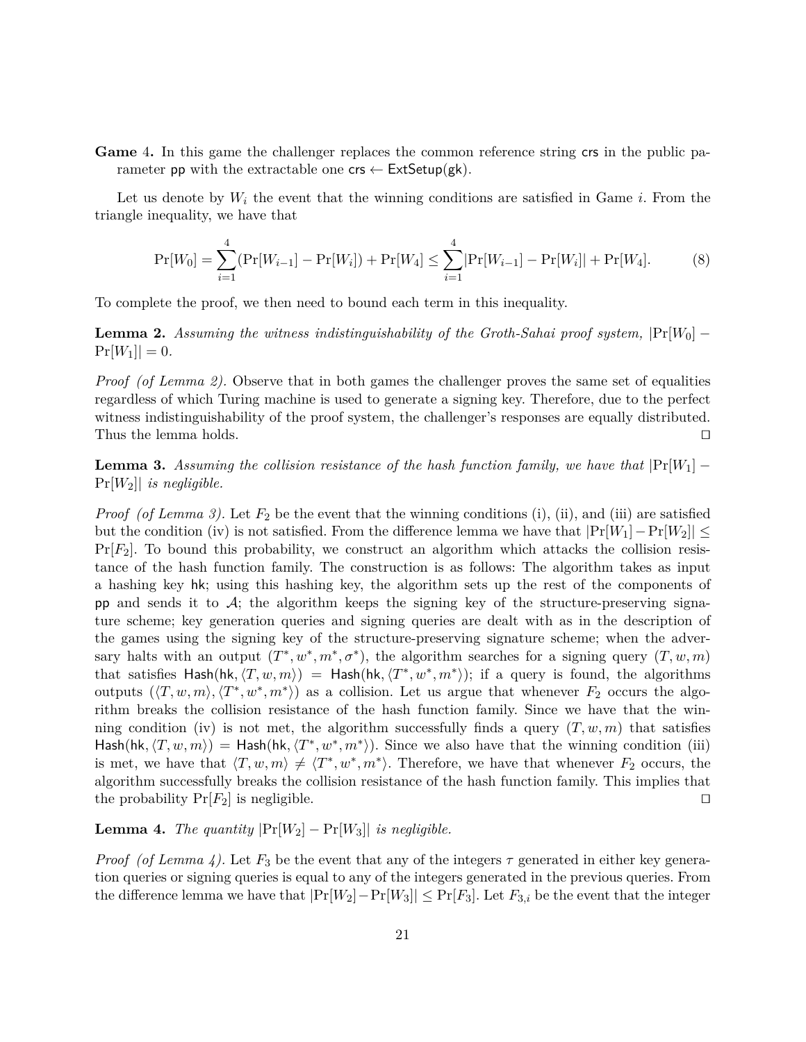**Game** 4. In this game the challenger replaces the common reference string $\mathsf{crs}$ in the public parameter $\mathsf{pp}$ with the extractable one $\mathsf{crs} \leftarrow \mathsf{ExtSetup}(\mathsf{gk})$.

Let us denote by $W_i$ the event that the winning conditions are satisfied in Game $i$. From the triangle inequality, we have that

$$\Pr[W_0] = \sum_{i=1}^{4}(\Pr[W_{i-1}] - \Pr[W_i]) + \Pr[W_4] \leq \sum_{i=1}^{4}|\Pr[W_{i-1}] - \Pr[W_i]| + \Pr[W_4]. \tag{8}$$

To complete the proof, we then need to bound each term in this inequality.

**Lemma 2.** *Assuming the witness indistinguishability of the Groth-Sahai proof system,* $|\Pr[W_0] - \Pr[W_1]| = 0$.

*Proof (of Lemma 2).* Observe that in both games the challenger proves the same set of equalities regardless of which Turing machine is used to generate a signing key. Therefore, due to the perfect witness indistinguishability of the proof system, the challenger's responses are equally distributed. Thus the lemma holds. ◻

**Lemma 3.** *Assuming the collision resistance of the hash function family, we have that* $|\Pr[W_1] - \Pr[W_2]|$ *is negligible.*

*Proof (of Lemma 3).* Let $F_2$ be the event that the winning conditions (i), (ii), and (iii) are satisfied but the condition (iv) is not satisfied. From the difference lemma we have that $|\Pr[W_1] - \Pr[W_2]| \leq \Pr[F_2]$. To bound this probability, we construct an algorithm which attacks the collision resistance of the hash function family. The construction is as follows: The algorithm takes as input a hashing key $\mathsf{hk}$; using this hashing key, the algorithm sets up the rest of the components of $\mathsf{pp}$ and sends it to $\mathcal{A}$; the algorithm keeps the signing key of the structure-preserving signature scheme; key generation queries and signing queries are dealt with as in the description of the games using the signing key of the structure-preserving signature scheme; when the adversary halts with an output $(T^*, w^*, m^*, \sigma^*)$, the algorithm searches for a signing query $(T, w, m)$ that satisfies $\mathsf{Hash}(\mathsf{hk}, \langle T, w, m\rangle) = \mathsf{Hash}(\mathsf{hk}, \langle T^*, w^*, m^*\rangle)$; if a query is found, the algorithms outputs $(\langle T, w, m\rangle, \langle T^*, w^*, m^*\rangle)$ as a collision. Let us argue that whenever $F_2$ occurs the algorithm breaks the collision resistance of the hash function family. Since we have that the winning condition (iv) is not met, the algorithm successfully finds a query $(T, w, m)$ that satisfies $\mathsf{Hash}(\mathsf{hk}, \langle T, w, m\rangle) = \mathsf{Hash}(\mathsf{hk}, \langle T^*, w^*, m^*\rangle)$. Since we also have that the winning condition (iii) is met, we have that $\langle T, w, m\rangle \neq \langle T^*, w^*, m^*\rangle$. Therefore, we have that whenever $F_2$ occurs, the algorithm successfully breaks the collision resistance of the hash function family. This implies that the probability $\Pr[F_2]$ is negligible. ◻

**Lemma 4.** *The quantity* $|\Pr[W_2] - \Pr[W_3]|$ *is negligible.*

*Proof (of Lemma 4).* Let $F_3$ be the event that any of the integers $\tau$ generated in either key generation queries or signing queries is equal to any of the integers generated in the previous queries. From the difference lemma we have that $|\Pr[W_2] - \Pr[W_3]| \leq \Pr[F_3]$. Let $F_{3,i}$ be the event that the integer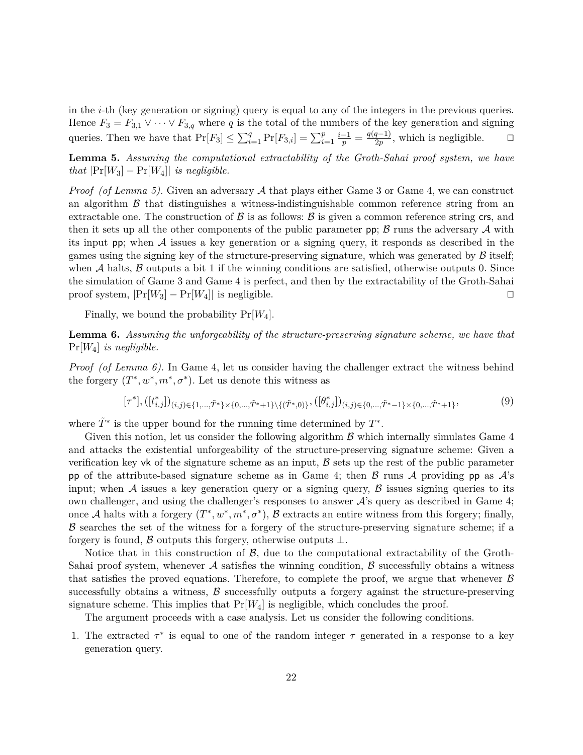in the $i$-th (key generation or signing) query is equal to any of the integers in the previous queries. Hence $F_3 = F_{3,1} \vee \cdots \vee F_{3,q}$ where $q$ is the total of the numbers of the key generation and signing queries. Then we have that $\Pr[F_3] \leq \sum_{i=1}^{q} \Pr[F_{3,i}] = \sum_{i=1}^{p} \frac{i-1}{p} = \frac{q(q-1)}{2p}$, which is negligible. ◻

**Lemma 5.** *Assuming the computational extractability of the Groth-Sahai proof system, we have that* $|\Pr[W_3] - \Pr[W_4]|$ *is negligible.*

*Proof (of Lemma 5).* Given an adversary $\mathcal{A}$ that plays either Game 3 or Game 4, we can construct an algorithm $\mathcal{B}$ that distinguishes a witness-indistinguishable common reference string from an extractable one. The construction of $\mathcal{B}$ is as follows: $\mathcal{B}$ is given a common reference string $\mathsf{crs}$, and then it sets up all the other components of the public parameter $\mathsf{pp}$; $\mathcal{B}$ runs the adversary $\mathcal{A}$ with its input $\mathsf{pp}$; when $\mathcal{A}$ issues a key generation or a signing query, it responds as described in the games using the signing key of the structure-preserving signature, which was generated by $\mathcal{B}$ itself; when $\mathcal{A}$ halts, $\mathcal{B}$ outputs a bit 1 if the winning conditions are satisfied, otherwise outputs 0. Since the simulation of Game 3 and Game 4 is perfect, and then by the extractability of the Groth-Sahai proof system, $|\Pr[W_3] - \Pr[W_4]|$ is negligible. ◻

Finally, we bound the probability $\Pr[W_4]$.

**Lemma 6.** *Assuming the unforgeability of the structure-preserving signature scheme, we have that* $\Pr[W_4]$ *is negligible.*

*Proof (of Lemma 6).* In Game 4, let us consider having the challenger extract the witness behind the forgery $(T^*, w^*, m^*, \sigma^*)$. Let us denote this witness as

$$[\tau^*], ([t^*_{i,j}])_{(i,j) \in \{1,\ldots,\tilde{T}^*\} \times \{0,\ldots,\tilde{T}^*+1\} \setminus \{(\tilde{T}^*,0)\}}, ([\theta^*_{i,j}])_{(i,j) \in \{0,\ldots,\tilde{T}^*-1\} \times \{0,\ldots,\tilde{T}^*+1\}}, \tag{9}$$

where $\tilde{T}^*$ is the upper bound for the running time determined by $T^*$.

Given this notion, let us consider the following algorithm $\mathcal{B}$ which internally simulates Game 4 and attacks the existential unforgeability of the structure-preserving signature scheme: Given a verification key $\mathsf{vk}$ of the signature scheme as an input, $\mathcal{B}$ sets up the rest of the public parameter $\mathsf{pp}$ of the attribute-based signature scheme as in Game 4; then $\mathcal{B}$ runs $\mathcal{A}$ providing $\mathsf{pp}$ as $\mathcal{A}$'s input; when $\mathcal{A}$ issues a key generation query or a signing query, $\mathcal{B}$ issues signing queries to its own challenger, and using the challenger's responses to answer $\mathcal{A}$'s query as described in Game 4; once $\mathcal{A}$ halts with a forgery $(T^*, w^*, m^*, \sigma^*)$, $\mathcal{B}$ extracts an entire witness from this forgery; finally, $\mathcal{B}$ searches the set of the witness for a forgery of the structure-preserving signature scheme; if a forgery is found, $\mathcal{B}$ outputs this forgery, otherwise outputs $\perp$.

Notice that in this construction of $\mathcal{B}$, due to the computational extractability of the Groth-Sahai proof system, whenever $\mathcal{A}$ satisfies the winning condition, $\mathcal{B}$ successfully obtains a witness that satisfies the proved equations. Therefore, to complete the proof, we argue that whenever $\mathcal{B}$ successfully obtains a witness, $\mathcal{B}$ successfully outputs a forgery against the structure-preserving signature scheme. This implies that $\Pr[W_4]$ is negligible, which concludes the proof.

The argument proceeds with a case analysis. Let us consider the following conditions.

1. The extracted $\tau^*$ is equal to one of the random integer $\tau$ generated in a response to a key generation query.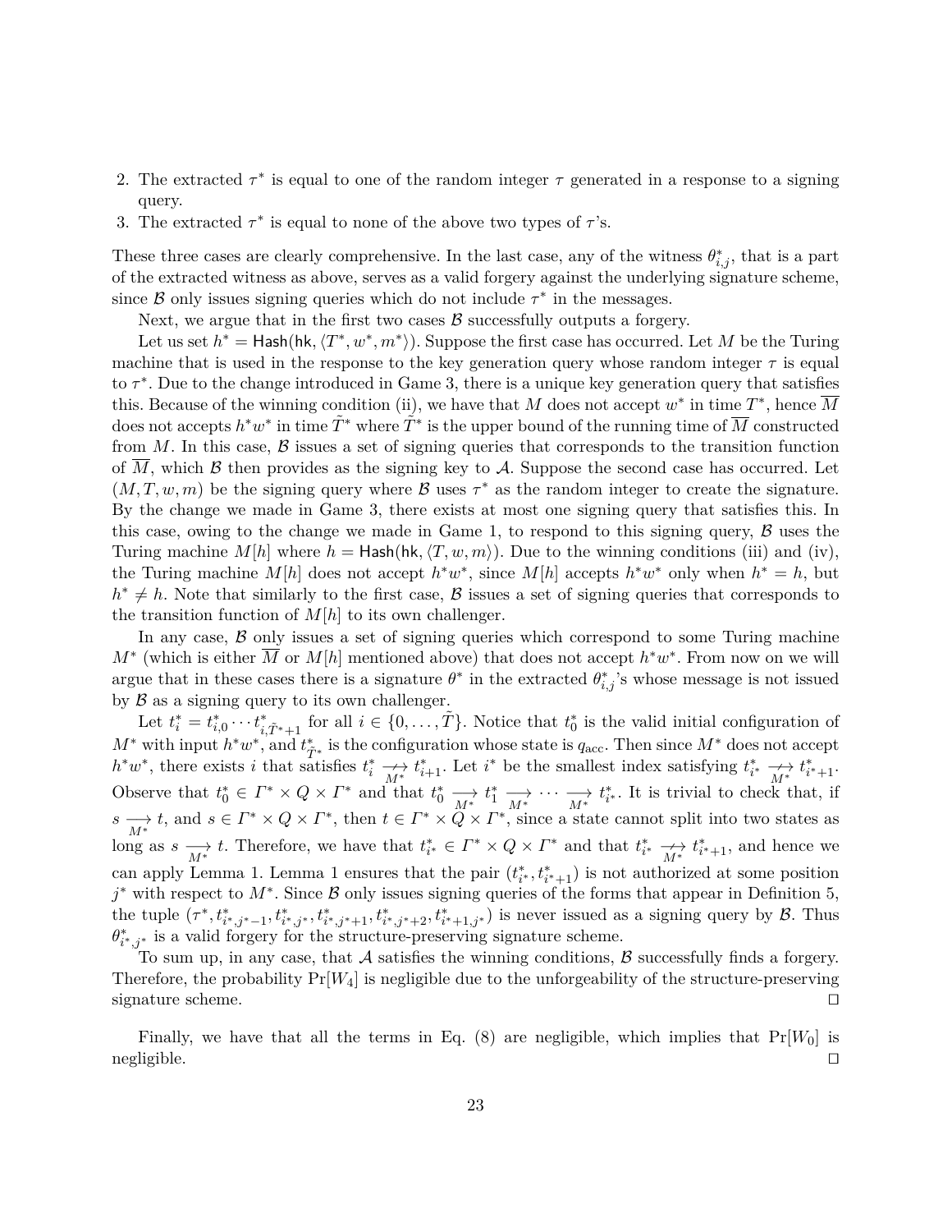2. The extracted $\tau^*$ is equal to one of the random integer $\tau$ generated in a response to a signing query.
3. The extracted $\tau^*$ is equal to none of the above two types of $\tau$'s.

These three cases are clearly comprehensive. In the last case, any of the witness $\theta^*_{i,j}$, that is a part of the extracted witness as above, serves as a valid forgery against the underlying signature scheme, since $\mathcal{B}$ only issues signing queries which do not include $\tau^*$ in the messages.

Next, we argue that in the first two cases $\mathcal{B}$ successfully outputs a forgery.

Let us set $h^* = \mathsf{Hash}(\mathsf{hk}, \langle T^*, w^*, m^* \rangle)$. Suppose the first case has occurred. Let $M$ be the Turing machine that is used in the response to the key generation query whose random integer $\tau$ is equal to $\tau^*$. Due to the change introduced in Game 3, there is a unique key generation query that satisfies this. Because of the winning condition (ii), we have that $M$ does not accept $w^*$ in time $T^*$, hence $\overline{M}$ does not accepts $h^* w^*$ in time $\tilde{T}^*$ where $\tilde{T}^*$ is the upper bound of the running time of $\overline{M}$ constructed from $M$. In this case, $\mathcal{B}$ issues a set of signing queries that corresponds to the transition function of $\overline{M}$, which $\mathcal{B}$ then provides as the signing key to $\mathcal{A}$. Suppose the second case has occurred. Let $(M, T, w, m)$ be the signing query where $\mathcal{B}$ uses $\tau^*$ as the random integer to create the signature. By the change we made in Game 3, there exists at most one signing query that satisfies this. In this case, owing to the change we made in Game 1, to respond to this signing query, $\mathcal{B}$ uses the Turing machine $M[h]$ where $h = \mathsf{Hash}(\mathsf{hk}, \langle T, w, m \rangle)$. Due to the winning conditions (iii) and (iv), the Turing machine $M[h]$ does not accept $h^* w^*$, since $M[h]$ accepts $h^* w^*$ only when $h^* = h$, but $h^* \neq h$. Note that similarly to the first case, $\mathcal{B}$ issues a set of signing queries that corresponds to the transition function of $M[h]$ to its own challenger.

In any case, $\mathcal{B}$ only issues a set of signing queries which correspond to some Turing machine $M^*$ (which is either $\overline{M}$ or $M[h]$ mentioned above) that does not accept $h^* w^*$. From now on we will argue that in these cases there is a signature $\theta^*$ in the extracted $\theta^*_{i,j}$'s whose message is not issued by $\mathcal{B}$ as a signing query to its own challenger.

Let $t^*_i = t^*_{i,0} \cdots t^*_{i,\tilde{T}^*+1}$ for all $i \in \{0, \ldots, \tilde{T}\}$. Notice that $t^*_0$ is the valid initial configuration of $M^*$ with input $h^* w^*$, and $t^*_{\tilde{T}^*}$ is the configuration whose state is $q_{\mathrm{acc}}$. Then since $M^*$ does not accept $h^* w^*$, there exists $i$ that satisfies $t^*_i \underset{M^*}{\not\longrightarrow} t^*_{i+1}$. Let $i^*$ be the smallest index satisfying $t^*_{i^*} \underset{M^*}{\not\longrightarrow} t^*_{i^*+1}$. Observe that $t^*_0 \in \Gamma^* \times Q \times \Gamma^*$ and that $t^*_0 \underset{M^*}{\longrightarrow} t^*_1 \underset{M^*}{\longrightarrow} \cdots \underset{M^*}{\longrightarrow} t^*_{i^*}$. It is trivial to check that, if $s \underset{M^*}{\longrightarrow} t$, and $s \in \Gamma^* \times Q \times \Gamma^*$, then $t \in \Gamma^* \times Q \times \Gamma^*$, since a state cannot split into two states as long as $s \underset{M^*}{\longrightarrow} t$. Therefore, we have that $t^*_{i^*} \in \Gamma^* \times Q \times \Gamma^*$ and that $t^*_{i^*} \underset{M^*}{\not\longrightarrow} t^*_{i^*+1}$, and hence we can apply Lemma 1. Lemma 1 ensures that the pair $(t^*_{i^*}, t^*_{i^*+1})$ is not authorized at some position $j^*$ with respect to $M^*$. Since $\mathcal{B}$ only issues signing queries of the forms that appear in Definition 5, the tuple $(\tau^*, t^*_{i^*,j^*-1}, t^*_{i^*,j^*}, t^*_{i^*,j^*+1}, t^*_{i^*,j^*+2}, t^*_{i^*+1,j^*})$ is never issued as a signing query by $\mathcal{B}$. Thus $\theta^*_{i^*,j^*}$ is a valid forgery for the structure-preserving signature scheme.

To sum up, in any case, that $\mathcal{A}$ satisfies the winning conditions, $\mathcal{B}$ successfully finds a forgery. Therefore, the probability $\Pr[W_4]$ is negligible due to the unforgeability of the structure-preserving signature scheme. □

Finally, we have that all the terms in Eq. (8) are negligible, which implies that $\Pr[W_0]$ is negligible. □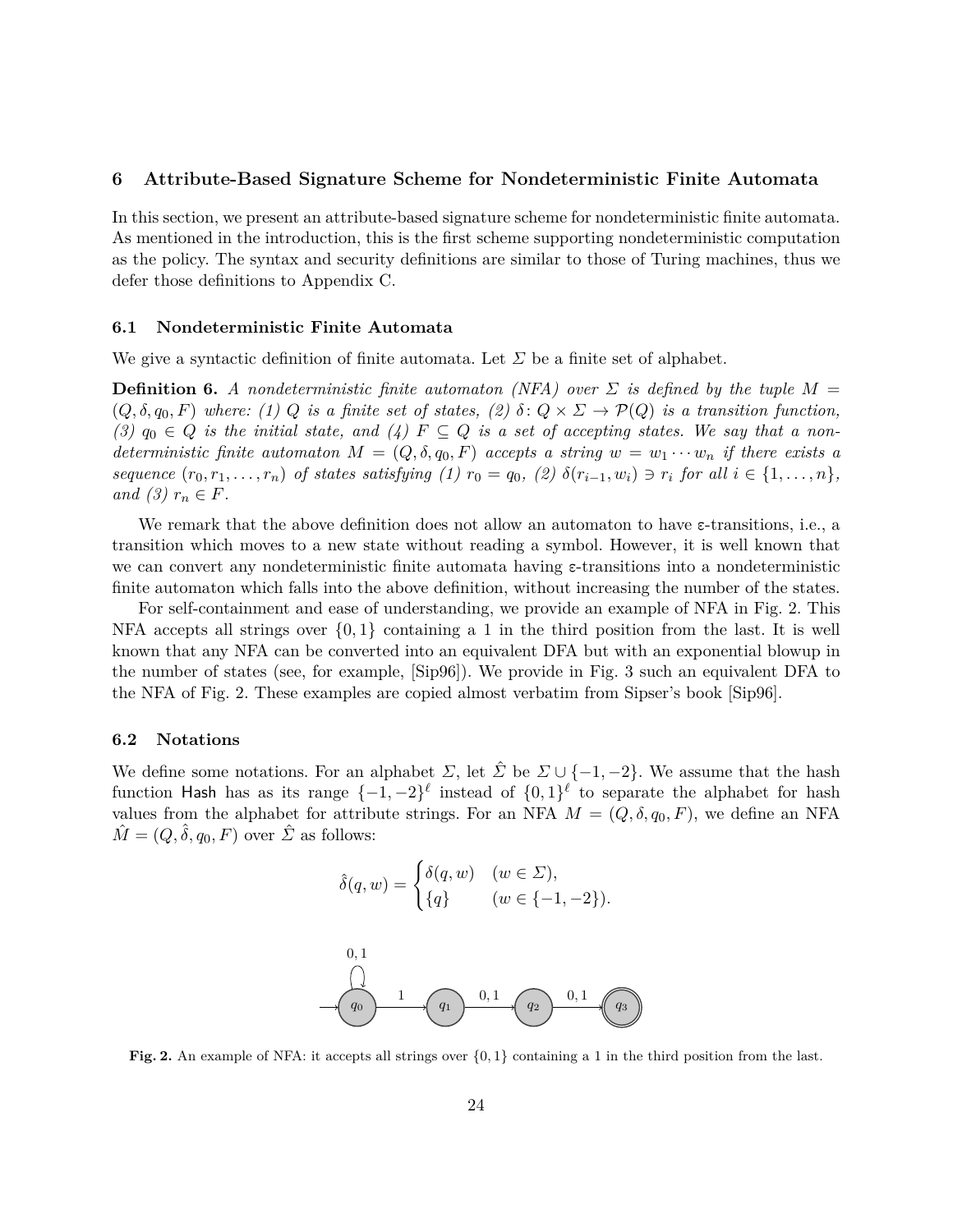## 6 Attribute-Based Signature Scheme for Nondeterministic Finite Automata

In this section, we present an attribute-based signature scheme for nondeterministic finite automata. As mentioned in the introduction, this is the first scheme supporting nondeterministic computation as the policy. The syntax and security definitions are similar to those of Turing machines, thus we defer those definitions to Appendix C.

### 6.1 Nondeterministic Finite Automata

We give a syntactic definition of finite automata. Let $\Sigma$ be a finite set of alphabet.

**Definition 6.** *A nondeterministic finite automaton (NFA) over $\Sigma$ is defined by the tuple $M = (Q, \delta, q_0, F)$ where: (1) $Q$ is a finite set of states, (2) $\delta \colon Q \times \Sigma \to \mathcal{P}(Q)$ is a transition function, (3) $q_0 \in Q$ is the initial state, and (4) $F \subseteq Q$ is a set of accepting states. We say that a nondeterministic finite automaton $M = (Q, \delta, q_0, F)$ accepts a string $w = w_1 \cdots w_n$ if there exists a sequence $(r_0, r_1, \ldots, r_n)$ of states satisfying (1) $r_0 = q_0$, (2) $\delta(r_{i-1}, w_i) \ni r_i$ for all $i \in \{1, \ldots, n\}$, and (3) $r_n \in F$.*

We remark that the above definition does not allow an automaton to have ε-transitions, i.e., a transition which moves to a new state without reading a symbol. However, it is well known that we can convert any nondeterministic finite automata having ε-transitions into a nondeterministic finite automaton which falls into the above definition, without increasing the number of the states.

For self-containment and ease of understanding, we provide an example of NFA in Fig. 2. This NFA accepts all strings over $\{0, 1\}$ containing a 1 in the third position from the last. It is well known that any NFA can be converted into an equivalent DFA but with an exponential blowup in the number of states (see, for example, [Sip96]). We provide in Fig. 3 such an equivalent DFA to the NFA of Fig. 2. These examples are copied almost verbatim from Sipser's book [Sip96].

### 6.2 Notations

We define some notations. For an alphabet $\Sigma$, let $\hat{\Sigma}$ be $\Sigma \cup \{-1, -2\}$. We assume that the hash function $\mathsf{Hash}$ has as its range $\{-1, -2\}^\ell$ instead of $\{0, 1\}^\ell$ to separate the alphabet for hash values from the alphabet for attribute strings. For an NFA $M = (Q, \delta, q_0, F)$, we define an NFA $\hat{M} = (Q, \hat{\delta}, q_0, F)$ over $\hat{\Sigma}$ as follows:

$$\hat{\delta}(q, w) = \begin{cases} \delta(q, w) & (w \in \Sigma), \\ \{q\} & (w \in \{-1, -2\}). \end{cases}$$

**Fig. 2.** An example of NFA: it accepts all strings over $\{0, 1\}$ containing a 1 in the third position from the last.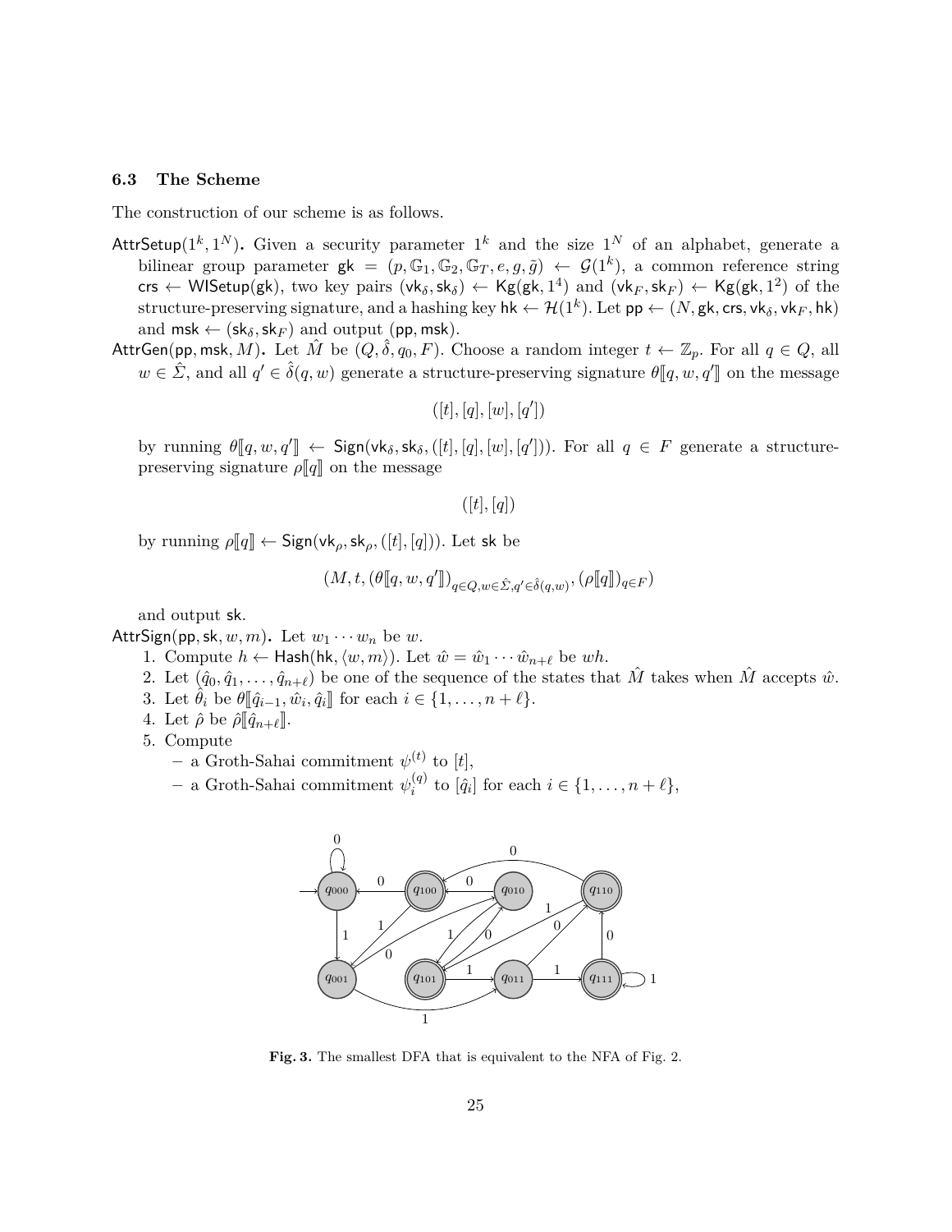### 6.3 The Scheme

The construction of our scheme is as follows.

$\mathsf{AttrSetup}(1^k, 1^N)$**.** Given a security parameter $1^k$ and the size $1^N$ of an alphabet, generate a bilinear group parameter $\mathsf{gk} = (p, \mathbb{G}_1, \mathbb{G}_2, \mathbb{G}_T, e, g, \tilde{g}) \leftarrow \mathcal{G}(1^k)$, a common reference string $\mathsf{crs} \leftarrow \mathsf{WISetup}(\mathsf{gk})$, two key pairs $(\mathsf{vk}_\delta, \mathsf{sk}_\delta) \leftarrow \mathsf{Kg}(\mathsf{gk}, 1^4)$ and $(\mathsf{vk}_F, \mathsf{sk}_F) \leftarrow \mathsf{Kg}(\mathsf{gk}, 1^2)$ of the structure-preserving signature, and a hashing key $\mathsf{hk} \leftarrow \mathcal{H}(1^k)$. Let $\mathsf{pp} \leftarrow (N, \mathsf{gk}, \mathsf{crs}, \mathsf{vk}_\delta, \mathsf{vk}_F, \mathsf{hk})$ and $\mathsf{msk} \leftarrow (\mathsf{sk}_\delta, \mathsf{sk}_F)$ and output $(\mathsf{pp}, \mathsf{msk})$.

$\mathsf{AttrGen}(\mathsf{pp}, \mathsf{msk}, M)$**.** Let $\hat{M}$ be $(Q, \hat{\delta}, q_0, F)$. Choose a random integer $t \leftarrow \mathbb{Z}_p$. For all $q \in Q$, all $w \in \hat{\Sigma}$, and all $q' \in \hat{\delta}(q, w)$ generate a structure-preserving signature $\theta[\![q, w, q']\!]$ on the message

$$([t], [q], [w], [q'])$$

by running $\theta[\![q, w, q']\!] \leftarrow \mathsf{Sign}(\mathsf{vk}_\delta, \mathsf{sk}_\delta, ([t], [q], [w], [q']))$. For all $q \in F$ generate a structure-preserving signature $\rho[\![q]\!]$ on the message

$$([t], [q])$$

by running $\rho[\![q]\!] \leftarrow \mathsf{Sign}(\mathsf{vk}_\rho, \mathsf{sk}_\rho, ([t], [q]))$. Let $\mathsf{sk}$ be

$$(M, t, (\theta[\![q, w, q']\!])_{q \in Q, w \in \hat{\Sigma}, q' \in \hat{\delta}(q,w)}, (\rho[\![q]\!])_{q \in F})$$

and output $\mathsf{sk}$.

$\mathsf{AttrSign}(\mathsf{pp}, \mathsf{sk}, w, m)$**.** Let $w_1 \cdots w_n$ be $w$.

1. Compute $h \leftarrow \mathsf{Hash}(\mathsf{hk}, \langle w, m \rangle)$. Let $\hat{w} = \hat{w}_1 \cdots \hat{w}_{n+\ell}$ be $wh$.
2. Let $(\hat{q}_0, \hat{q}_1, \ldots, \hat{q}_{n+\ell})$ be one of the sequence of the states that $\hat{M}$ takes when $\hat{M}$ accepts $\hat{w}$.
3. Let $\hat{\theta}_i$ be $\theta[\![\hat{q}_{i-1}, \hat{w}_i, \hat{q}_i]\!]$ for each $i \in \{1, \ldots, n+\ell\}$.
4. Let $\hat{\rho}$ be $\hat{\rho}[\![\hat{q}_{n+\ell}]\!]$.
5. Compute
   - a Groth-Sahai commitment $\psi^{(t)}$ to $[t]$,
   - a Groth-Sahai commitment $\psi_i^{(q)}$ to $[\hat{q}_i]$ for each $i \in \{1, \ldots, n+\ell\}$,

**Fig. 3.** The smallest DFA that is equivalent to the NFA of Fig. 2.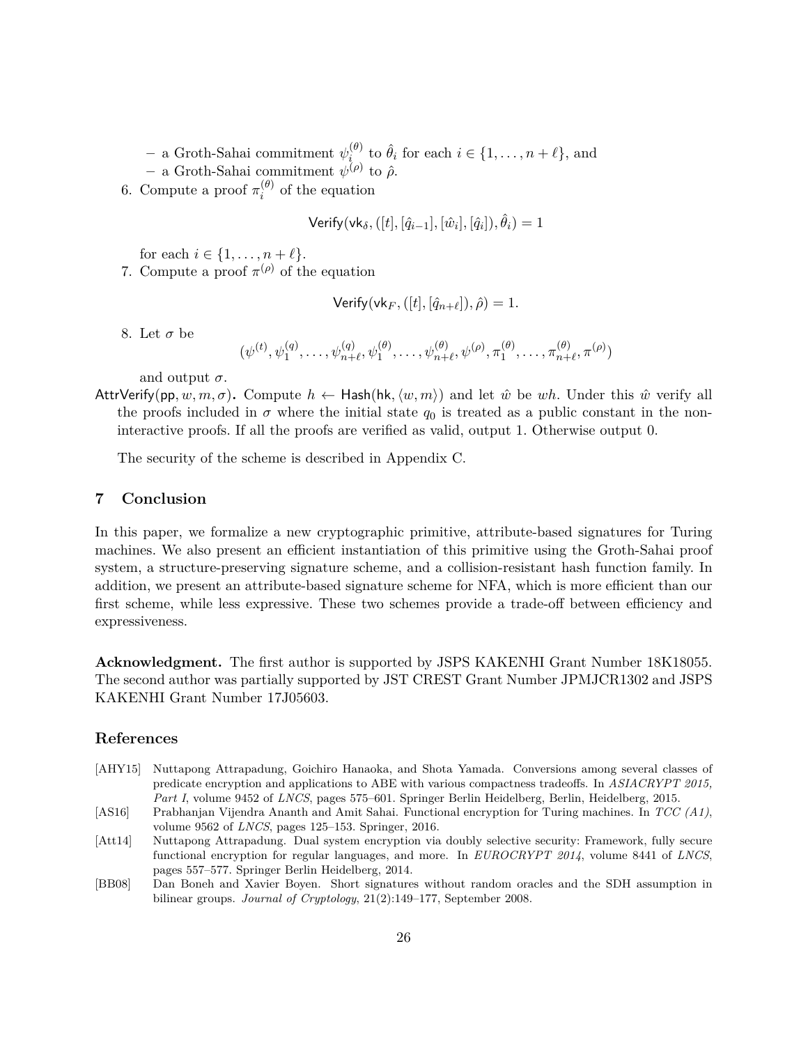- a Groth-Sahai commitment $\psi_i^{(\theta)}$ to $\hat{\theta}_i$ for each $i \in \{1, \ldots, n+\ell\}$, and
   - a Groth-Sahai commitment $\psi^{(\rho)}$ to $\hat{\rho}$.

6. Compute a proof $\pi_i^{(\theta)}$ of the equation

$$\mathsf{Verify}(\mathsf{vk}_\delta, ([t], [\hat{q}_{i-1}], [\hat{w}_i], [\hat{q}_i]), \hat{\theta}_i) = 1$$

   for each $i \in \{1, \ldots, n+\ell\}$.

7. Compute a proof $\pi^{(\rho)}$ of the equation

$$\mathsf{Verify}(\mathsf{vk}_F, ([t], [\hat{q}_{n+\ell}]), \hat{\rho}) = 1.$$

8. Let $\sigma$ be

$$(\psi^{(t)}, \psi_1^{(q)}, \ldots, \psi_{n+\ell}^{(q)}, \psi_1^{(\theta)}, \ldots, \psi_{n+\ell}^{(\theta)}, \psi^{(\rho)}, \pi_1^{(\theta)}, \ldots, \pi_{n+\ell}^{(\theta)}, \pi^{(\rho)})$$

   and output $\sigma$.

$\mathsf{AttrVerify}(\mathsf{pp}, w, m, \sigma)$**.** Compute $h \leftarrow \mathsf{Hash}(\mathsf{hk}, \langle w, m \rangle)$ and let $\hat{w}$ be $wh$. Under this $\hat{w}$ verify all the proofs included in $\sigma$ where the initial state $q_0$ is treated as a public constant in the non-interactive proofs. If all the proofs are verified as valid, output 1. Otherwise output 0.

The security of the scheme is described in Appendix C.

## 7 Conclusion

In this paper, we formalize a new cryptographic primitive, attribute-based signatures for Turing machines. We also present an efficient instantiation of this primitive using the Groth-Sahai proof system, a structure-preserving signature scheme, and a collision-resistant hash function family. In addition, we present an attribute-based signature scheme for NFA, which is more efficient than our first scheme, while less expressive. These two schemes provide a trade-off between efficiency and expressiveness.

**Acknowledgment.** The first author is supported by JSPS KAKENHI Grant Number 18K18055. The second author was partially supported by JST CREST Grant Number JPMJCR1302 and JSPS KAKENHI Grant Number 17J05603.

## References

[AHY15] Nuttapong Attrapadung, Goichiro Hanaoka, and Shota Yamada. Conversions among several classes of predicate encryption and applications to ABE with various compactness tradeoffs. In *ASIACRYPT 2015, Part I*, volume 9452 of *LNCS*, pages 575–601. Springer Berlin Heidelberg, Berlin, Heidelberg, 2015.

[AS16] Prabhanjan Vijendra Ananth and Amit Sahai. Functional encryption for Turing machines. In *TCC (A1)*, volume 9562 of *LNCS*, pages 125–153. Springer, 2016.

[Att14] Nuttapong Attrapadung. Dual system encryption via doubly selective security: Framework, fully secure functional encryption for regular languages, and more. In *EUROCRYPT 2014*, volume 8441 of *LNCS*, pages 557–577. Springer Berlin Heidelberg, 2014.

[BB08] Dan Boneh and Xavier Boyen. Short signatures without random oracles and the SDH assumption in bilinear groups. *Journal of Cryptology*, 21(2):149–177, September 2008.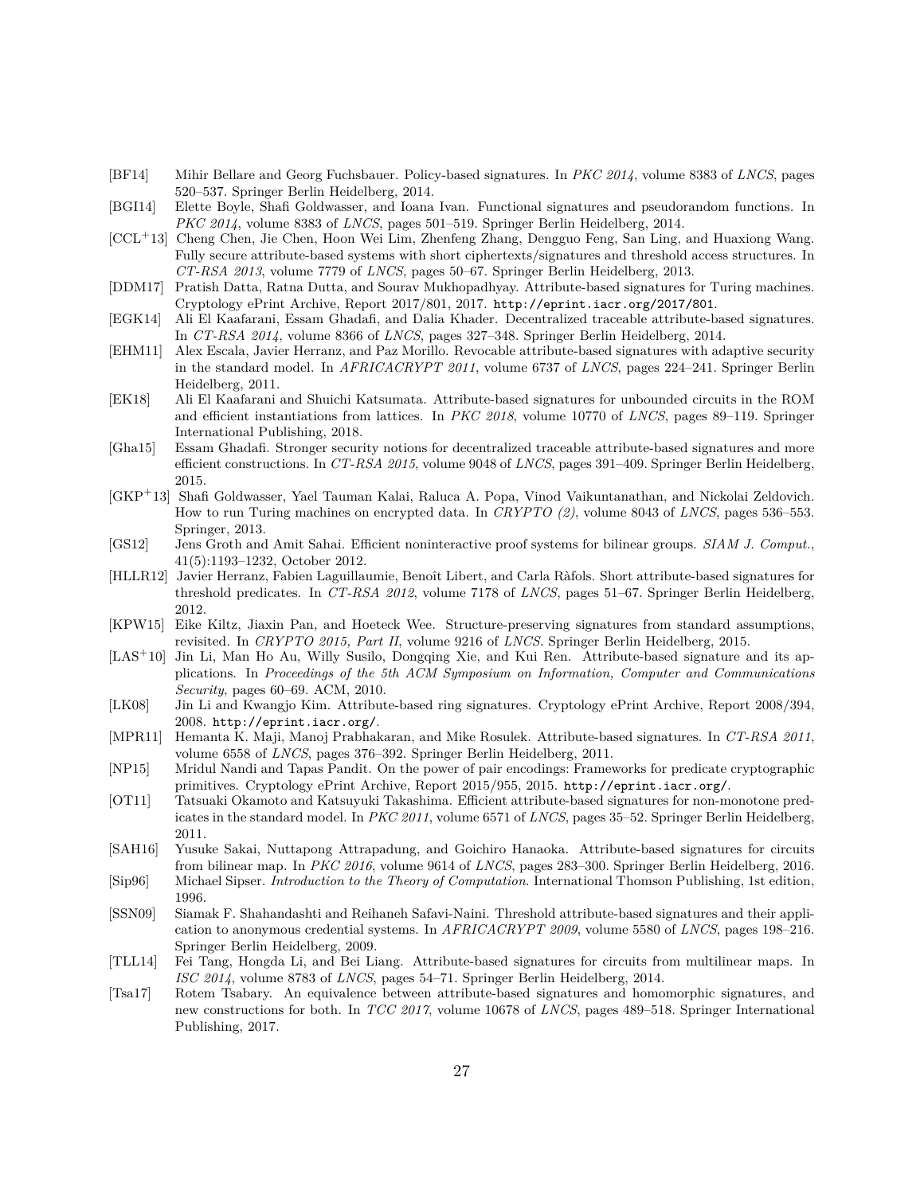[BF14] Mihir Bellare and Georg Fuchsbauer. Policy-based signatures. In *PKC 2014*, volume 8383 of *LNCS*, pages 520–537. Springer Berlin Heidelberg, 2014.

[BGI14] Elette Boyle, Shafi Goldwasser, and Ioana Ivan. Functional signatures and pseudorandom functions. In *PKC 2014*, volume 8383 of *LNCS*, pages 501–519. Springer Berlin Heidelberg, 2014.

[CCL+13] Cheng Chen, Jie Chen, Hoon Wei Lim, Zhenfeng Zhang, Dengguo Feng, San Ling, and Huaxiong Wang. Fully secure attribute-based systems with short ciphertexts/signatures and threshold access structures. In *CT-RSA 2013*, volume 7779 of *LNCS*, pages 50–67. Springer Berlin Heidelberg, 2013.

[DDM17] Pratish Datta, Ratna Dutta, and Sourav Mukhopadhyay. Attribute-based signatures for Turing machines. Cryptology ePrint Archive, Report 2017/801, 2017. `http://eprint.iacr.org/2017/801`.

[EGK14] Ali El Kaafarani, Essam Ghadafi, and Dalia Khader. Decentralized traceable attribute-based signatures. In *CT-RSA 2014*, volume 8366 of *LNCS*, pages 327–348. Springer Berlin Heidelberg, 2014.

[EHM11] Alex Escala, Javier Herranz, and Paz Morillo. Revocable attribute-based signatures with adaptive security in the standard model. In *AFRICACRYPT 2011*, volume 6737 of *LNCS*, pages 224–241. Springer Berlin Heidelberg, 2011.

[EK18] Ali El Kaafarani and Shuichi Katsumata. Attribute-based signatures for unbounded circuits in the ROM and efficient instantiations from lattices. In *PKC 2018*, volume 10770 of *LNCS*, pages 89–119. Springer International Publishing, 2018.

[Gha15] Essam Ghadafi. Stronger security notions for decentralized traceable attribute-based signatures and more efficient constructions. In *CT-RSA 2015*, volume 9048 of *LNCS*, pages 391–409. Springer Berlin Heidelberg, 2015.

[GKP+13] Shafi Goldwasser, Yael Tauman Kalai, Raluca A. Popa, Vinod Vaikuntanathan, and Nickolai Zeldovich. How to run Turing machines on encrypted data. In *CRYPTO (2)*, volume 8043 of *LNCS*, pages 536–553. Springer, 2013.

[GS12] Jens Groth and Amit Sahai. Efficient noninteractive proof systems for bilinear groups. *SIAM J. Comput.*, 41(5):1193–1232, October 2012.

[HLLR12] Javier Herranz, Fabien Laguillaumie, Benoît Libert, and Carla Ràfols. Short attribute-based signatures for threshold predicates. In *CT-RSA 2012*, volume 7178 of *LNCS*, pages 51–67. Springer Berlin Heidelberg, 2012.

[KPW15] Eike Kiltz, Jiaxin Pan, and Hoeteck Wee. Structure-preserving signatures from standard assumptions, revisited. In *CRYPTO 2015, Part II*, volume 9216 of *LNCS*. Springer Berlin Heidelberg, 2015.

[LAS+10] Jin Li, Man Ho Au, Willy Susilo, Dongqing Xie, and Kui Ren. Attribute-based signature and its applications. In *Proceedings of the 5th ACM Symposium on Information, Computer and Communications Security*, pages 60–69. ACM, 2010.

[LK08] Jin Li and Kwangjo Kim. Attribute-based ring signatures. Cryptology ePrint Archive, Report 2008/394, 2008. `http://eprint.iacr.org/`.

[MPR11] Hemanta K. Maji, Manoj Prabhakaran, and Mike Rosulek. Attribute-based signatures. In *CT-RSA 2011*, volume 6558 of *LNCS*, pages 376–392. Springer Berlin Heidelberg, 2011.

[NP15] Mridul Nandi and Tapas Pandit. On the power of pair encodings: Frameworks for predicate cryptographic primitives. Cryptology ePrint Archive, Report 2015/955, 2015. `http://eprint.iacr.org/`.

[OT11] Tatsuaki Okamoto and Katsuyuki Takashima. Efficient attribute-based signatures for non-monotone predicates in the standard model. In *PKC 2011*, volume 6571 of *LNCS*, pages 35–52. Springer Berlin Heidelberg, 2011.

[SAH16] Yusuke Sakai, Nuttapong Attrapadung, and Goichiro Hanaoka. Attribute-based signatures for circuits from bilinear map. In *PKC 2016*, volume 9614 of *LNCS*, pages 283–300. Springer Berlin Heidelberg, 2016.

[Sip96] Michael Sipser. *Introduction to the Theory of Computation*. International Thomson Publishing, 1st edition, 1996.

[SSN09] Siamak F. Shahandashti and Reihaneh Safavi-Naini. Threshold attribute-based signatures and their application to anonymous credential systems. In *AFRICACRYPT 2009*, volume 5580 of *LNCS*, pages 198–216. Springer Berlin Heidelberg, 2009.

[TLL14] Fei Tang, Hongda Li, and Bei Liang. Attribute-based signatures for circuits from multilinear maps. In *ISC 2014*, volume 8783 of *LNCS*, pages 54–71. Springer Berlin Heidelberg, 2014.

[Tsa17] Rotem Tsabary. An equivalence between attribute-based signatures and homomorphic signatures, and new constructions for both. In *TCC 2017*, volume 10678 of *LNCS*, pages 489–518. Springer International Publishing, 2017.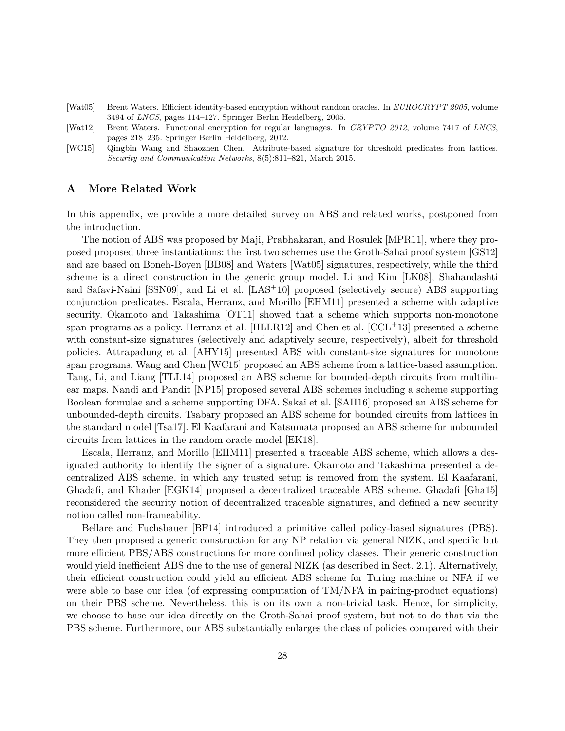[Wat05] Brent Waters. Efficient identity-based encryption without random oracles. In *EUROCRYPT 2005*, volume 3494 of *LNCS*, pages 114–127. Springer Berlin Heidelberg, 2005.

[Wat12] Brent Waters. Functional encryption for regular languages. In *CRYPTO 2012*, volume 7417 of *LNCS*, pages 218–235. Springer Berlin Heidelberg, 2012.

[WC15] Qingbin Wang and Shaozhen Chen. Attribute-based signature for threshold predicates from lattices. *Security and Communication Networks*, 8(5):811–821, March 2015.

## A More Related Work

In this appendix, we provide a more detailed survey on ABS and related works, postponed from the introduction.

The notion of ABS was proposed by Maji, Prabhakaran, and Rosulek [MPR11], where they proposed proposed three instantiations: the first two schemes use the Groth-Sahai proof system [GS12] and are based on Boneh-Boyen [BB08] and Waters [Wat05] signatures, respectively, while the third scheme is a direct construction in the generic group model. Li and Kim [LK08], Shahandashti and Safavi-Naini [SSN09], and Li et al. [LAS+10] proposed (selectively secure) ABS supporting conjunction predicates. Escala, Herranz, and Morillo [EHM11] presented a scheme with adaptive security. Okamoto and Takashima [OT11] showed that a scheme which supports non-monotone span programs as a policy. Herranz et al. [HLLR12] and Chen et al. [CCL+13] presented a scheme with constant-size signatures (selectively and adaptively secure, respectively), albeit for threshold policies. Attrapadung et al. [AHY15] presented ABS with constant-size signatures for monotone span programs. Wang and Chen [WC15] proposed an ABS scheme from a lattice-based assumption. Tang, Li, and Liang [TLL14] proposed an ABS scheme for bounded-depth circuits from multilinear maps. Nandi and Pandit [NP15] proposed several ABS schemes including a scheme supporting Boolean formulae and a scheme supporting DFA. Sakai et al. [SAH16] proposed an ABS scheme for unbounded-depth circuits. Tsabary proposed an ABS scheme for bounded circuits from lattices in the standard model [Tsa17]. El Kaafarani and Katsumata proposed an ABS scheme for unbounded circuits from lattices in the random oracle model [EK18].

Escala, Herranz, and Morillo [EHM11] presented a traceable ABS scheme, which allows a designated authority to identify the signer of a signature. Okamoto and Takashima presented a decentralized ABS scheme, in which any trusted setup is removed from the system. El Kaafarani, Ghadafi, and Khader [EGK14] proposed a decentralized traceable ABS scheme. Ghadafi [Gha15] reconsidered the security notion of decentralized traceable signatures, and defined a new security notion called non-frameability.

Bellare and Fuchsbauer [BF14] introduced a primitive called policy-based signatures (PBS). They then proposed a generic construction for any NP relation via general NIZK, and specific but more efficient PBS/ABS constructions for more confined policy classes. Their generic construction would yield inefficient ABS due to the use of general NIZK (as described in Sect. 2.1). Alternatively, their efficient construction could yield an efficient ABS scheme for Turing machine or NFA if we were able to base our idea (of expressing computation of TM/NFA in pairing-product equations) on their PBS scheme. Nevertheless, this is on its own a non-trivial task. Hence, for simplicity, we choose to base our idea directly on the Groth-Sahai proof system, but not to do that via the PBS scheme. Furthermore, our ABS substantially enlarges the class of policies compared with their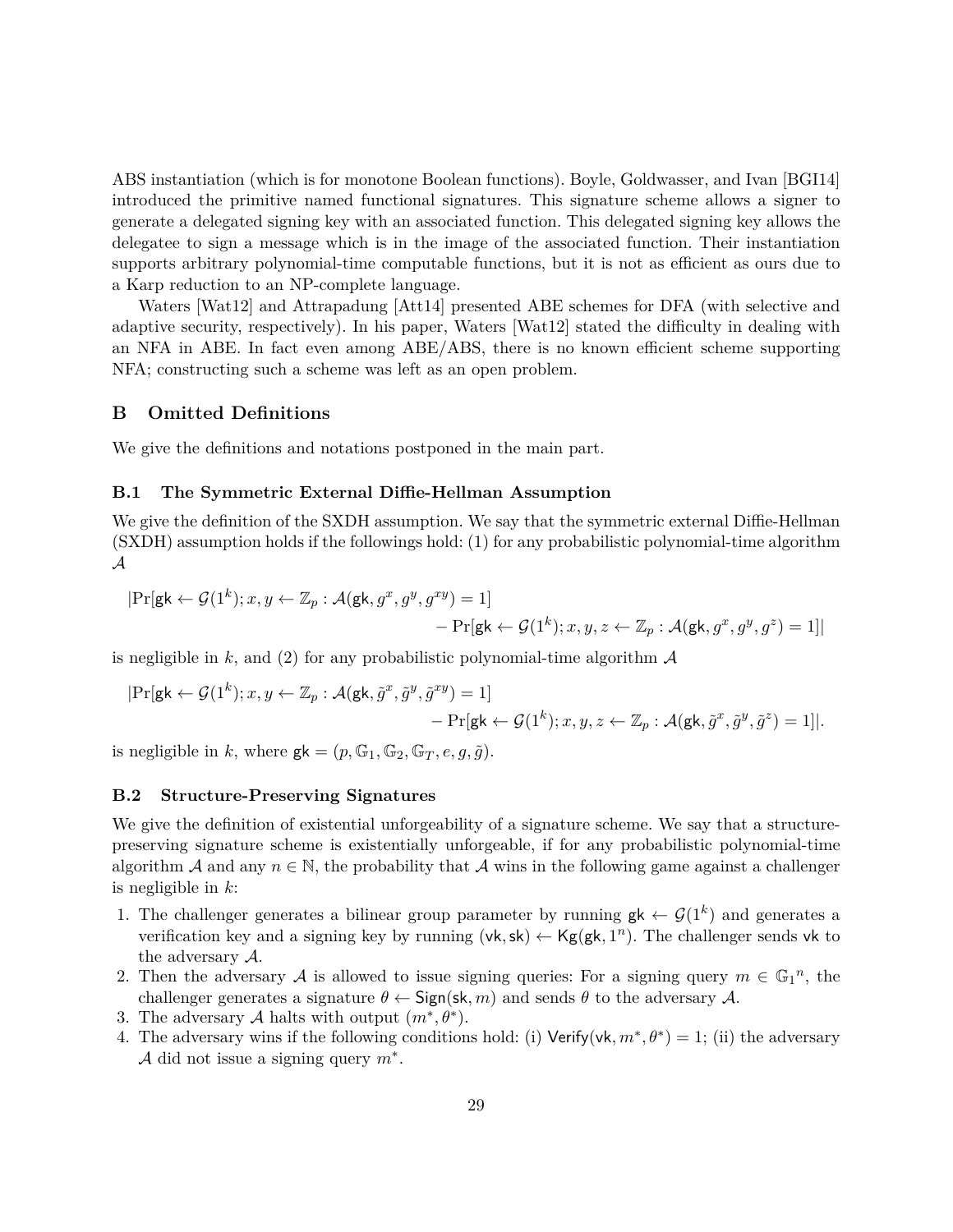ABS instantiation (which is for monotone Boolean functions). Boyle, Goldwasser, and Ivan [BGI14] introduced the primitive named functional signatures. This signature scheme allows a signer to generate a delegated signing key with an associated function. This delegated signing key allows the delegatee to sign a message which is in the image of the associated function. Their instantiation supports arbitrary polynomial-time computable functions, but it is not as efficient as ours due to a Karp reduction to an NP-complete language.

Waters [Wat12] and Attrapadung [Att14] presented ABE schemes for DFA (with selective and adaptive security, respectively). In his paper, Waters [Wat12] stated the difficulty in dealing with an NFA in ABE. In fact even among ABE/ABS, there is no known efficient scheme supporting NFA; constructing such a scheme was left as an open problem.

## B Omitted Definitions

We give the definitions and notations postponed in the main part.

### B.1 The Symmetric External Diffie-Hellman Assumption

We give the definition of the SXDH assumption. We say that the symmetric external Diffie-Hellman (SXDH) assumption holds if the followings hold: (1) for any probabilistic polynomial-time algorithm $\mathcal{A}$

$$
\begin{aligned}
|\Pr[\mathsf{gk} \leftarrow \mathcal{G}(1^k); x, y \leftarrow \mathbb{Z}_p : \mathcal{A}(\mathsf{gk}, g^x, g^y, g^{xy}) = 1] \\
- \Pr[\mathsf{gk} \leftarrow \mathcal{G}(1^k); x, y, z \leftarrow \mathbb{Z}_p : \mathcal{A}(\mathsf{gk}, g^x, g^y, g^z) = 1]|
\end{aligned}
$$

is negligible in $k$, and (2) for any probabilistic polynomial-time algorithm $\mathcal{A}$

$$
\begin{aligned}
|\Pr[\mathsf{gk} \leftarrow \mathcal{G}(1^k); x, y \leftarrow \mathbb{Z}_p : \mathcal{A}(\mathsf{gk}, \tilde{g}^x, \tilde{g}^y, \tilde{g}^{xy}) = 1] \\
- \Pr[\mathsf{gk} \leftarrow \mathcal{G}(1^k); x, y, z \leftarrow \mathbb{Z}_p : \mathcal{A}(\mathsf{gk}, \tilde{g}^x, \tilde{g}^y, \tilde{g}^z) = 1]|.
\end{aligned}
$$

is negligible in $k$, where $\mathsf{gk} = (p, \mathbb{G}_1, \mathbb{G}_2, \mathbb{G}_T, e, g, \tilde{g})$.

### B.2 Structure-Preserving Signatures

We give the definition of existential unforgeability of a signature scheme. We say that a structure-preserving signature scheme is existentially unforgeable, if for any probabilistic polynomial-time algorithm $\mathcal{A}$ and any $n \in \mathbb{N}$, the probability that $\mathcal{A}$ wins in the following game against a challenger is negligible in $k$:

1. The challenger generates a bilinear group parameter by running $\mathsf{gk} \leftarrow \mathcal{G}(1^k)$ and generates a verification key and a signing key by running $(\mathsf{vk}, \mathsf{sk}) \leftarrow \mathsf{Kg}(\mathsf{gk}, 1^n)$. The challenger sends $\mathsf{vk}$ to the adversary $\mathcal{A}$.
2. Then the adversary $\mathcal{A}$ is allowed to issue signing queries: For a signing query $m \in \mathbb{G}_1{}^n$, the challenger generates a signature $\theta \leftarrow \mathsf{Sign}(\mathsf{sk}, m)$ and sends $\theta$ to the adversary $\mathcal{A}$.
3. The adversary $\mathcal{A}$ halts with output $(m^*, \theta^*)$.
4. The adversary wins if the following conditions hold: (i) $\mathsf{Verify}(\mathsf{vk}, m^*, \theta^*) = 1$; (ii) the adversary $\mathcal{A}$ did not issue a signing query $m^*$.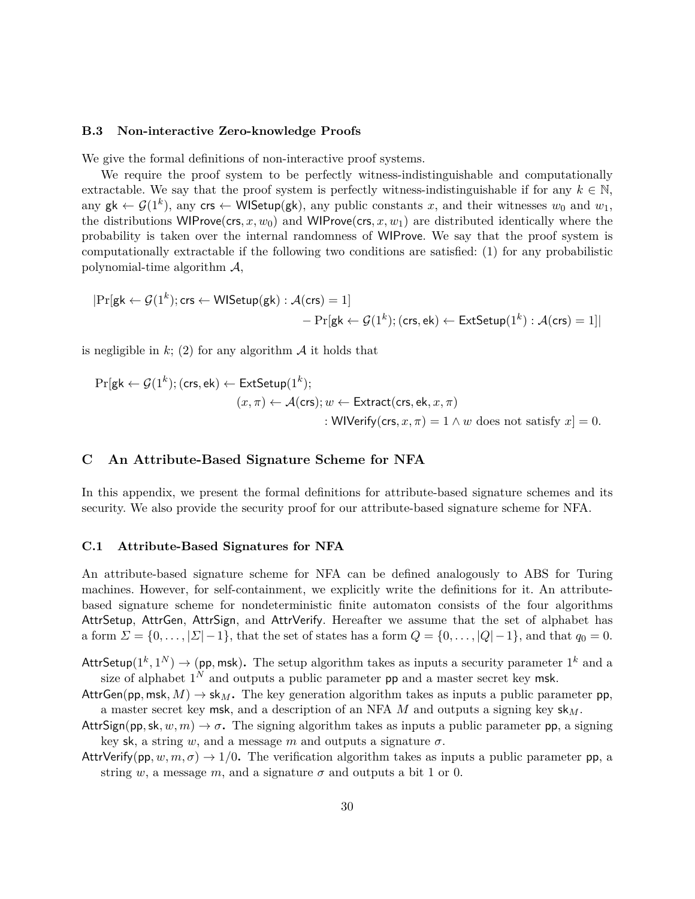### B.3 Non-interactive Zero-knowledge Proofs

We give the formal definitions of non-interactive proof systems.

We require the proof system to be perfectly witness-indistinguishable and computationally extractable. We say that the proof system is perfectly witness-indistinguishable if for any $k \in \mathbb{N}$, any $\mathsf{gk} \leftarrow \mathcal{G}(1^k)$, any $\mathsf{crs} \leftarrow \mathsf{WISetup}(\mathsf{gk})$, any public constants $x$, and their witnesses $w_0$ and $w_1$, the distributions $\mathsf{WIProve}(\mathsf{crs}, x, w_0)$ and $\mathsf{WIProve}(\mathsf{crs}, x, w_1)$ are distributed identically where the probability is taken over the internal randomness of $\mathsf{WIProve}$. We say that the proof system is computationally extractable if the following two conditions are satisfied: (1) for any probabilistic polynomial-time algorithm $\mathcal{A}$,

$$|\Pr[\mathsf{gk} \leftarrow \mathcal{G}(1^k); \mathsf{crs} \leftarrow \mathsf{WISetup}(\mathsf{gk}) : \mathcal{A}(\mathsf{crs}) = 1] - \Pr[\mathsf{gk} \leftarrow \mathcal{G}(1^k); (\mathsf{crs}, \mathsf{ek}) \leftarrow \mathsf{ExtSetup}(1^k) : \mathcal{A}(\mathsf{crs}) = 1]|$$

is negligible in $k$; (2) for any algorithm $\mathcal{A}$ it holds that

$$\Pr[\mathsf{gk} \leftarrow \mathcal{G}(1^k); (\mathsf{crs}, \mathsf{ek}) \leftarrow \mathsf{ExtSetup}(1^k); (x, \pi) \leftarrow \mathcal{A}(\mathsf{crs}); w \leftarrow \mathsf{Extract}(\mathsf{crs}, \mathsf{ek}, x, \pi) : \mathsf{WIVerify}(\mathsf{crs}, x, \pi) = 1 \wedge w \text{ does not satisfy } x] = 0.$$

## C An Attribute-Based Signature Scheme for NFA

In this appendix, we present the formal definitions for attribute-based signature schemes and its security. We also provide the security proof for our attribute-based signature scheme for NFA.

### C.1 Attribute-Based Signatures for NFA

An attribute-based signature scheme for NFA can be defined analogously to ABS for Turing machines. However, for self-containment, we explicitly write the definitions for it. An attribute-based signature scheme for nondeterministic finite automaton consists of the four algorithms $\mathsf{AttrSetup}$, $\mathsf{AttrGen}$, $\mathsf{AttrSign}$, and $\mathsf{AttrVerify}$. Hereafter we assume that the set of alphabet has a form $\Sigma = \{0, \ldots, |\Sigma| - 1\}$, that the set of states has a form $Q = \{0, \ldots, |Q| - 1\}$, and that $q_0 = 0$.

$\mathsf{AttrSetup}(1^k, 1^N) \to (\mathsf{pp}, \mathsf{msk})$**.** The setup algorithm takes as inputs a security parameter $1^k$ and a size of alphabet $1^N$ and outputs a public parameter $\mathsf{pp}$ and a master secret key $\mathsf{msk}$.

$\mathsf{AttrGen}(\mathsf{pp}, \mathsf{msk}, M) \to \mathsf{sk}_M$**.** The key generation algorithm takes as inputs a public parameter $\mathsf{pp}$, a master secret key $\mathsf{msk}$, and a description of an NFA $M$ and outputs a signing key $\mathsf{sk}_M$.

$\mathsf{AttrSign}(\mathsf{pp}, \mathsf{sk}, w, m) \to \sigma$**.** The signing algorithm takes as inputs a public parameter $\mathsf{pp}$, a signing key $\mathsf{sk}$, a string $w$, and a message $m$ and outputs a signature $\sigma$.

$\mathsf{AttrVerify}(\mathsf{pp}, w, m, \sigma) \to 1/0$**.** The verification algorithm takes as inputs a public parameter $\mathsf{pp}$, a string $w$, a message $m$, and a signature $\sigma$ and outputs a bit 1 or 0.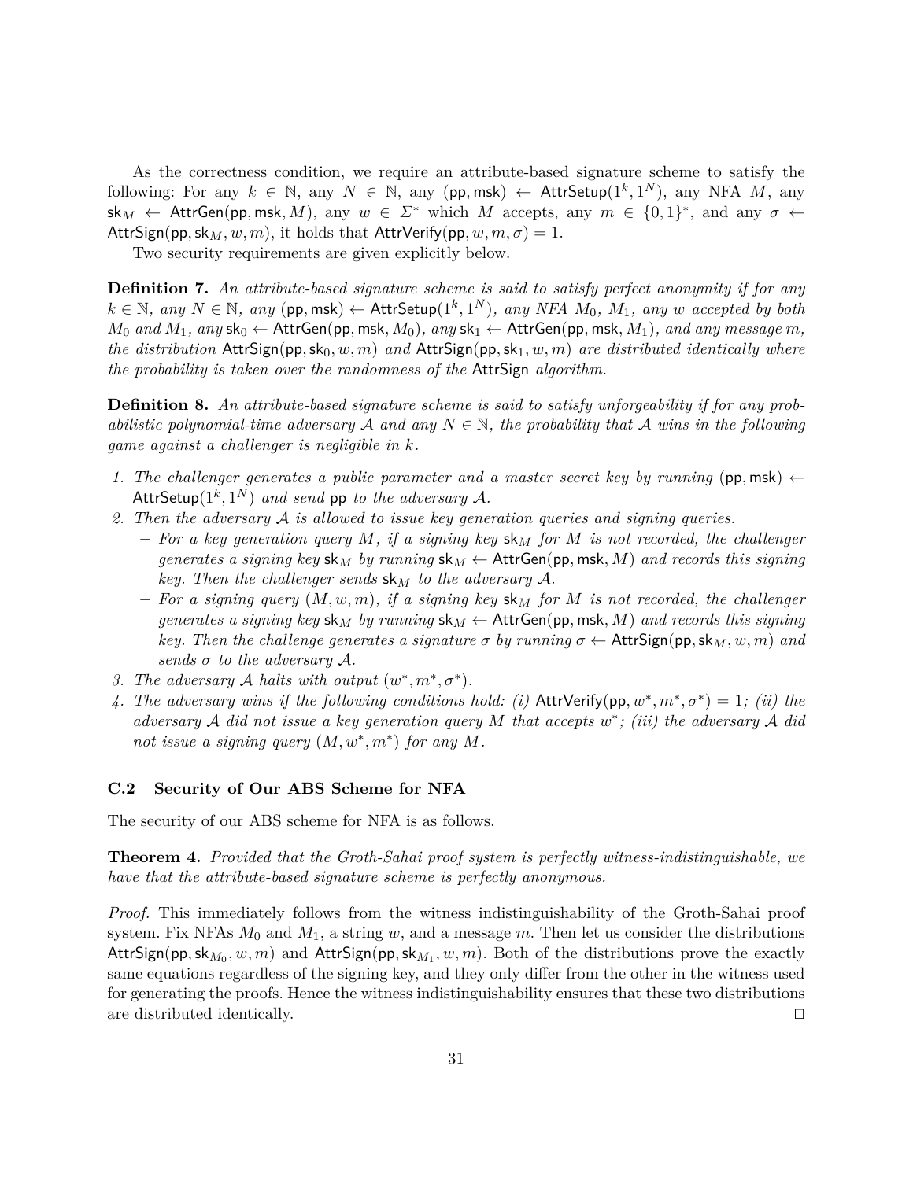As the correctness condition, we require an attribute-based signature scheme to satisfy the following: For any $k \in \mathbb{N}$, any $N \in \mathbb{N}$, any $(\mathsf{pp}, \mathsf{msk}) \leftarrow \mathsf{AttrSetup}(1^k, 1^N)$, any NFA $M$, any $\mathsf{sk}_M \leftarrow \mathsf{AttrGen}(\mathsf{pp}, \mathsf{msk}, M)$, any $w \in \Sigma^*$ which $M$ accepts, any $m \in \{0,1\}^*$, and any $\sigma \leftarrow \mathsf{AttrSign}(\mathsf{pp}, \mathsf{sk}_M, w, m)$, it holds that $\mathsf{AttrVerify}(\mathsf{pp}, w, m, \sigma) = 1$.

Two security requirements are given explicitly below.

**Definition 7.** *An attribute-based signature scheme is said to satisfy perfect anonymity if for any $k \in \mathbb{N}$, any $N \in \mathbb{N}$, any $(\mathsf{pp}, \mathsf{msk}) \leftarrow \mathsf{AttrSetup}(1^k, 1^N)$, any NFA $M_0$, $M_1$, any $w$ accepted by both $M_0$ and $M_1$, any $\mathsf{sk}_0 \leftarrow \mathsf{AttrGen}(\mathsf{pp}, \mathsf{msk}, M_0)$, any $\mathsf{sk}_1 \leftarrow \mathsf{AttrGen}(\mathsf{pp}, \mathsf{msk}, M_1)$, and any message $m$, the distribution $\mathsf{AttrSign}(\mathsf{pp}, \mathsf{sk}_0, w, m)$ and $\mathsf{AttrSign}(\mathsf{pp}, \mathsf{sk}_1, w, m)$ are distributed identically where the probability is taken over the randomness of the* $\mathsf{AttrSign}$ *algorithm.*

**Definition 8.** *An attribute-based signature scheme is said to satisfy unforgeability if for any probabilistic polynomial-time adversary $\mathcal{A}$ and any $N \in \mathbb{N}$, the probability that $\mathcal{A}$ wins in the following game against a challenger is negligible in $k$.*

1. *The challenger generates a public parameter and a master secret key by running $(\mathsf{pp}, \mathsf{msk}) \leftarrow \mathsf{AttrSetup}(1^k, 1^N)$ and send* $\mathsf{pp}$ *to the adversary $\mathcal{A}$.*
2. *Then the adversary $\mathcal{A}$ is allowed to issue key generation queries and signing queries.*
   - *For a key generation query $M$, if a signing key $\mathsf{sk}_M$ for $M$ is not recorded, the challenger generates a signing key $\mathsf{sk}_M$ by running $\mathsf{sk}_M \leftarrow \mathsf{AttrGen}(\mathsf{pp}, \mathsf{msk}, M)$ and records this signing key. Then the challenger sends $\mathsf{sk}_M$ to the adversary $\mathcal{A}$.*
   - *For a signing query $(M, w, m)$, if a signing key $\mathsf{sk}_M$ for $M$ is not recorded, the challenger generates a signing key $\mathsf{sk}_M$ by running $\mathsf{sk}_M \leftarrow \mathsf{AttrGen}(\mathsf{pp}, \mathsf{msk}, M)$ and records this signing key. Then the challenge generates a signature $\sigma$ by running $\sigma \leftarrow \mathsf{AttrSign}(\mathsf{pp}, \mathsf{sk}_M, w, m)$ and sends $\sigma$ to the adversary $\mathcal{A}$.*
3. *The adversary $\mathcal{A}$ halts with output $(w^*, m^*, \sigma^*)$.*
4. *The adversary wins if the following conditions hold: (i) $\mathsf{AttrVerify}(\mathsf{pp}, w^*, m^*, \sigma^*) = 1$; (ii) the adversary $\mathcal{A}$ did not issue a key generation query $M$ that accepts $w^*$; (iii) the adversary $\mathcal{A}$ did not issue a signing query $(M, w^*, m^*)$ for any $M$.*

### C.2 Security of Our ABS Scheme for NFA

The security of our ABS scheme for NFA is as follows.

**Theorem 4.** *Provided that the Groth-Sahai proof system is perfectly witness-indistinguishable, we have that the attribute-based signature scheme is perfectly anonymous.*

*Proof.* This immediately follows from the witness indistinguishability of the Groth-Sahai proof system. Fix NFAs $M_0$ and $M_1$, a string $w$, and a message $m$. Then let us consider the distributions $\mathsf{AttrSign}(\mathsf{pp}, \mathsf{sk}_{M_0}, w, m)$ and $\mathsf{AttrSign}(\mathsf{pp}, \mathsf{sk}_{M_1}, w, m)$. Both of the distributions prove the exactly same equations regardless of the signing key, and they only differ from the other in the witness used for generating the proofs. Hence the witness indistinguishability ensures that these two distributions are distributed identically. $\square$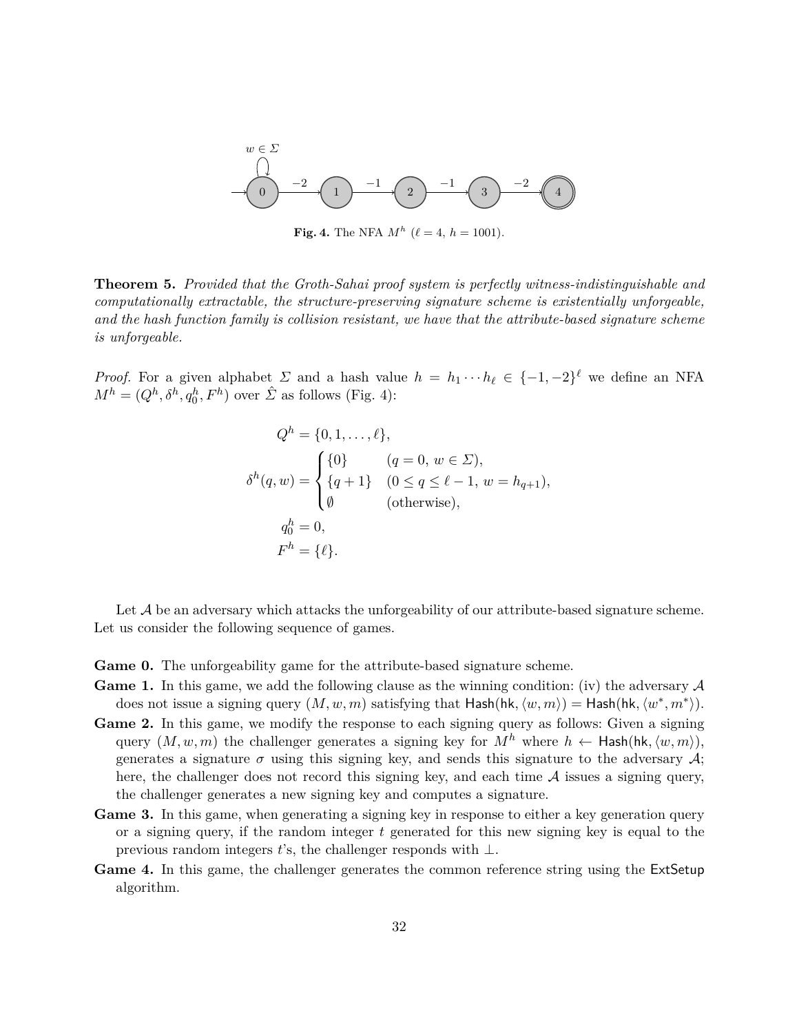**Fig. 4.** The NFA $M^h$ ($\ell = 4$, $h = 1001$).

**Theorem 5.** *Provided that the Groth-Sahai proof system is perfectly witness-indistinguishable and computationally extractable, the structure-preserving signature scheme is existentially unforgeable, and the hash function family is collision resistant, we have that the attribute-based signature scheme is unforgeable.*

*Proof.* For a given alphabet $\Sigma$ and a hash value $h = h_1 \cdots h_\ell \in \{-1, -2\}^\ell$ we define an NFA $M^h = (Q^h, \delta^h, q_0^h, F^h)$ over $\hat{\Sigma}$ as follows (Fig. 4):

$$Q^h = \{0, 1, \ldots, \ell\},$$

$$\delta^h(q, w) = \begin{cases} \{0\} & (q = 0,\ w \in \Sigma), \\ \{q+1\} & (0 \le q \le \ell - 1,\ w = h_{q+1}), \\ \emptyset & (\text{otherwise}), \end{cases}$$

$$q_0^h = 0,$$

$$F^h = \{\ell\}.$$

Let $\mathcal{A}$ be an adversary which attacks the unforgeability of our attribute-based signature scheme. Let us consider the following sequence of games.

**Game 0.** The unforgeability game for the attribute-based signature scheme.

**Game 1.** In this game, we add the following clause as the winning condition: (iv) the adversary $\mathcal{A}$ does not issue a signing query $(M, w, m)$ satisfying that $\mathsf{Hash}(\mathsf{hk}, \langle w, m \rangle) = \mathsf{Hash}(\mathsf{hk}, \langle w^*, m^* \rangle)$.

**Game 2.** In this game, we modify the response to each signing query as follows: Given a signing query $(M, w, m)$ the challenger generates a signing key for $M^h$ where $h \leftarrow \mathsf{Hash}(\mathsf{hk}, \langle w, m \rangle)$, generates a signature $\sigma$ using this signing key, and sends this signature to the adversary $\mathcal{A}$; here, the challenger does not record this signing key, and each time $\mathcal{A}$ issues a signing query, the challenger generates a new signing key and computes a signature.

**Game 3.** In this game, when generating a signing key in response to either a key generation query or a signing query, if the random integer $t$ generated for this new signing key is equal to the previous random integers $t$'s, the challenger responds with $\perp$.

**Game 4.** In this game, the challenger generates the common reference string using the $\mathsf{ExtSetup}$ algorithm.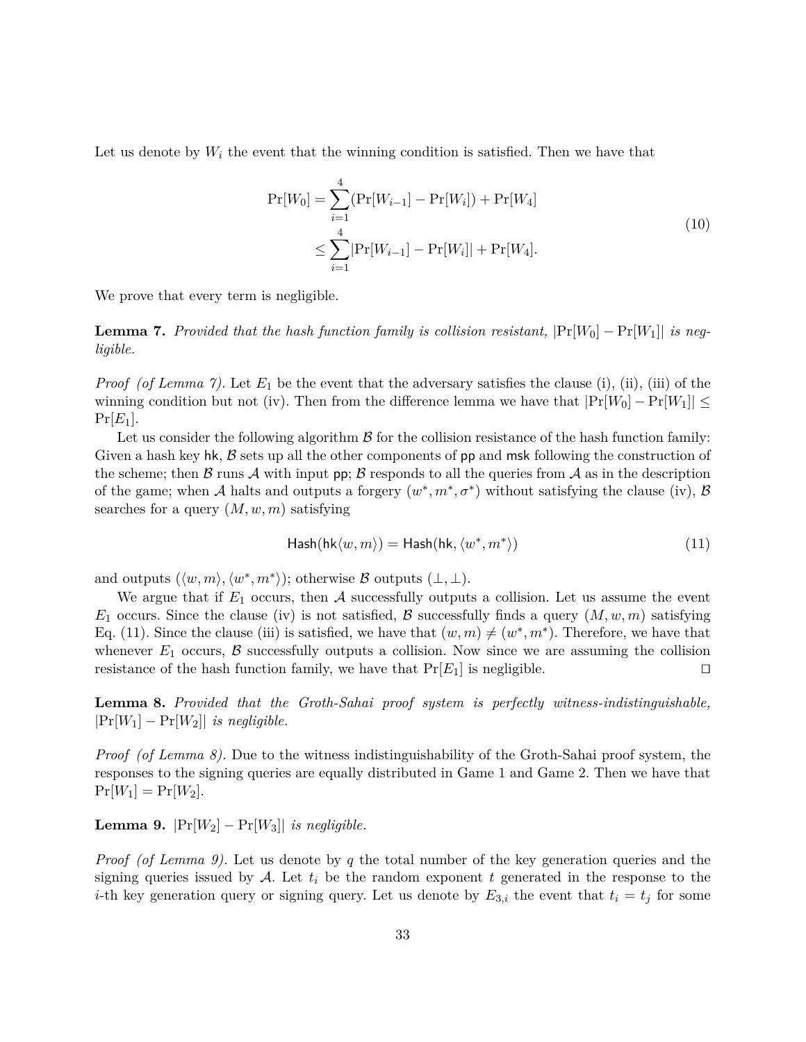Let us denote by $W_i$ the event that the winning condition is satisfied. Then we have that

$$\begin{aligned}\Pr[W_0] &= \sum_{i=1}^{4}(\Pr[W_{i-1}] - \Pr[W_i]) + \Pr[W_4] \\ &\leq \sum_{i=1}^{4}|\Pr[W_{i-1}] - \Pr[W_i]| + \Pr[W_4].\end{aligned} \tag{10}$$

We prove that every term is negligible.

**Lemma 7.** *Provided that the hash function family is collision resistant,* $|\Pr[W_0] - \Pr[W_1]|$ *is negligible.*

*Proof (of Lemma 7).* Let $E_1$ be the event that the adversary satisfies the clause (i), (ii), (iii) of the winning condition but not (iv). Then from the difference lemma we have that $|\Pr[W_0] - \Pr[W_1]| \leq \Pr[E_1]$.

Let us consider the following algorithm $\mathcal{B}$ for the collision resistance of the hash function family: Given a hash key $\mathsf{hk}$, $\mathcal{B}$ sets up all the other components of $\mathsf{pp}$ and $\mathsf{msk}$ following the construction of the scheme; then $\mathcal{B}$ runs $\mathcal{A}$ with input $\mathsf{pp}$; $\mathcal{B}$ responds to all the queries from $\mathcal{A}$ as in the description of the game; when $\mathcal{A}$ halts and outputs a forgery $(w^*, m^*, \sigma^*)$ without satisfying the clause (iv), $\mathcal{B}$ searches for a query $(M, w, m)$ satisfying

$$\mathsf{Hash}(\mathsf{hk}\langle w, m\rangle) = \mathsf{Hash}(\mathsf{hk}, \langle w^*, m^*\rangle) \tag{11}$$

and outputs $(\langle w, m\rangle, \langle w^*, m^*\rangle)$; otherwise $\mathcal{B}$ outputs $(\perp, \perp)$.

We argue that if $E_1$ occurs, then $\mathcal{A}$ successfully outputs a collision. Let us assume the event $E_1$ occurs. Since the clause (iv) is not satisfied, $\mathcal{B}$ successfully finds a query $(M, w, m)$ satisfying Eq. (11). Since the clause (iii) is satisfied, we have that $(w, m) \neq (w^*, m^*)$. Therefore, we have that whenever $E_1$ occurs, $\mathcal{B}$ successfully outputs a collision. Now since we are assuming the collision resistance of the hash function family, we have that $\Pr[E_1]$ is negligible. ◻

**Lemma 8.** *Provided that the Groth-Sahai proof system is perfectly witness-indistinguishable,* $|\Pr[W_1] - \Pr[W_2]|$ *is negligible.*

*Proof (of Lemma 8).* Due to the witness indistinguishability of the Groth-Sahai proof system, the responses to the signing queries are equally distributed in Game 1 and Game 2. Then we have that $\Pr[W_1] = \Pr[W_2]$.

**Lemma 9.** $|\Pr[W_2] - \Pr[W_3]|$ *is negligible.*

*Proof (of Lemma 9).* Let us denote by $q$ the total number of the key generation queries and the signing queries issued by $\mathcal{A}$. Let $t_i$ be the random exponent $t$ generated in the response to the $i$-th key generation query or signing query. Let us denote by $E_{3,i}$ the event that $t_i = t_j$ for some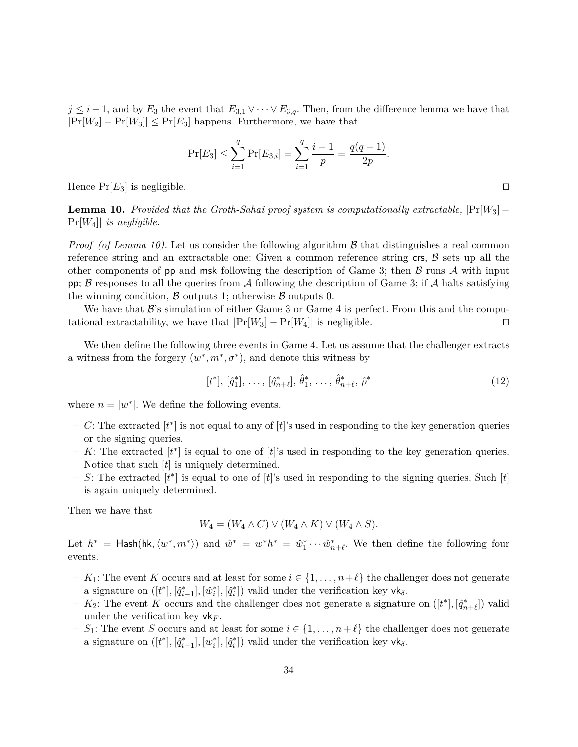$j \leq i-1$, and by $E_3$ the event that $E_{3,1} \vee \cdots \vee E_{3,q}$. Then, from the difference lemma we have that $|\Pr[W_2] - \Pr[W_3]| \leq \Pr[E_3]$ happens. Furthermore, we have that

$$\Pr[E_3] \leq \sum_{i=1}^{q} \Pr[E_{3,i}] = \sum_{i=1}^{q} \frac{i-1}{p} = \frac{q(q-1)}{2p}.$$

Hence $\Pr[E_3]$ is negligible. $\square$

**Lemma 10.** *Provided that the Groth-Sahai proof system is computationally extractable,* $|\Pr[W_3] - \Pr[W_4]|$ *is negligible.*

*Proof (of Lemma 10).* Let us consider the following algorithm $\mathcal{B}$ that distinguishes a real common reference string and an extractable one: Given a common reference string $\mathsf{crs}$, $\mathcal{B}$ sets up all the other components of $\mathsf{pp}$ and $\mathsf{msk}$ following the description of Game 3; then $\mathcal{B}$ runs $\mathcal{A}$ with input $\mathsf{pp}$; $\mathcal{B}$ responses to all the queries from $\mathcal{A}$ following the description of Game 3; if $\mathcal{A}$ halts satisfying the winning condition, $\mathcal{B}$ outputs 1; otherwise $\mathcal{B}$ outputs 0.

We have that $\mathcal{B}$'s simulation of either Game 3 or Game 4 is perfect. From this and the computational extractability, we have that $|\Pr[W_3] - \Pr[W_4]|$ is negligible. $\square$

We then define the following three events in Game 4. Let us assume that the challenger extracts a witness from the forgery $(w^*, m^*, \sigma^*)$, and denote this witness by

$$[t^*],\ [\hat{q}^*_1],\ \ldots,\ [\hat{q}^*_{n+\ell}],\ \hat{\theta}^*_1,\ \ldots,\ \hat{\theta}^*_{n+\ell},\ \hat{\rho}^* \tag{12}$$

where $n = |w^*|$. We define the following events.

- $C$: The extracted $[t^*]$ is not equal to any of $[t]$'s used in responding to the key generation queries or the signing queries.
- $K$: The extracted $[t^*]$ is equal to one of $[t]$'s used in responding to the key generation queries. Notice that such $[t]$ is uniquely determined.
- $S$: The extracted $[t^*]$ is equal to one of $[t]$'s used in responding to the signing queries. Such $[t]$ is again uniquely determined.

Then we have that

$$W_4 = (W_4 \wedge C) \vee (W_4 \wedge K) \vee (W_4 \wedge S).$$

Let $h^* = \mathsf{Hash}(\mathsf{hk}, \langle w^*, m^* \rangle)$ and $\hat{w}^* = w^* h^* = \hat{w}^*_1 \cdots \hat{w}^*_{n+\ell}$. We then define the following four events.

- $K_1$: The event $K$ occurs and at least for some $i \in \{1, \ldots, n+\ell\}$ the challenger does not generate a signature on $([t^*], [\hat{q}^*_{i-1}], [\hat{w}^*_i], [\hat{q}^*_i])$ valid under the verification key $\mathsf{vk}_\delta$.
- $K_2$: The event $K$ occurs and the challenger does not generate a signature on $([t^*], [\hat{q}^*_{n+\ell}])$ valid under the verification key $\mathsf{vk}_F$.
- $S_1$: The event $S$ occurs and at least for some $i \in \{1, \ldots, n+\ell\}$ the challenger does not generate a signature on $([t^*], [\hat{q}^*_{i-1}], [w^*_i], [\hat{q}^*_i])$ valid under the verification key $\mathsf{vk}_\delta$.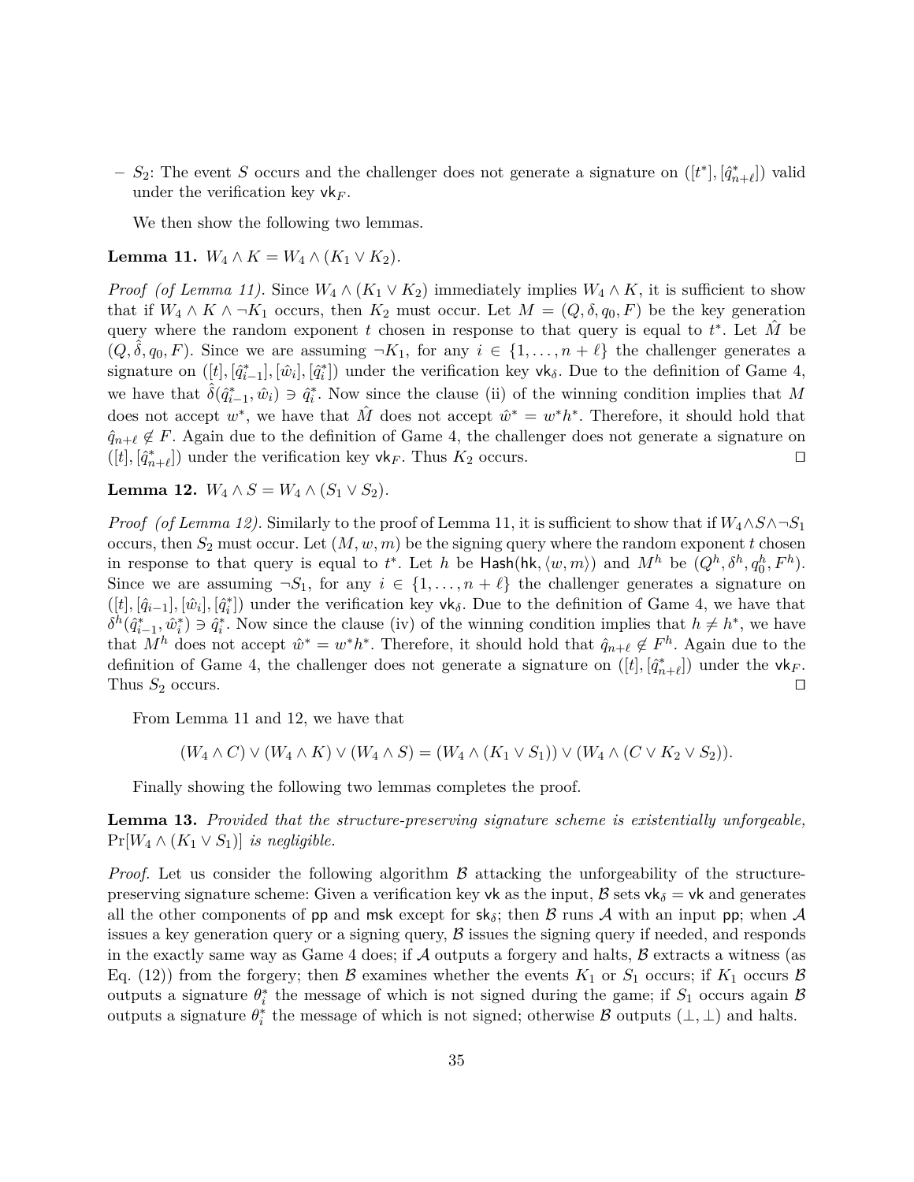– $S_2$: The event $S$ occurs and the challenger does not generate a signature on $([t^*], [\hat{q}^*_{n+\ell}])$ valid under the verification key $\mathsf{vk}_F$.

We then show the following two lemmas.

**Lemma 11.** $W_4 \wedge K = W_4 \wedge (K_1 \vee K_2)$.

*Proof (of Lemma 11).* Since $W_4 \wedge (K_1 \vee K_2)$ immediately implies $W_4 \wedge K$, it is sufficient to show that if $W_4 \wedge K \wedge \neg K_1$ occurs, then $K_2$ must occur. Let $M = (Q, \delta, q_0, F)$ be the key generation query where the random exponent $t$ chosen in response to that query is equal to $t^*$. Let $\hat{M}$ be $(Q, \hat{\delta}, q_0, F)$. Since we are assuming $\neg K_1$, for any $i \in \{1, \ldots, n+\ell\}$ the challenger generates a signature on $([t], [\hat{q}^*_{i-1}], [\hat{w}_i], [\hat{q}^*_i])$ under the verification key $\mathsf{vk}_\delta$. Due to the definition of Game 4, we have that $\hat{\delta}(\hat{q}^*_{i-1}, \hat{w}_i) \ni \hat{q}^*_i$. Now since the clause (ii) of the winning condition implies that $M$ does not accept $w^*$, we have that $\hat{M}$ does not accept $\hat{w}^* = w^* h^*$. Therefore, it should hold that $\hat{q}_{n+\ell} \notin F$. Again due to the definition of Game 4, the challenger does not generate a signature on $([t], [\hat{q}^*_{n+\ell}])$ under the verification key $\mathsf{vk}_F$. Thus $K_2$ occurs. ◻

**Lemma 12.** $W_4 \wedge S = W_4 \wedge (S_1 \vee S_2)$.

*Proof (of Lemma 12).* Similarly to the proof of Lemma 11, it is sufficient to show that if $W_4 \wedge S \wedge \neg S_1$ occurs, then $S_2$ must occur. Let $(M, w, m)$ be the signing query where the random exponent $t$ chosen in response to that query is equal to $t^*$. Let $h$ be $\mathsf{Hash}(\mathsf{hk}, \langle w, m \rangle)$ and $M^h$ be $(Q^h, \delta^h, q^h_0, F^h)$. Since we are assuming $\neg S_1$, for any $i \in \{1, \ldots, n+\ell\}$ the challenger generates a signature on $([t], [\hat{q}_{i-1}], [\hat{w}_i], [\hat{q}^*_i])$ under the verification key $\mathsf{vk}_\delta$. Due to the definition of Game 4, we have that $\delta^h(\hat{q}^*_{i-1}, \hat{w}^*_i) \ni \hat{q}^*_i$. Now since the clause (iv) of the winning condition implies that $h \neq h^*$, we have that $M^h$ does not accept $\hat{w}^* = w^* h^*$. Therefore, it should hold that $\hat{q}_{n+\ell} \notin F^h$. Again due to the definition of Game 4, the challenger does not generate a signature on $([t], [\hat{q}^*_{n+\ell}])$ under the $\mathsf{vk}_F$. Thus $S_2$ occurs. ◻

From Lemma 11 and 12, we have that

$$(W_4 \wedge C) \vee (W_4 \wedge K) \vee (W_4 \wedge S) = (W_4 \wedge (K_1 \vee S_1)) \vee (W_4 \wedge (C \vee K_2 \vee S_2)).$$

Finally showing the following two lemmas completes the proof.

**Lemma 13.** *Provided that the structure-preserving signature scheme is existentially unforgeable,* $\Pr[W_4 \wedge (K_1 \vee S_1)]$ *is negligible.*

*Proof.* Let us consider the following algorithm $\mathcal{B}$ attacking the unforgeability of the structure-preserving signature scheme: Given a verification key $\mathsf{vk}$ as the input, $\mathcal{B}$ sets $\mathsf{vk}_\delta = \mathsf{vk}$ and generates all the other components of $\mathsf{pp}$ and $\mathsf{msk}$ except for $\mathsf{sk}_\delta$; then $\mathcal{B}$ runs $\mathcal{A}$ with an input $\mathsf{pp}$; when $\mathcal{A}$ issues a key generation query or a signing query, $\mathcal{B}$ issues the signing query if needed, and responds in the exactly same way as Game 4 does; if $\mathcal{A}$ outputs a forgery and halts, $\mathcal{B}$ extracts a witness (as Eq. (12)) from the forgery; then $\mathcal{B}$ examines whether the events $K_1$ or $S_1$ occurs; if $K_1$ occurs $\mathcal{B}$ outputs a signature $\theta^*_i$ the message of which is not signed during the game; if $S_1$ occurs again $\mathcal{B}$ outputs a signature $\theta^*_i$ the message of which is not signed; otherwise $\mathcal{B}$ outputs $(\perp, \perp)$ and halts.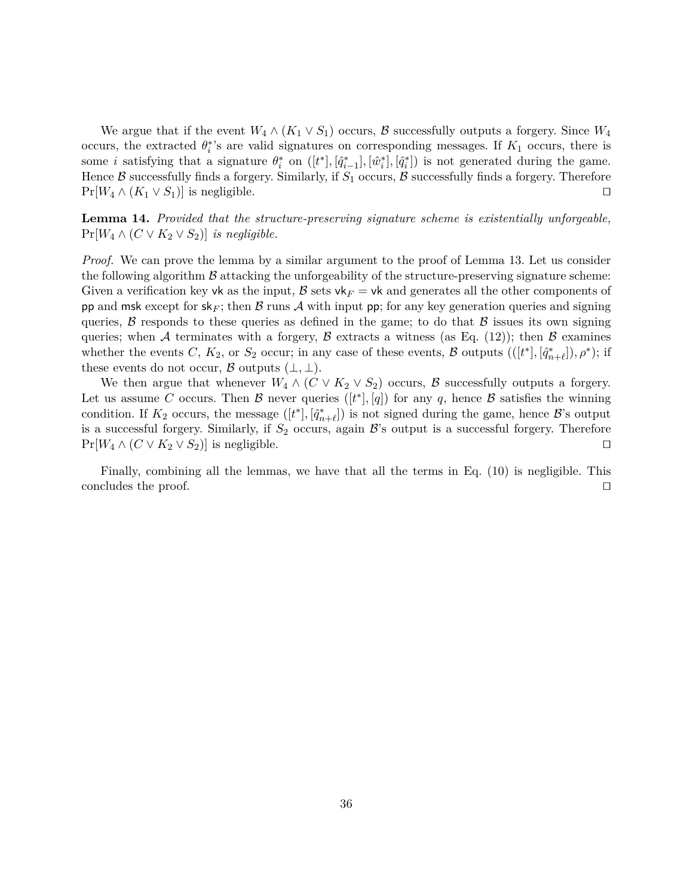We argue that if the event $W_4 \wedge (K_1 \vee S_1)$ occurs, $\mathcal{B}$ successfully outputs a forgery. Since $W_4$ occurs, the extracted $\theta_i^*$'s are valid signatures on corresponding messages. If $K_1$ occurs, there is some $i$ satisfying that a signature $\theta_i^*$ on $([t^*], [\hat{q}_{i-1}^*], [\hat{w}_i^*], [\hat{q}_i^*])$ is not generated during the game. Hence $\mathcal{B}$ successfully finds a forgery. Similarly, if $S_1$ occurs, $\mathcal{B}$ successfully finds a forgery. Therefore $\Pr[W_4 \wedge (K_1 \vee S_1)]$ is negligible. ◻

**Lemma 14.** *Provided that the structure-preserving signature scheme is existentially unforgeable,* $\Pr[W_4 \wedge (C \vee K_2 \vee S_2)]$ *is negligible.*

*Proof.* We can prove the lemma by a similar argument to the proof of Lemma 13. Let us consider the following algorithm $\mathcal{B}$ attacking the unforgeability of the structure-preserving signature scheme: Given a verification key $\mathsf{vk}$ as the input, $\mathcal{B}$ sets $\mathsf{vk}_F = \mathsf{vk}$ and generates all the other components of $\mathsf{pp}$ and $\mathsf{msk}$ except for $\mathsf{sk}_F$; then $\mathcal{B}$ runs $\mathcal{A}$ with input $\mathsf{pp}$; for any key generation queries and signing queries, $\mathcal{B}$ responds to these queries as defined in the game; to do that $\mathcal{B}$ issues its own signing queries; when $\mathcal{A}$ terminates with a forgery, $\mathcal{B}$ extracts a witness (as Eq. (12)); then $\mathcal{B}$ examines whether the events $C$, $K_2$, or $S_2$ occur; in any case of these events, $\mathcal{B}$ outputs $(([t^*], [\hat{q}_{n+\ell}^*]), \rho^*)$; if these events do not occur, $\mathcal{B}$ outputs $(\perp, \perp)$.

We then argue that whenever $W_4 \wedge (C \vee K_2 \vee S_2)$ occurs, $\mathcal{B}$ successfully outputs a forgery. Let us assume $C$ occurs. Then $\mathcal{B}$ never queries $([t^*], [q])$ for any $q$, hence $\mathcal{B}$ satisfies the winning condition. If $K_2$ occurs, the message $([t^*], [\hat{q}_{n+\ell}^*])$ is not signed during the game, hence $\mathcal{B}$'s output is a successful forgery. Similarly, if $S_2$ occurs, again $\mathcal{B}$'s output is a successful forgery. Therefore $\Pr[W_4 \wedge (C \vee K_2 \vee S_2)]$ is negligible. ◻

Finally, combining all the lemmas, we have that all the terms in Eq. (10) is negligible. This concludes the proof. ◻